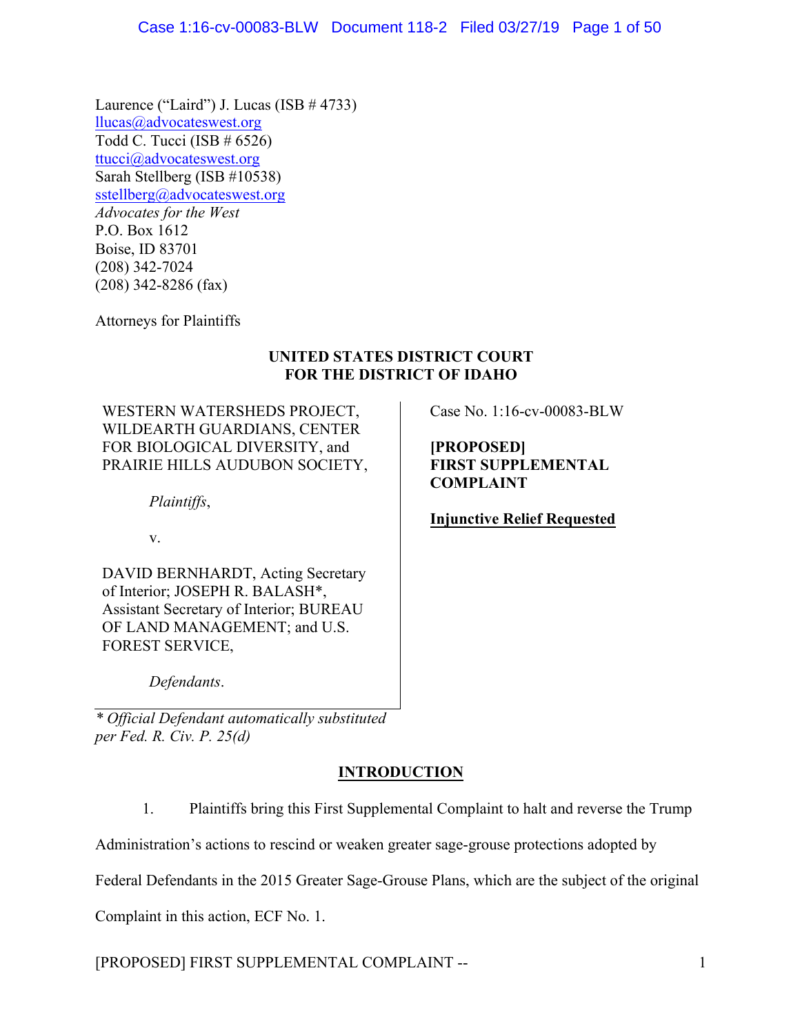Laurence ("Laird") J. Lucas (ISB # 4733)
llucas@advocateswest.org
Todd C. Tucci (ISB # 6526)
ttucci@advocateswest.org
Sarah Stellberg (ISB #10538)
sstellberg@advocateswest.org
*Advocates for the West*
P.O. Box 1612
Boise, ID 83701
(208) 342-7024
(208) 342-8286 (fax)

Attorneys for Plaintiffs

**UNITED STATES DISTRICT COURT**
**FOR THE DISTRICT OF IDAHO**

WESTERN WATERSHEDS PROJECT, WILDEARTH GUARDIANS, CENTER FOR BIOLOGICAL DIVERSITY, and PRAIRIE HILLS AUDUBON SOCIETY,

*Plaintiffs*,

v.

DAVID BERNHARDT, Acting Secretary of Interior; JOSEPH R. BALASH*, Assistant Secretary of Interior; BUREAU OF LAND MANAGEMENT; and U.S. FOREST SERVICE,

*Defendants*.

*\* Official Defendant automatically substituted per Fed. R. Civ. P. 25(d)*

Case No. 1:16-cv-00083-BLW

**[PROPOSED] FIRST SUPPLEMENTAL COMPLAINT**

**Injunctive Relief Requested**

## INTRODUCTION

1. Plaintiffs bring this First Supplemental Complaint to halt and reverse the Trump Administration's actions to rescind or weaken greater sage-grouse protections adopted by Federal Defendants in the 2015 Greater Sage-Grouse Plans, which are the subject of the original Complaint in this action, ECF No. 1.

[PROPOSED] FIRST SUPPLEMENTAL COMPLAINT --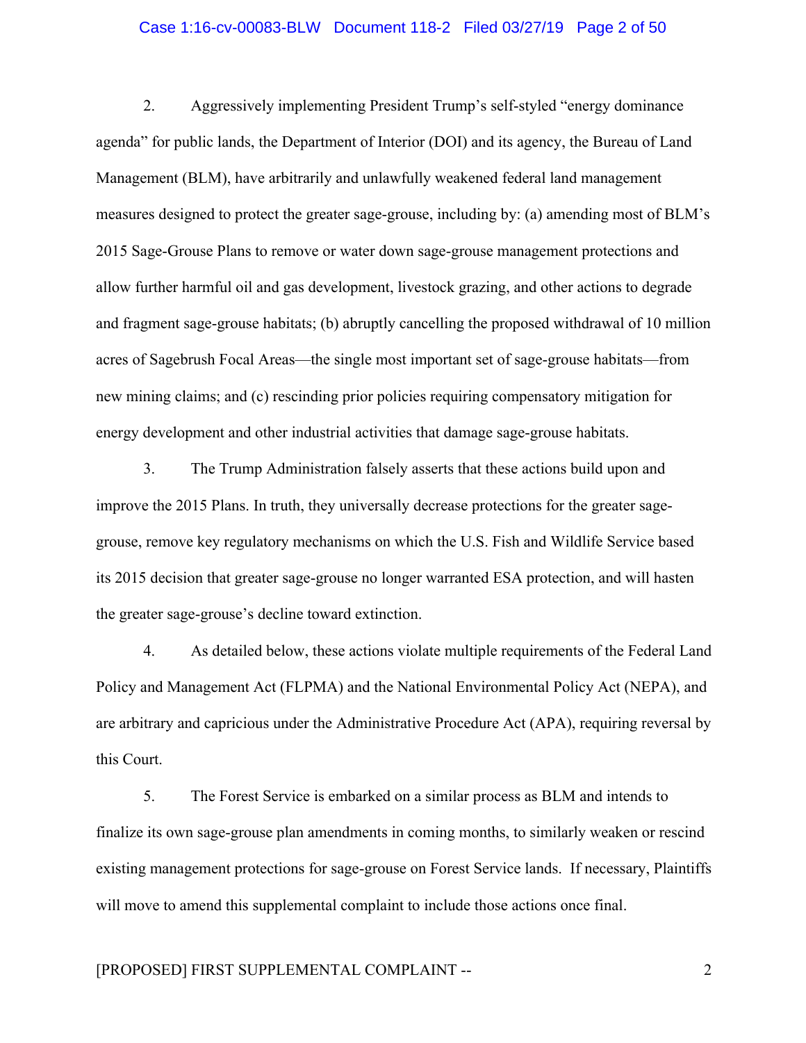2. Aggressively implementing President Trump's self-styled "energy dominance agenda" for public lands, the Department of Interior (DOI) and its agency, the Bureau of Land Management (BLM), have arbitrarily and unlawfully weakened federal land management measures designed to protect the greater sage-grouse, including by: (a) amending most of BLM's 2015 Sage-Grouse Plans to remove or water down sage-grouse management protections and allow further harmful oil and gas development, livestock grazing, and other actions to degrade and fragment sage-grouse habitats; (b) abruptly cancelling the proposed withdrawal of 10 million acres of Sagebrush Focal Areas—the single most important set of sage-grouse habitats—from new mining claims; and (c) rescinding prior policies requiring compensatory mitigation for energy development and other industrial activities that damage sage-grouse habitats.

3. The Trump Administration falsely asserts that these actions build upon and improve the 2015 Plans. In truth, they universally decrease protections for the greater sage-grouse, remove key regulatory mechanisms on which the U.S. Fish and Wildlife Service based its 2015 decision that greater sage-grouse no longer warranted ESA protection, and will hasten the greater sage-grouse's decline toward extinction.

4. As detailed below, these actions violate multiple requirements of the Federal Land Policy and Management Act (FLPMA) and the National Environmental Policy Act (NEPA), and are arbitrary and capricious under the Administrative Procedure Act (APA), requiring reversal by this Court.

5. The Forest Service is embarked on a similar process as BLM and intends to finalize its own sage-grouse plan amendments in coming months, to similarly weaken or rescind existing management protections for sage-grouse on Forest Service lands. If necessary, Plaintiffs will move to amend this supplemental complaint to include those actions once final.

[PROPOSED] FIRST SUPPLEMENTAL COMPLAINT --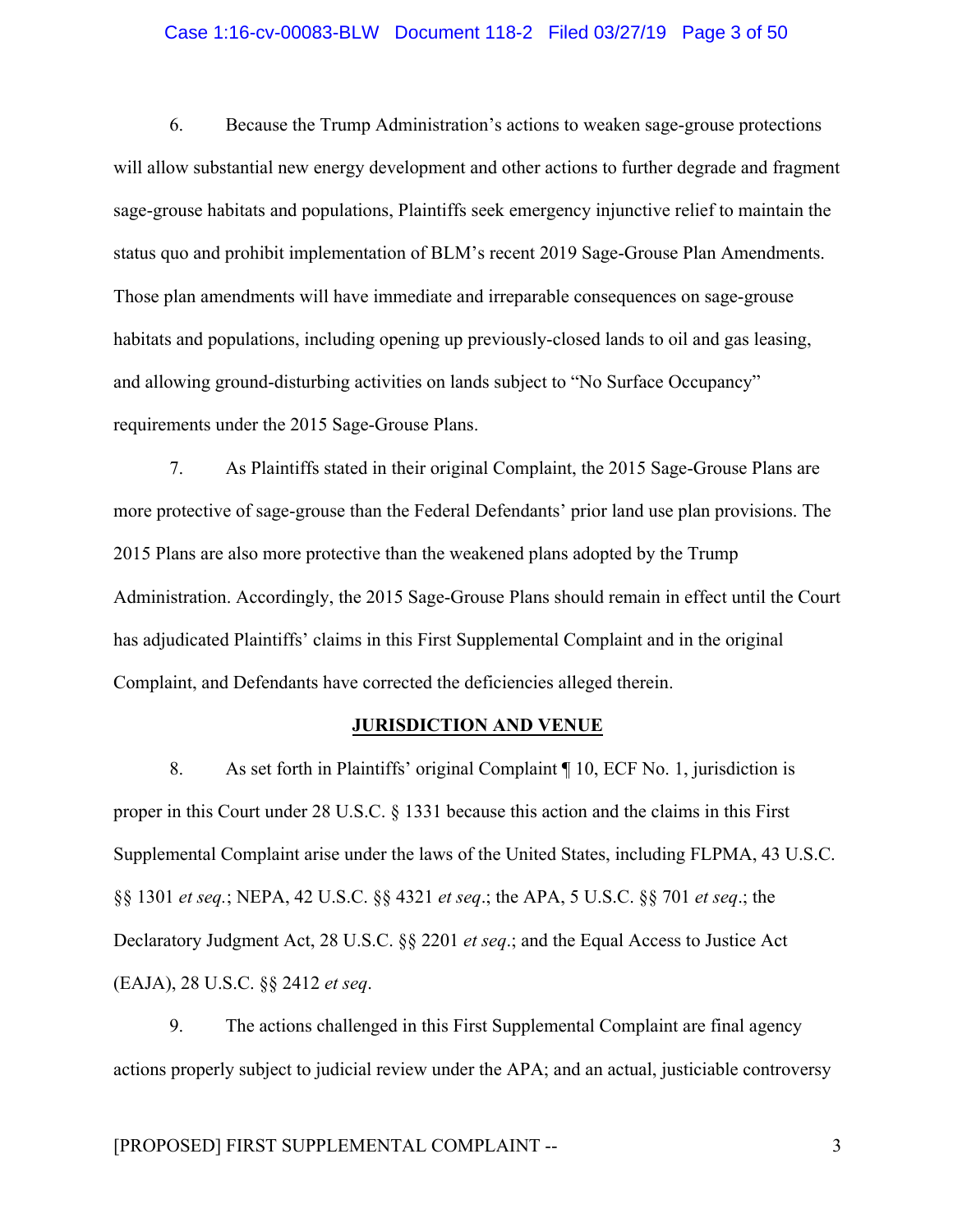6. Because the Trump Administration's actions to weaken sage-grouse protections will allow substantial new energy development and other actions to further degrade and fragment sage-grouse habitats and populations, Plaintiffs seek emergency injunctive relief to maintain the status quo and prohibit implementation of BLM's recent 2019 Sage-Grouse Plan Amendments. Those plan amendments will have immediate and irreparable consequences on sage-grouse habitats and populations, including opening up previously-closed lands to oil and gas leasing, and allowing ground-disturbing activities on lands subject to "No Surface Occupancy" requirements under the 2015 Sage-Grouse Plans.

7. As Plaintiffs stated in their original Complaint, the 2015 Sage-Grouse Plans are more protective of sage-grouse than the Federal Defendants' prior land use plan provisions. The 2015 Plans are also more protective than the weakened plans adopted by the Trump Administration. Accordingly, the 2015 Sage-Grouse Plans should remain in effect until the Court has adjudicated Plaintiffs' claims in this First Supplemental Complaint and in the original Complaint, and Defendants have corrected the deficiencies alleged therein.

## JURISDICTION AND VENUE

8. As set forth in Plaintiffs' original Complaint ¶ 10, ECF No. 1, jurisdiction is proper in this Court under 28 U.S.C. § 1331 because this action and the claims in this First Supplemental Complaint arise under the laws of the United States, including FLPMA, 43 U.S.C. §§ 1301 *et seq.*; NEPA, 42 U.S.C. §§ 4321 *et seq*.; the APA, 5 U.S.C. §§ 701 *et seq*.; the Declaratory Judgment Act, 28 U.S.C. §§ 2201 *et seq*.; and the Equal Access to Justice Act (EAJA), 28 U.S.C. §§ 2412 *et seq*.

9. The actions challenged in this First Supplemental Complaint are final agency actions properly subject to judicial review under the APA; and an actual, justiciable controversy

[PROPOSED] FIRST SUPPLEMENTAL COMPLAINT --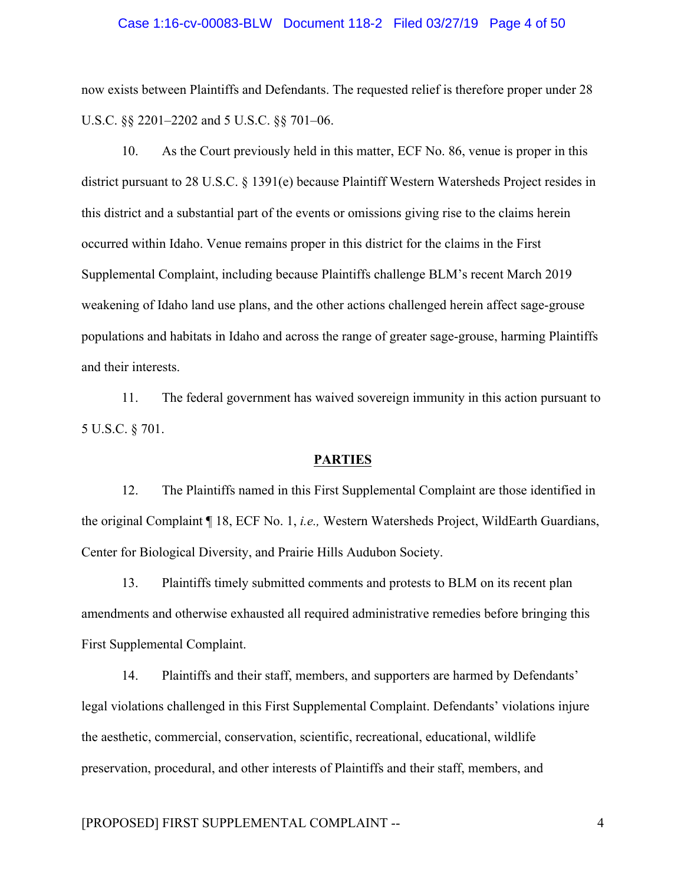now exists between Plaintiffs and Defendants. The requested relief is therefore proper under 28 U.S.C. §§ 2201–2202 and 5 U.S.C. §§ 701–06.

10. As the Court previously held in this matter, ECF No. 86, venue is proper in this district pursuant to 28 U.S.C. § 1391(e) because Plaintiff Western Watersheds Project resides in this district and a substantial part of the events or omissions giving rise to the claims herein occurred within Idaho. Venue remains proper in this district for the claims in the First Supplemental Complaint, including because Plaintiffs challenge BLM's recent March 2019 weakening of Idaho land use plans, and the other actions challenged herein affect sage-grouse populations and habitats in Idaho and across the range of greater sage-grouse, harming Plaintiffs and their interests.

11. The federal government has waived sovereign immunity in this action pursuant to 5 U.S.C. § 701.

## PARTIES

12. The Plaintiffs named in this First Supplemental Complaint are those identified in the original Complaint ¶ 18, ECF No. 1, *i.e.,* Western Watersheds Project, WildEarth Guardians, Center for Biological Diversity, and Prairie Hills Audubon Society.

13. Plaintiffs timely submitted comments and protests to BLM on its recent plan amendments and otherwise exhausted all required administrative remedies before bringing this First Supplemental Complaint.

14. Plaintiffs and their staff, members, and supporters are harmed by Defendants' legal violations challenged in this First Supplemental Complaint. Defendants' violations injure the aesthetic, commercial, conservation, scientific, recreational, educational, wildlife preservation, procedural, and other interests of Plaintiffs and their staff, members, and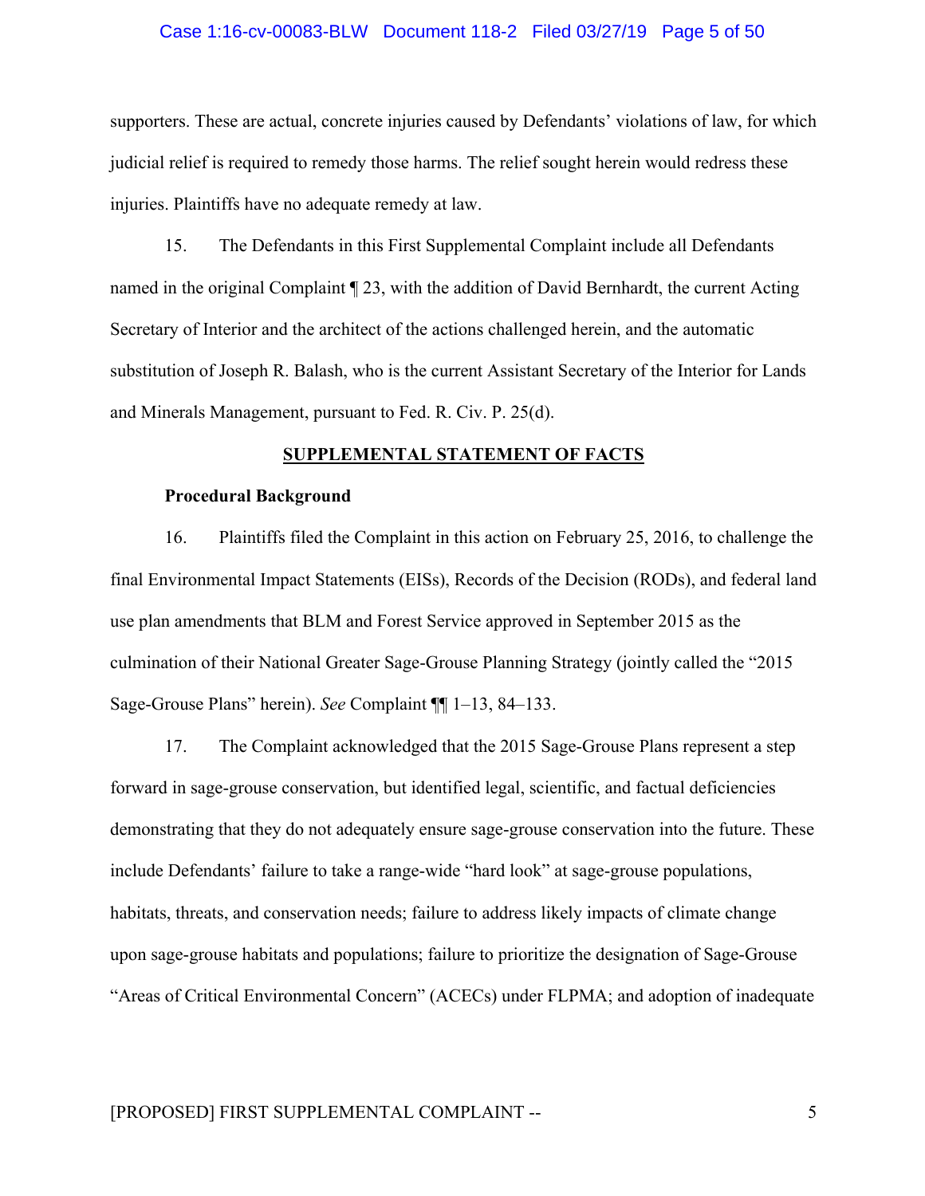supporters. These are actual, concrete injuries caused by Defendants' violations of law, for which judicial relief is required to remedy those harms. The relief sought herein would redress these injuries. Plaintiffs have no adequate remedy at law.

15. The Defendants in this First Supplemental Complaint include all Defendants named in the original Complaint ¶ 23, with the addition of David Bernhardt, the current Acting Secretary of Interior and the architect of the actions challenged herein, and the automatic substitution of Joseph R. Balash, who is the current Assistant Secretary of the Interior for Lands and Minerals Management, pursuant to Fed. R. Civ. P. 25(d).

## SUPPLEMENTAL STATEMENT OF FACTS

### Procedural Background

16. Plaintiffs filed the Complaint in this action on February 25, 2016, to challenge the final Environmental Impact Statements (EISs), Records of the Decision (RODs), and federal land use plan amendments that BLM and Forest Service approved in September 2015 as the culmination of their National Greater Sage-Grouse Planning Strategy (jointly called the "2015 Sage-Grouse Plans" herein). *See* Complaint ¶¶ 1–13, 84–133.

17. The Complaint acknowledged that the 2015 Sage-Grouse Plans represent a step forward in sage-grouse conservation, but identified legal, scientific, and factual deficiencies demonstrating that they do not adequately ensure sage-grouse conservation into the future. These include Defendants' failure to take a range-wide "hard look" at sage-grouse populations, habitats, threats, and conservation needs; failure to address likely impacts of climate change upon sage-grouse habitats and populations; failure to prioritize the designation of Sage-Grouse "Areas of Critical Environmental Concern" (ACECs) under FLPMA; and adoption of inadequate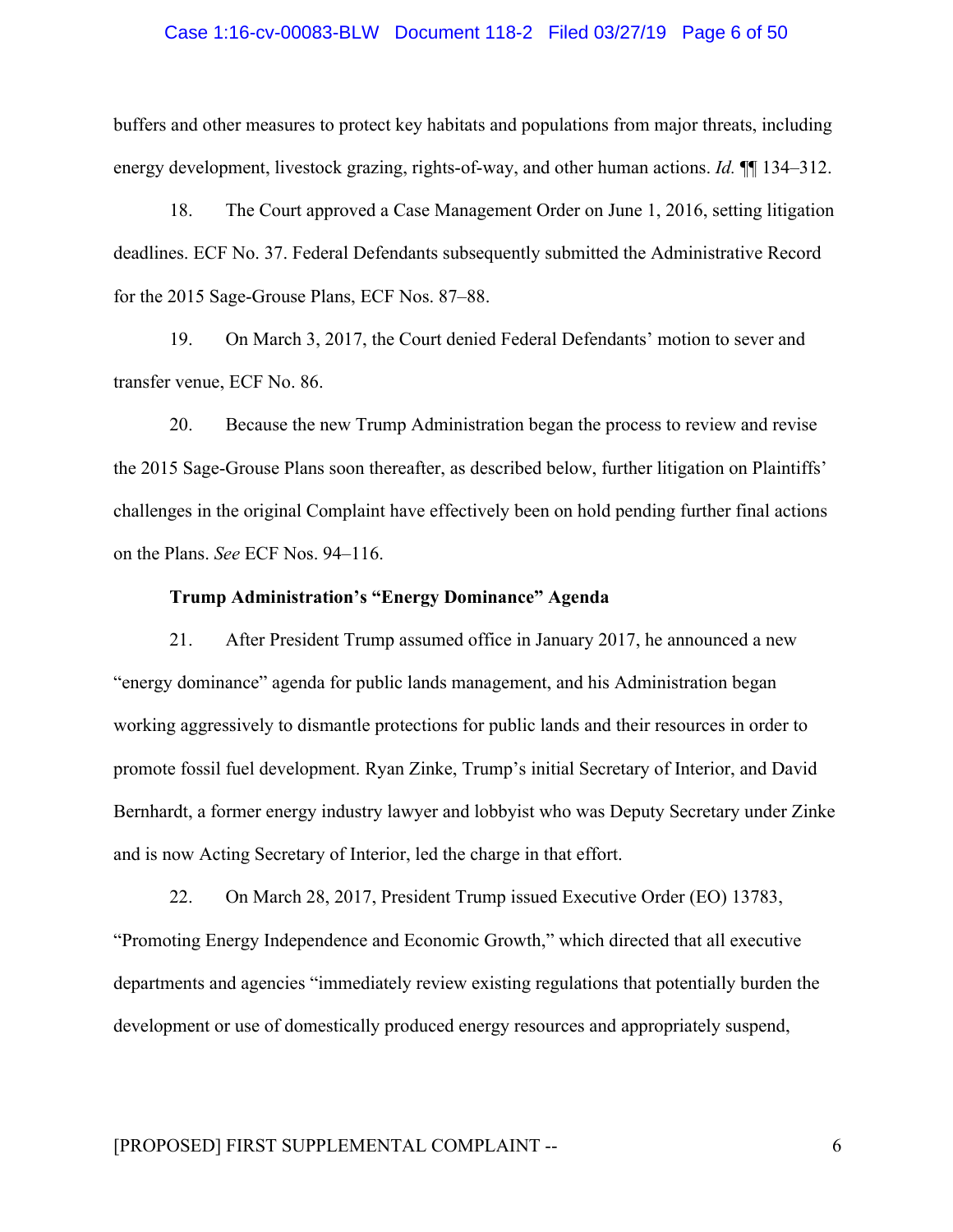buffers and other measures to protect key habitats and populations from major threats, including energy development, livestock grazing, rights-of-way, and other human actions. *Id.* ¶¶ 134–312.

18. The Court approved a Case Management Order on June 1, 2016, setting litigation deadlines. ECF No. 37. Federal Defendants subsequently submitted the Administrative Record for the 2015 Sage-Grouse Plans, ECF Nos. 87–88.

19. On March 3, 2017, the Court denied Federal Defendants' motion to sever and transfer venue, ECF No. 86.

20. Because the new Trump Administration began the process to review and revise the 2015 Sage-Grouse Plans soon thereafter, as described below, further litigation on Plaintiffs' challenges in the original Complaint have effectively been on hold pending further final actions on the Plans. *See* ECF Nos. 94–116.

**Trump Administration's "Energy Dominance" Agenda**

21. After President Trump assumed office in January 2017, he announced a new "energy dominance" agenda for public lands management, and his Administration began working aggressively to dismantle protections for public lands and their resources in order to promote fossil fuel development. Ryan Zinke, Trump's initial Secretary of Interior, and David Bernhardt, a former energy industry lawyer and lobbyist who was Deputy Secretary under Zinke and is now Acting Secretary of Interior, led the charge in that effort.

22. On March 28, 2017, President Trump issued Executive Order (EO) 13783, "Promoting Energy Independence and Economic Growth," which directed that all executive departments and agencies "immediately review existing regulations that potentially burden the development or use of domestically produced energy resources and appropriately suspend,

[PROPOSED] FIRST SUPPLEMENTAL COMPLAINT --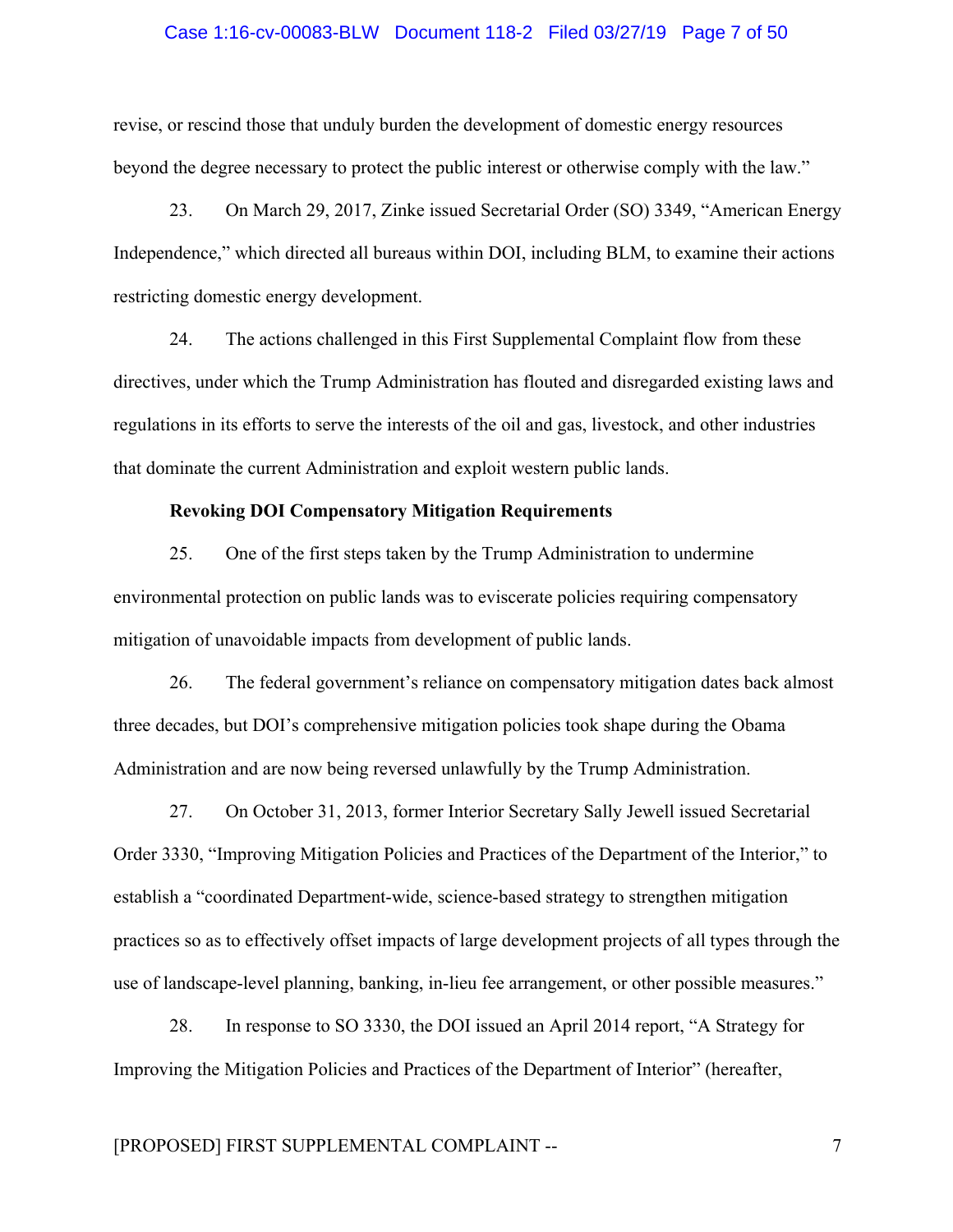revise, or rescind those that unduly burden the development of domestic energy resources beyond the degree necessary to protect the public interest or otherwise comply with the law."

23. On March 29, 2017, Zinke issued Secretarial Order (SO) 3349, "American Energy Independence," which directed all bureaus within DOI, including BLM, to examine their actions restricting domestic energy development.

24. The actions challenged in this First Supplemental Complaint flow from these directives, under which the Trump Administration has flouted and disregarded existing laws and regulations in its efforts to serve the interests of the oil and gas, livestock, and other industries that dominate the current Administration and exploit western public lands.

**Revoking DOI Compensatory Mitigation Requirements**

25. One of the first steps taken by the Trump Administration to undermine environmental protection on public lands was to eviscerate policies requiring compensatory mitigation of unavoidable impacts from development of public lands.

26. The federal government's reliance on compensatory mitigation dates back almost three decades, but DOI's comprehensive mitigation policies took shape during the Obama Administration and are now being reversed unlawfully by the Trump Administration.

27. On October 31, 2013, former Interior Secretary Sally Jewell issued Secretarial Order 3330, "Improving Mitigation Policies and Practices of the Department of the Interior," to establish a "coordinated Department-wide, science-based strategy to strengthen mitigation practices so as to effectively offset impacts of large development projects of all types through the use of landscape-level planning, banking, in-lieu fee arrangement, or other possible measures."

28. In response to SO 3330, the DOI issued an April 2014 report, "A Strategy for Improving the Mitigation Policies and Practices of the Department of Interior" (hereafter,

[PROPOSED] FIRST SUPPLEMENTAL COMPLAINT --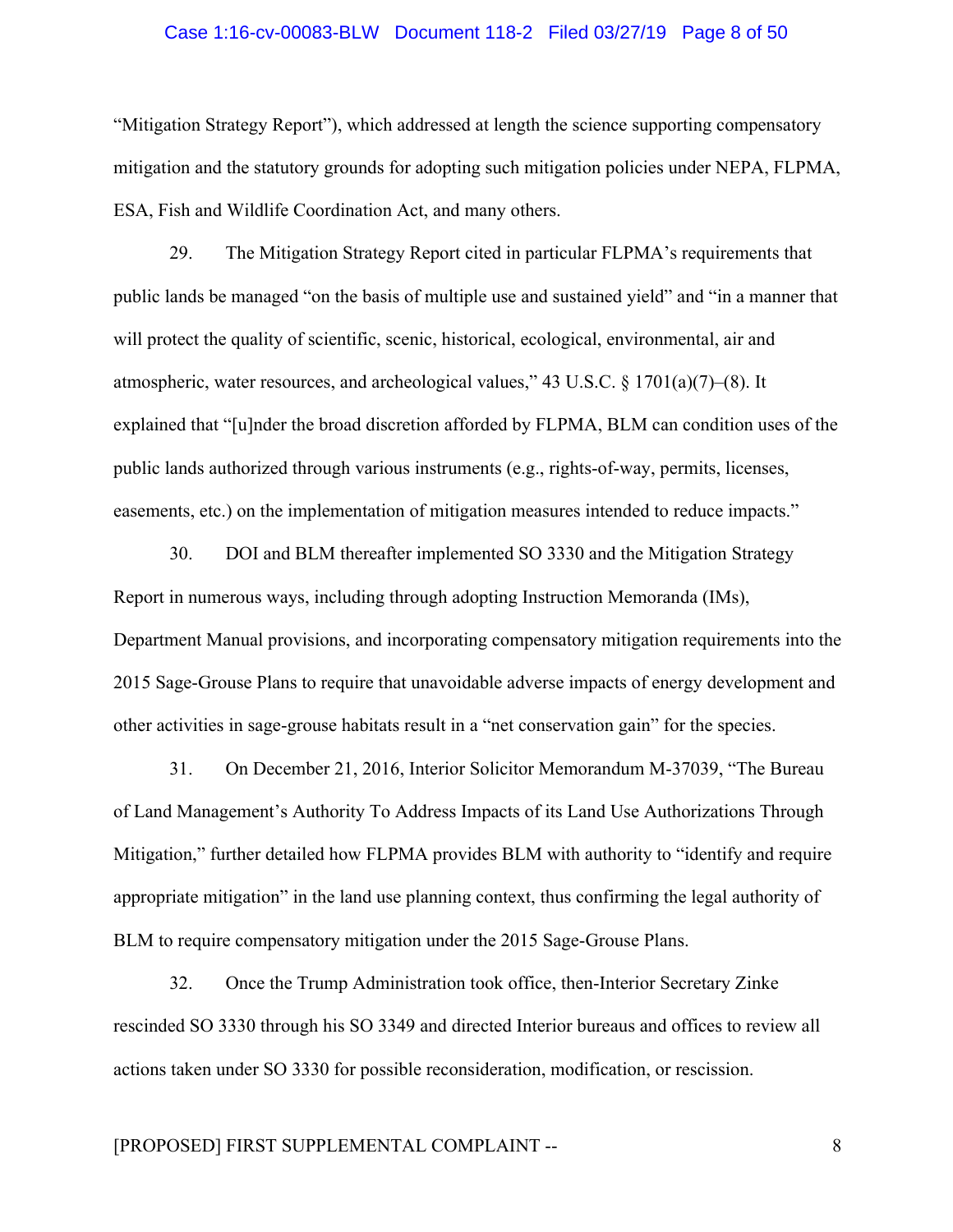"Mitigation Strategy Report"), which addressed at length the science supporting compensatory mitigation and the statutory grounds for adopting such mitigation policies under NEPA, FLPMA, ESA, Fish and Wildlife Coordination Act, and many others.

29. The Mitigation Strategy Report cited in particular FLPMA's requirements that public lands be managed "on the basis of multiple use and sustained yield" and "in a manner that will protect the quality of scientific, scenic, historical, ecological, environmental, air and atmospheric, water resources, and archeological values," 43 U.S.C. § 1701(a)(7)–(8). It explained that "[u]nder the broad discretion afforded by FLPMA, BLM can condition uses of the public lands authorized through various instruments (e.g., rights-of-way, permits, licenses, easements, etc.) on the implementation of mitigation measures intended to reduce impacts."

30. DOI and BLM thereafter implemented SO 3330 and the Mitigation Strategy Report in numerous ways, including through adopting Instruction Memoranda (IMs), Department Manual provisions, and incorporating compensatory mitigation requirements into the 2015 Sage-Grouse Plans to require that unavoidable adverse impacts of energy development and other activities in sage-grouse habitats result in a "net conservation gain" for the species.

31. On December 21, 2016, Interior Solicitor Memorandum M-37039, "The Bureau of Land Management's Authority To Address Impacts of its Land Use Authorizations Through Mitigation," further detailed how FLPMA provides BLM with authority to "identify and require appropriate mitigation" in the land use planning context, thus confirming the legal authority of BLM to require compensatory mitigation under the 2015 Sage-Grouse Plans.

32. Once the Trump Administration took office, then-Interior Secretary Zinke rescinded SO 3330 through his SO 3349 and directed Interior bureaus and offices to review all actions taken under SO 3330 for possible reconsideration, modification, or rescission.

[PROPOSED] FIRST SUPPLEMENTAL COMPLAINT --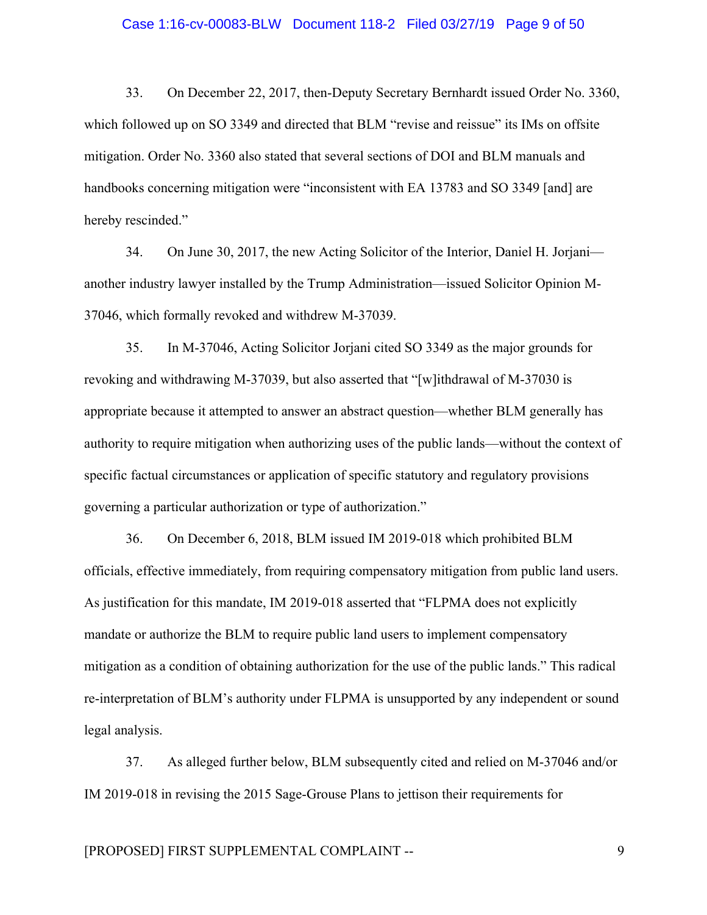33. On December 22, 2017, then-Deputy Secretary Bernhardt issued Order No. 3360, which followed up on SO 3349 and directed that BLM "revise and reissue" its IMs on offsite mitigation. Order No. 3360 also stated that several sections of DOI and BLM manuals and handbooks concerning mitigation were "inconsistent with EA 13783 and SO 3349 [and] are hereby rescinded."

34. On June 30, 2017, the new Acting Solicitor of the Interior, Daniel H. Jorjani—another industry lawyer installed by the Trump Administration—issued Solicitor Opinion M-37046, which formally revoked and withdrew M-37039.

35. In M-37046, Acting Solicitor Jorjani cited SO 3349 as the major grounds for revoking and withdrawing M-37039, but also asserted that "[w]ithdrawal of M-37030 is appropriate because it attempted to answer an abstract question—whether BLM generally has authority to require mitigation when authorizing uses of the public lands—without the context of specific factual circumstances or application of specific statutory and regulatory provisions governing a particular authorization or type of authorization."

36. On December 6, 2018, BLM issued IM 2019-018 which prohibited BLM officials, effective immediately, from requiring compensatory mitigation from public land users. As justification for this mandate, IM 2019-018 asserted that "FLPMA does not explicitly mandate or authorize the BLM to require public land users to implement compensatory mitigation as a condition of obtaining authorization for the use of the public lands." This radical re-interpretation of BLM's authority under FLPMA is unsupported by any independent or sound legal analysis.

37. As alleged further below, BLM subsequently cited and relied on M-37046 and/or IM 2019-018 in revising the 2015 Sage-Grouse Plans to jettison their requirements for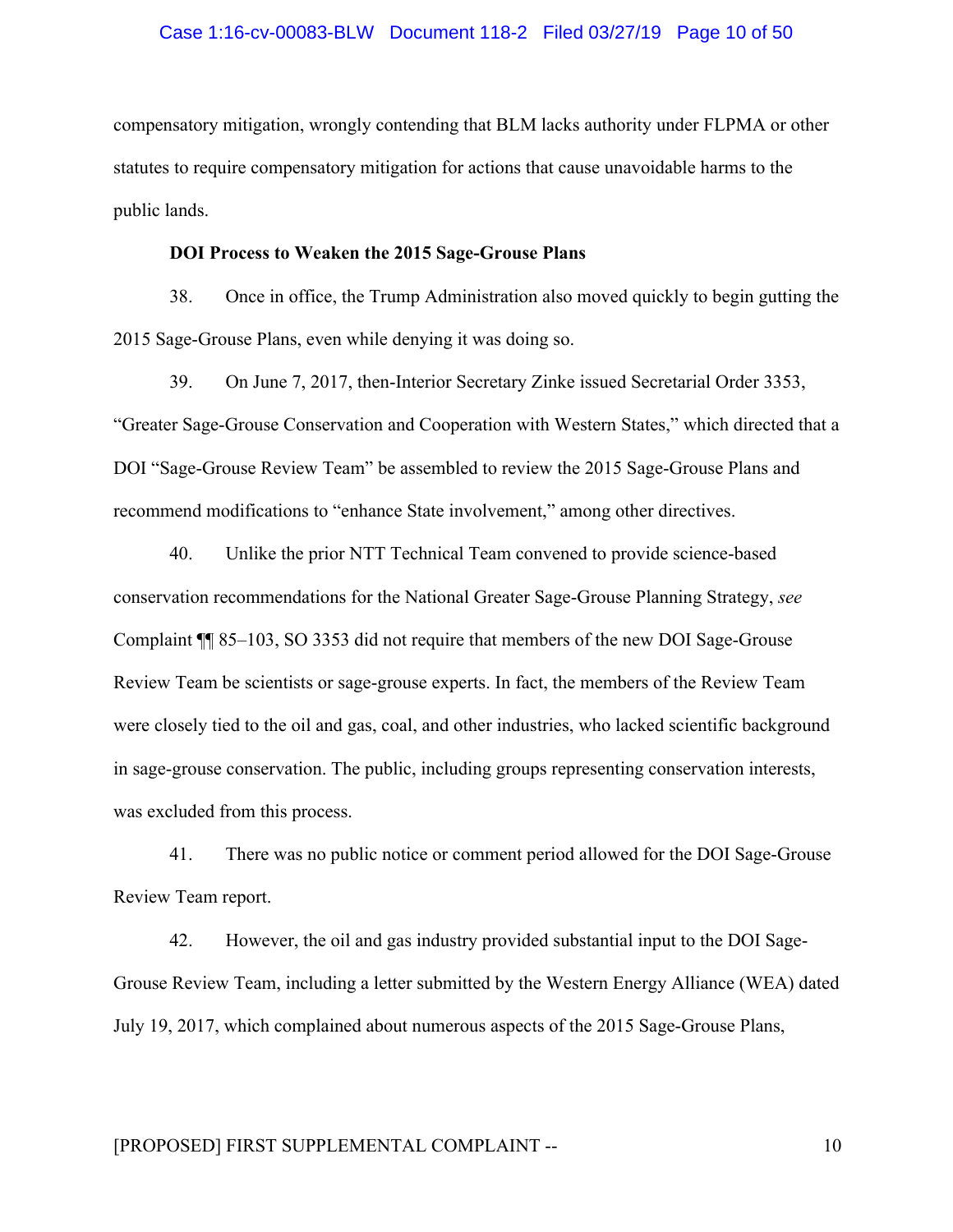compensatory mitigation, wrongly contending that BLM lacks authority under FLPMA or other statutes to require compensatory mitigation for actions that cause unavoidable harms to the public lands.

**DOI Process to Weaken the 2015 Sage-Grouse Plans**

38. Once in office, the Trump Administration also moved quickly to begin gutting the 2015 Sage-Grouse Plans, even while denying it was doing so.

39. On June 7, 2017, then-Interior Secretary Zinke issued Secretarial Order 3353, "Greater Sage-Grouse Conservation and Cooperation with Western States," which directed that a DOI "Sage-Grouse Review Team" be assembled to review the 2015 Sage-Grouse Plans and recommend modifications to "enhance State involvement," among other directives.

40. Unlike the prior NTT Technical Team convened to provide science-based conservation recommendations for the National Greater Sage-Grouse Planning Strategy, *see* Complaint ¶¶ 85–103, SO 3353 did not require that members of the new DOI Sage-Grouse Review Team be scientists or sage-grouse experts. In fact, the members of the Review Team were closely tied to the oil and gas, coal, and other industries, who lacked scientific background in sage-grouse conservation. The public, including groups representing conservation interests, was excluded from this process.

41. There was no public notice or comment period allowed for the DOI Sage-Grouse Review Team report.

42. However, the oil and gas industry provided substantial input to the DOI Sage-Grouse Review Team, including a letter submitted by the Western Energy Alliance (WEA) dated July 19, 2017, which complained about numerous aspects of the 2015 Sage-Grouse Plans,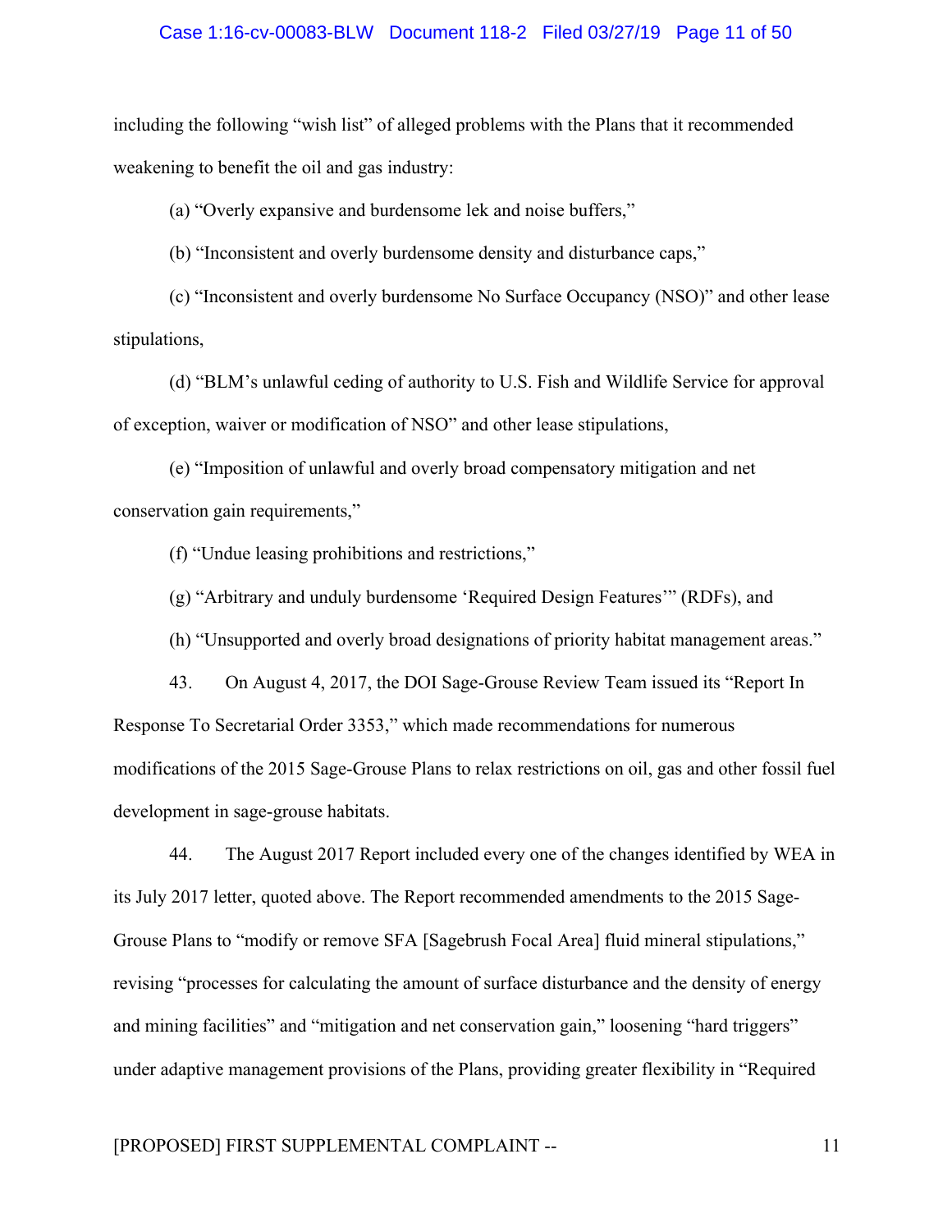including the following "wish list" of alleged problems with the Plans that it recommended weakening to benefit the oil and gas industry:

(a) "Overly expansive and burdensome lek and noise buffers,"

(b) "Inconsistent and overly burdensome density and disturbance caps,"

(c) "Inconsistent and overly burdensome No Surface Occupancy (NSO)" and other lease stipulations,

(d) "BLM's unlawful ceding of authority to U.S. Fish and Wildlife Service for approval of exception, waiver or modification of NSO" and other lease stipulations,

(e) "Imposition of unlawful and overly broad compensatory mitigation and net conservation gain requirements,"

(f) "Undue leasing prohibitions and restrictions,"

(g) "Arbitrary and unduly burdensome 'Required Design Features'" (RDFs), and

(h) "Unsupported and overly broad designations of priority habitat management areas."

43. On August 4, 2017, the DOI Sage-Grouse Review Team issued its "Report In Response To Secretarial Order 3353," which made recommendations for numerous modifications of the 2015 Sage-Grouse Plans to relax restrictions on oil, gas and other fossil fuel development in sage-grouse habitats.

44. The August 2017 Report included every one of the changes identified by WEA in its July 2017 letter, quoted above. The Report recommended amendments to the 2015 Sage-Grouse Plans to "modify or remove SFA [Sagebrush Focal Area] fluid mineral stipulations," revising "processes for calculating the amount of surface disturbance and the density of energy and mining facilities" and "mitigation and net conservation gain," loosening "hard triggers" under adaptive management provisions of the Plans, providing greater flexibility in "Required

[PROPOSED] FIRST SUPPLEMENTAL COMPLAINT --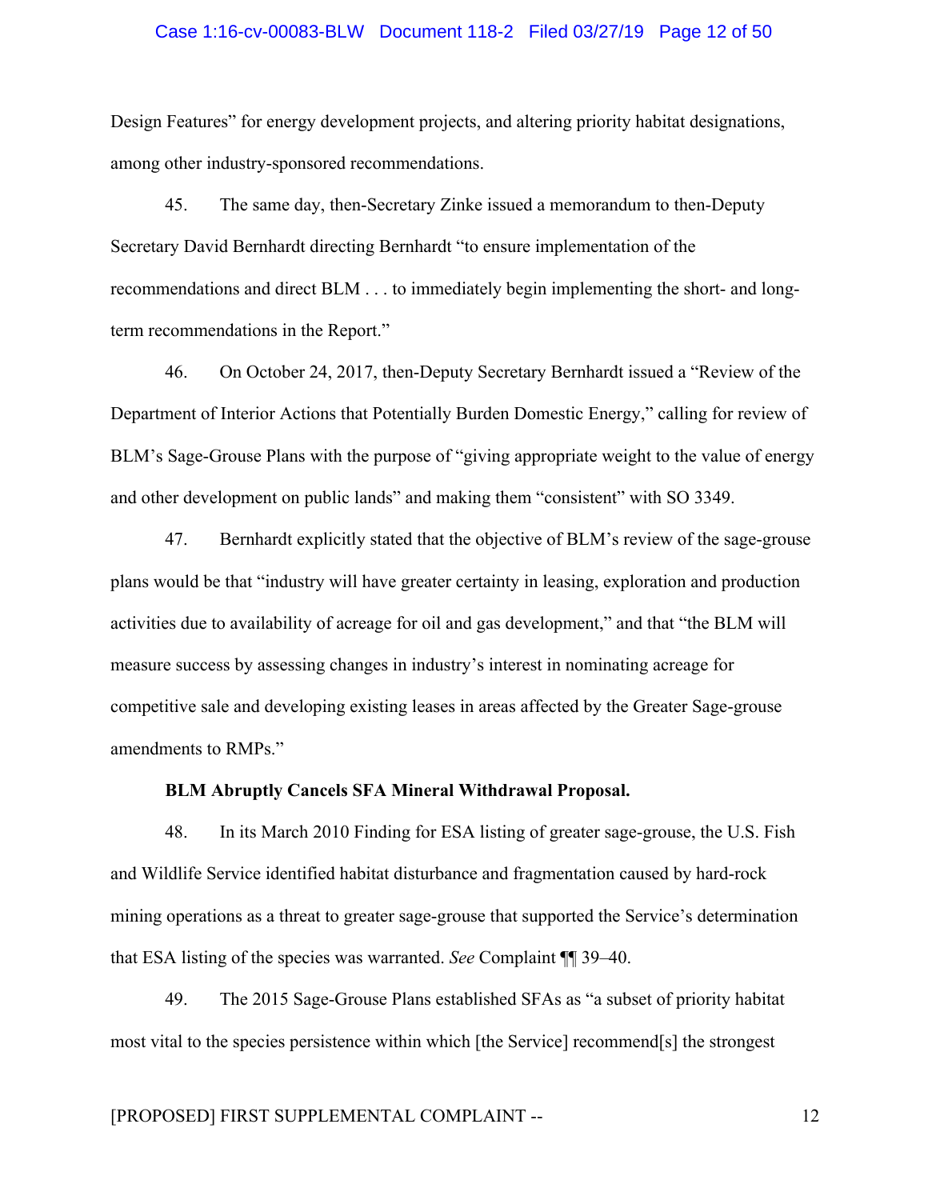Design Features" for energy development projects, and altering priority habitat designations, among other industry-sponsored recommendations.

45. The same day, then-Secretary Zinke issued a memorandum to then-Deputy Secretary David Bernhardt directing Bernhardt "to ensure implementation of the recommendations and direct BLM . . . to immediately begin implementing the short- and long-term recommendations in the Report."

46. On October 24, 2017, then-Deputy Secretary Bernhardt issued a "Review of the Department of Interior Actions that Potentially Burden Domestic Energy," calling for review of BLM's Sage-Grouse Plans with the purpose of "giving appropriate weight to the value of energy and other development on public lands" and making them "consistent" with SO 3349.

47. Bernhardt explicitly stated that the objective of BLM's review of the sage-grouse plans would be that "industry will have greater certainty in leasing, exploration and production activities due to availability of acreage for oil and gas development," and that "the BLM will measure success by assessing changes in industry's interest in nominating acreage for competitive sale and developing existing leases in areas affected by the Greater Sage-grouse amendments to RMPs."

**BLM Abruptly Cancels SFA Mineral Withdrawal Proposal.**

48. In its March 2010 Finding for ESA listing of greater sage-grouse, the U.S. Fish and Wildlife Service identified habitat disturbance and fragmentation caused by hard-rock mining operations as a threat to greater sage-grouse that supported the Service's determination that ESA listing of the species was warranted. *See* Complaint ¶¶ 39–40.

49. The 2015 Sage-Grouse Plans established SFAs as "a subset of priority habitat most vital to the species persistence within which [the Service] recommend[s] the strongest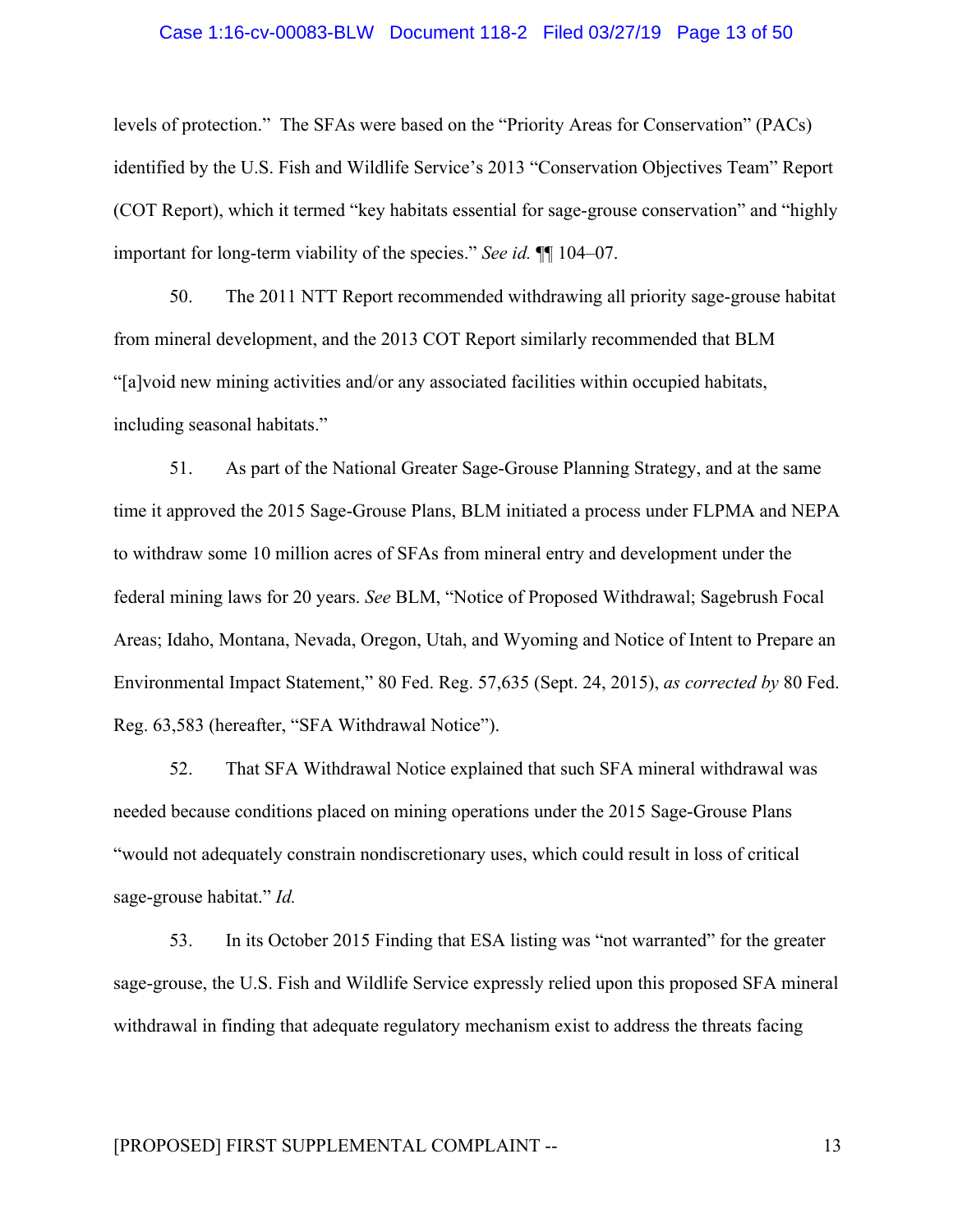levels of protection." The SFAs were based on the "Priority Areas for Conservation" (PACs) identified by the U.S. Fish and Wildlife Service's 2013 "Conservation Objectives Team" Report (COT Report), which it termed "key habitats essential for sage-grouse conservation" and "highly important for long-term viability of the species." *See id.* ¶¶ 104–07.

50. The 2011 NTT Report recommended withdrawing all priority sage-grouse habitat from mineral development, and the 2013 COT Report similarly recommended that BLM "[a]void new mining activities and/or any associated facilities within occupied habitats, including seasonal habitats."

51. As part of the National Greater Sage-Grouse Planning Strategy, and at the same time it approved the 2015 Sage-Grouse Plans, BLM initiated a process under FLPMA and NEPA to withdraw some 10 million acres of SFAs from mineral entry and development under the federal mining laws for 20 years. *See* BLM, "Notice of Proposed Withdrawal; Sagebrush Focal Areas; Idaho, Montana, Nevada, Oregon, Utah, and Wyoming and Notice of Intent to Prepare an Environmental Impact Statement," 80 Fed. Reg. 57,635 (Sept. 24, 2015), *as corrected by* 80 Fed. Reg. 63,583 (hereafter, "SFA Withdrawal Notice").

52. That SFA Withdrawal Notice explained that such SFA mineral withdrawal was needed because conditions placed on mining operations under the 2015 Sage-Grouse Plans "would not adequately constrain nondiscretionary uses, which could result in loss of critical sage-grouse habitat." *Id.*

53. In its October 2015 Finding that ESA listing was "not warranted" for the greater sage-grouse, the U.S. Fish and Wildlife Service expressly relied upon this proposed SFA mineral withdrawal in finding that adequate regulatory mechanism exist to address the threats facing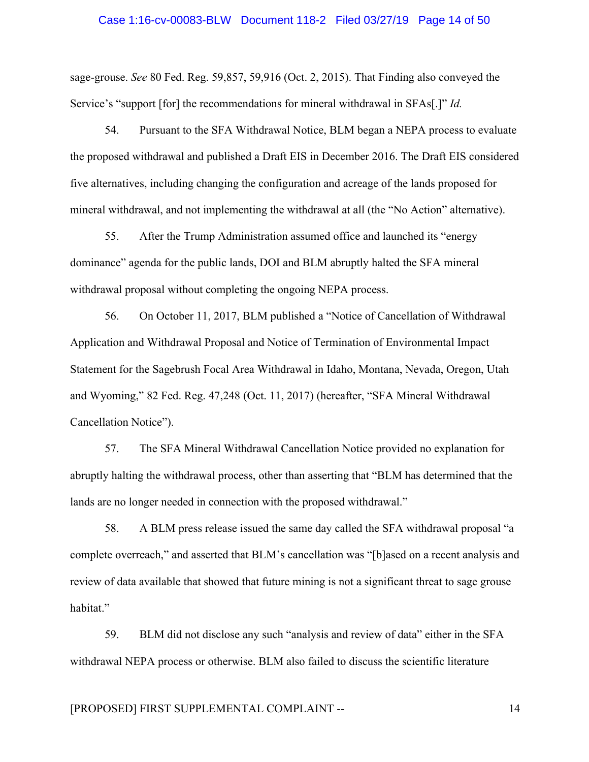sage-grouse. *See* 80 Fed. Reg. 59,857, 59,916 (Oct. 2, 2015). That Finding also conveyed the Service's "support [for] the recommendations for mineral withdrawal in SFAs[.]" *Id.*

54. Pursuant to the SFA Withdrawal Notice, BLM began a NEPA process to evaluate the proposed withdrawal and published a Draft EIS in December 2016. The Draft EIS considered five alternatives, including changing the configuration and acreage of the lands proposed for mineral withdrawal, and not implementing the withdrawal at all (the "No Action" alternative).

55. After the Trump Administration assumed office and launched its "energy dominance" agenda for the public lands, DOI and BLM abruptly halted the SFA mineral withdrawal proposal without completing the ongoing NEPA process.

56. On October 11, 2017, BLM published a "Notice of Cancellation of Withdrawal Application and Withdrawal Proposal and Notice of Termination of Environmental Impact Statement for the Sagebrush Focal Area Withdrawal in Idaho, Montana, Nevada, Oregon, Utah and Wyoming," 82 Fed. Reg. 47,248 (Oct. 11, 2017) (hereafter, "SFA Mineral Withdrawal Cancellation Notice").

57. The SFA Mineral Withdrawal Cancellation Notice provided no explanation for abruptly halting the withdrawal process, other than asserting that "BLM has determined that the lands are no longer needed in connection with the proposed withdrawal."

58. A BLM press release issued the same day called the SFA withdrawal proposal "a complete overreach," and asserted that BLM's cancellation was "[b]ased on a recent analysis and review of data available that showed that future mining is not a significant threat to sage grouse habitat."

59. BLM did not disclose any such "analysis and review of data" either in the SFA withdrawal NEPA process or otherwise. BLM also failed to discuss the scientific literature

[PROPOSED] FIRST SUPPLEMENTAL COMPLAINT --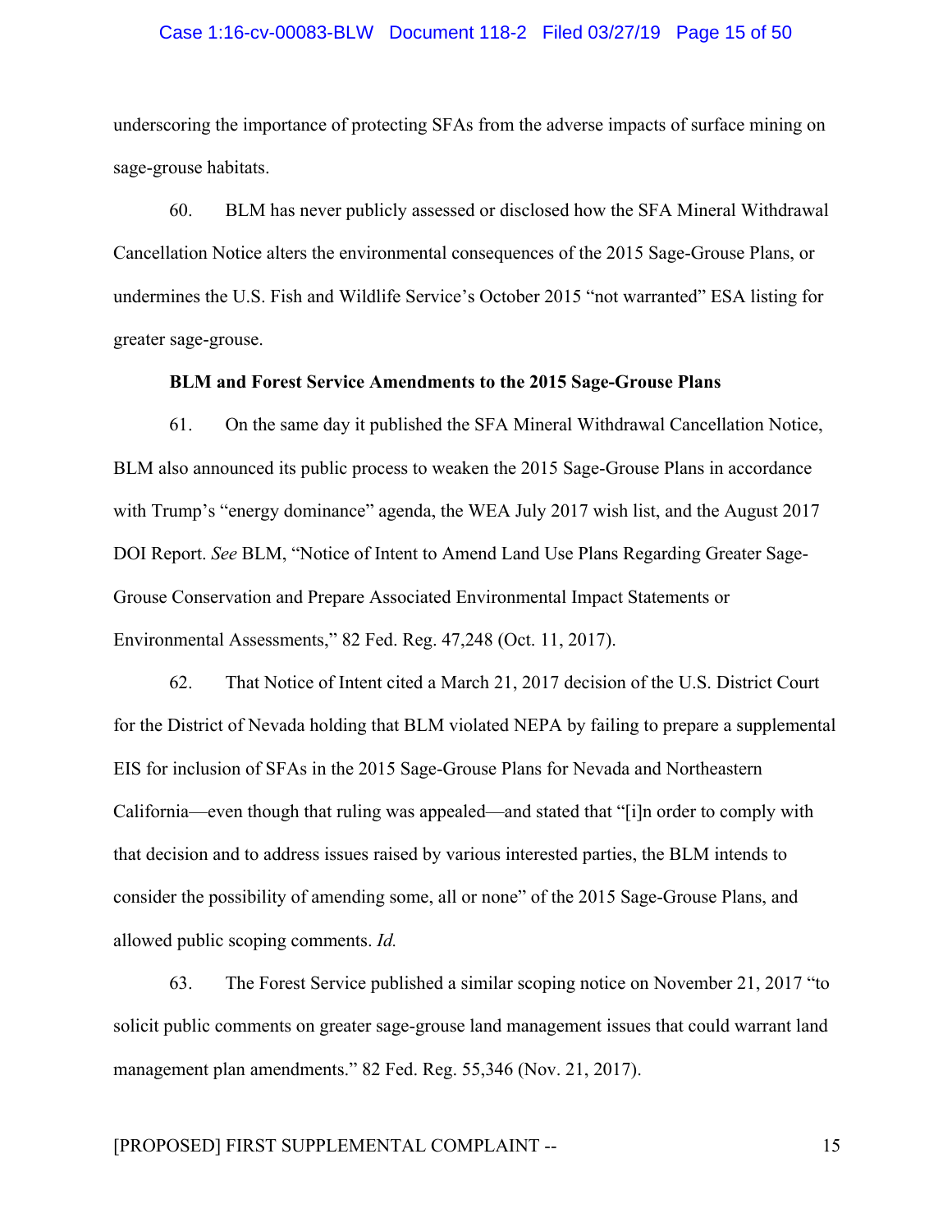underscoring the importance of protecting SFAs from the adverse impacts of surface mining on sage-grouse habitats.

60. BLM has never publicly assessed or disclosed how the SFA Mineral Withdrawal Cancellation Notice alters the environmental consequences of the 2015 Sage-Grouse Plans, or undermines the U.S. Fish and Wildlife Service's October 2015 "not warranted" ESA listing for greater sage-grouse.

**BLM and Forest Service Amendments to the 2015 Sage-Grouse Plans**

61. On the same day it published the SFA Mineral Withdrawal Cancellation Notice, BLM also announced its public process to weaken the 2015 Sage-Grouse Plans in accordance with Trump's "energy dominance" agenda, the WEA July 2017 wish list, and the August 2017 DOI Report. *See* BLM, "Notice of Intent to Amend Land Use Plans Regarding Greater Sage-Grouse Conservation and Prepare Associated Environmental Impact Statements or Environmental Assessments," 82 Fed. Reg. 47,248 (Oct. 11, 2017).

62. That Notice of Intent cited a March 21, 2017 decision of the U.S. District Court for the District of Nevada holding that BLM violated NEPA by failing to prepare a supplemental EIS for inclusion of SFAs in the 2015 Sage-Grouse Plans for Nevada and Northeastern California—even though that ruling was appealed—and stated that "[i]n order to comply with that decision and to address issues raised by various interested parties, the BLM intends to consider the possibility of amending some, all or none" of the 2015 Sage-Grouse Plans, and allowed public scoping comments. *Id.*

63. The Forest Service published a similar scoping notice on November 21, 2017 "to solicit public comments on greater sage-grouse land management issues that could warrant land management plan amendments." 82 Fed. Reg. 55,346 (Nov. 21, 2017).

[PROPOSED] FIRST SUPPLEMENTAL COMPLAINT --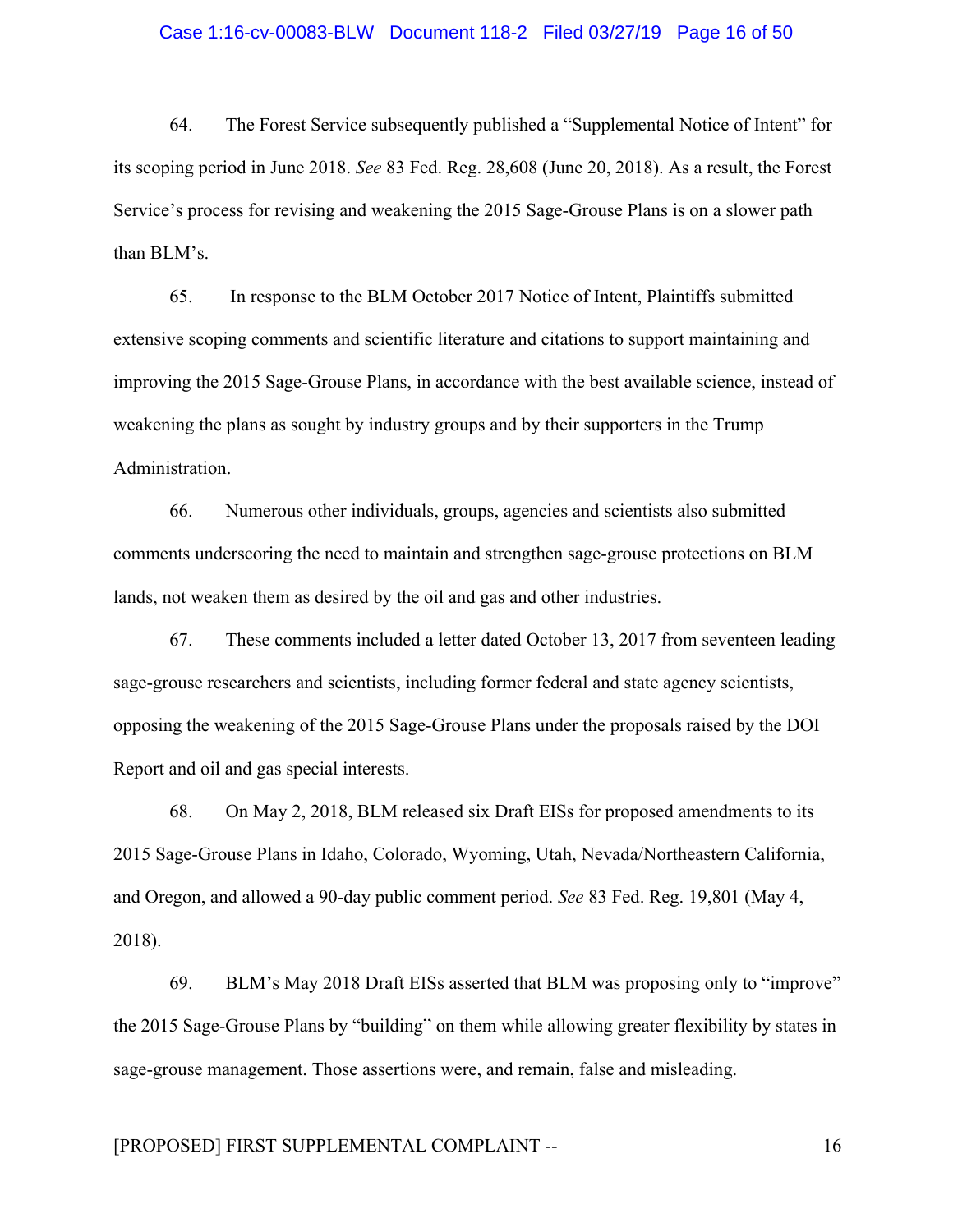64. The Forest Service subsequently published a "Supplemental Notice of Intent" for its scoping period in June 2018. *See* 83 Fed. Reg. 28,608 (June 20, 2018). As a result, the Forest Service's process for revising and weakening the 2015 Sage-Grouse Plans is on a slower path than BLM's.

65. In response to the BLM October 2017 Notice of Intent, Plaintiffs submitted extensive scoping comments and scientific literature and citations to support maintaining and improving the 2015 Sage-Grouse Plans, in accordance with the best available science, instead of weakening the plans as sought by industry groups and by their supporters in the Trump Administration.

66. Numerous other individuals, groups, agencies and scientists also submitted comments underscoring the need to maintain and strengthen sage-grouse protections on BLM lands, not weaken them as desired by the oil and gas and other industries.

67. These comments included a letter dated October 13, 2017 from seventeen leading sage-grouse researchers and scientists, including former federal and state agency scientists, opposing the weakening of the 2015 Sage-Grouse Plans under the proposals raised by the DOI Report and oil and gas special interests.

68. On May 2, 2018, BLM released six Draft EISs for proposed amendments to its 2015 Sage-Grouse Plans in Idaho, Colorado, Wyoming, Utah, Nevada/Northeastern California, and Oregon, and allowed a 90-day public comment period. *See* 83 Fed. Reg. 19,801 (May 4, 2018).

69. BLM's May 2018 Draft EISs asserted that BLM was proposing only to "improve" the 2015 Sage-Grouse Plans by "building" on them while allowing greater flexibility by states in sage-grouse management. Those assertions were, and remain, false and misleading.

[PROPOSED] FIRST SUPPLEMENTAL COMPLAINT --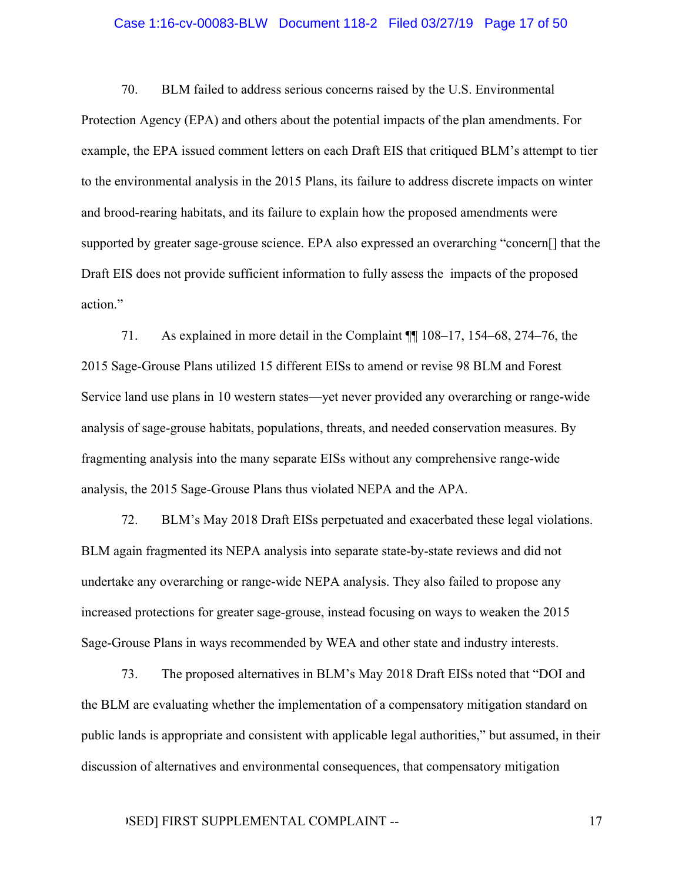70. BLM failed to address serious concerns raised by the U.S. Environmental Protection Agency (EPA) and others about the potential impacts of the plan amendments. For example, the EPA issued comment letters on each Draft EIS that critiqued BLM's attempt to tier to the environmental analysis in the 2015 Plans, its failure to address discrete impacts on winter and brood-rearing habitats, and its failure to explain how the proposed amendments were supported by greater sage-grouse science. EPA also expressed an overarching "concern[] that the Draft EIS does not provide sufficient information to fully assess the impacts of the proposed action."

71. As explained in more detail in the Complaint ¶¶ 108–17, 154–68, 274–76, the 2015 Sage-Grouse Plans utilized 15 different EISs to amend or revise 98 BLM and Forest Service land use plans in 10 western states—yet never provided any overarching or range-wide analysis of sage-grouse habitats, populations, threats, and needed conservation measures. By fragmenting analysis into the many separate EISs without any comprehensive range-wide analysis, the 2015 Sage-Grouse Plans thus violated NEPA and the APA.

72. BLM's May 2018 Draft EISs perpetuated and exacerbated these legal violations. BLM again fragmented its NEPA analysis into separate state-by-state reviews and did not undertake any overarching or range-wide NEPA analysis. They also failed to propose any increased protections for greater sage-grouse, instead focusing on ways to weaken the 2015 Sage-Grouse Plans in ways recommended by WEA and other state and industry interests.

73. The proposed alternatives in BLM's May 2018 Draft EISs noted that "DOI and the BLM are evaluating whether the implementation of a compensatory mitigation standard on public lands is appropriate and consistent with applicable legal authorities," but assumed, in their discussion of alternatives and environmental consequences, that compensatory mitigation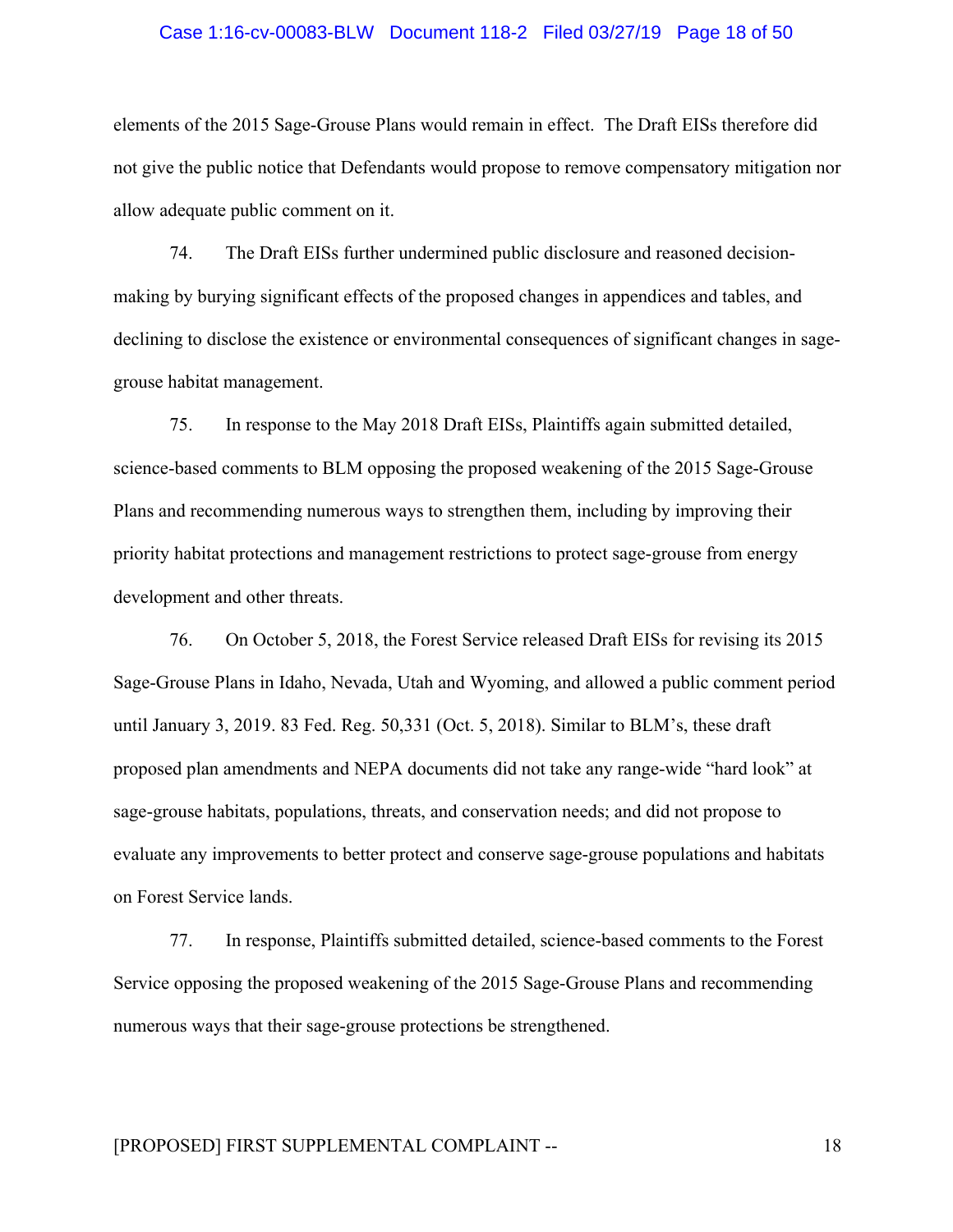elements of the 2015 Sage-Grouse Plans would remain in effect. The Draft EISs therefore did not give the public notice that Defendants would propose to remove compensatory mitigation nor allow adequate public comment on it.

74. The Draft EISs further undermined public disclosure and reasoned decision-making by burying significant effects of the proposed changes in appendices and tables, and declining to disclose the existence or environmental consequences of significant changes in sage-grouse habitat management.

75. In response to the May 2018 Draft EISs, Plaintiffs again submitted detailed, science-based comments to BLM opposing the proposed weakening of the 2015 Sage-Grouse Plans and recommending numerous ways to strengthen them, including by improving their priority habitat protections and management restrictions to protect sage-grouse from energy development and other threats.

76. On October 5, 2018, the Forest Service released Draft EISs for revising its 2015 Sage-Grouse Plans in Idaho, Nevada, Utah and Wyoming, and allowed a public comment period until January 3, 2019. 83 Fed. Reg. 50,331 (Oct. 5, 2018). Similar to BLM's, these draft proposed plan amendments and NEPA documents did not take any range-wide "hard look" at sage-grouse habitats, populations, threats, and conservation needs; and did not propose to evaluate any improvements to better protect and conserve sage-grouse populations and habitats on Forest Service lands.

77. In response, Plaintiffs submitted detailed, science-based comments to the Forest Service opposing the proposed weakening of the 2015 Sage-Grouse Plans and recommending numerous ways that their sage-grouse protections be strengthened.

[PROPOSED] FIRST SUPPLEMENTAL COMPLAINT --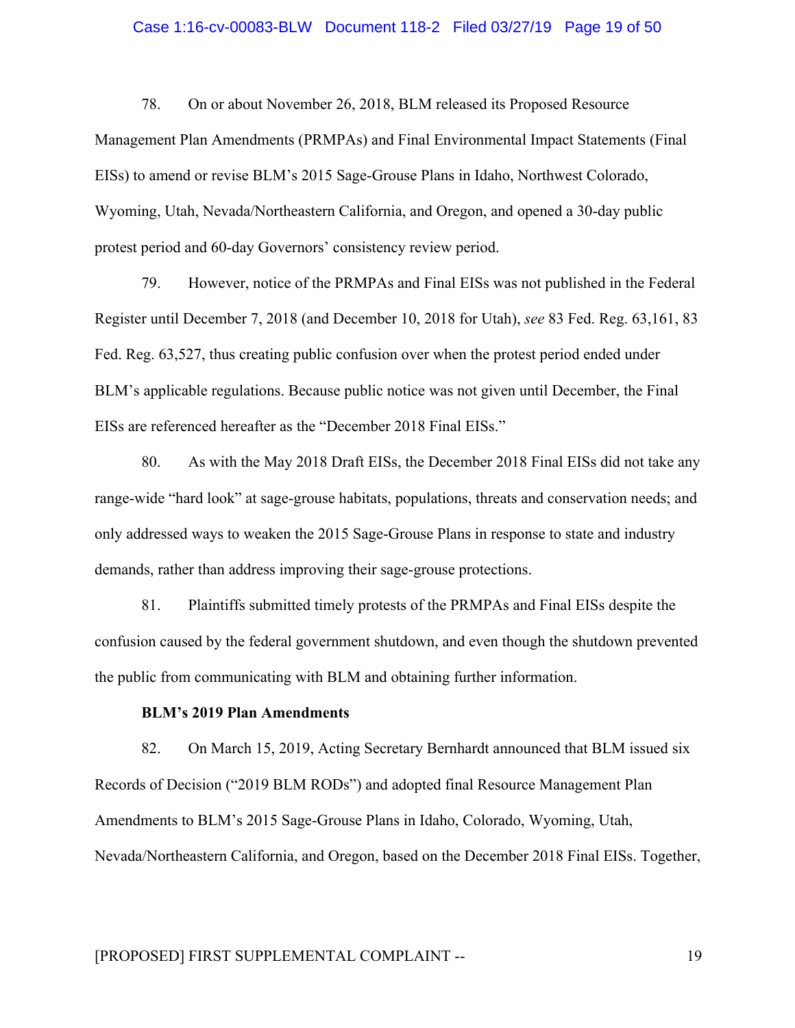78. On or about November 26, 2018, BLM released its Proposed Resource Management Plan Amendments (PRMPAs) and Final Environmental Impact Statements (Final EISs) to amend or revise BLM's 2015 Sage-Grouse Plans in Idaho, Northwest Colorado, Wyoming, Utah, Nevada/Northeastern California, and Oregon, and opened a 30-day public protest period and 60-day Governors' consistency review period.

79. However, notice of the PRMPAs and Final EISs was not published in the Federal Register until December 7, 2018 (and December 10, 2018 for Utah), *see* 83 Fed. Reg. 63,161, 83 Fed. Reg. 63,527, thus creating public confusion over when the protest period ended under BLM's applicable regulations. Because public notice was not given until December, the Final EISs are referenced hereafter as the "December 2018 Final EISs."

80. As with the May 2018 Draft EISs, the December 2018 Final EISs did not take any range-wide "hard look" at sage-grouse habitats, populations, threats and conservation needs; and only addressed ways to weaken the 2015 Sage-Grouse Plans in response to state and industry demands, rather than address improving their sage-grouse protections.

81. Plaintiffs submitted timely protests of the PRMPAs and Final EISs despite the confusion caused by the federal government shutdown, and even though the shutdown prevented the public from communicating with BLM and obtaining further information.

**BLM's 2019 Plan Amendments**

82. On March 15, 2019, Acting Secretary Bernhardt announced that BLM issued six Records of Decision ("2019 BLM RODs") and adopted final Resource Management Plan Amendments to BLM's 2015 Sage-Grouse Plans in Idaho, Colorado, Wyoming, Utah, Nevada/Northeastern California, and Oregon, based on the December 2018 Final EISs. Together,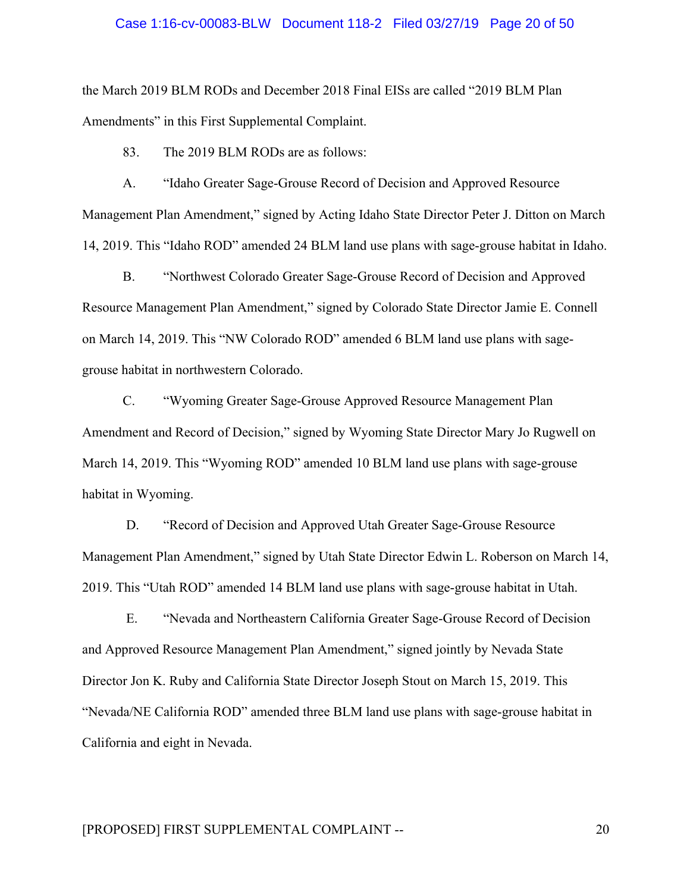the March 2019 BLM RODs and December 2018 Final EISs are called "2019 BLM Plan Amendments" in this First Supplemental Complaint.

83. The 2019 BLM RODs are as follows:

A. "Idaho Greater Sage-Grouse Record of Decision and Approved Resource Management Plan Amendment," signed by Acting Idaho State Director Peter J. Ditton on March 14, 2019. This "Idaho ROD" amended 24 BLM land use plans with sage-grouse habitat in Idaho.

B. "Northwest Colorado Greater Sage-Grouse Record of Decision and Approved Resource Management Plan Amendment," signed by Colorado State Director Jamie E. Connell on March 14, 2019. This "NW Colorado ROD" amended 6 BLM land use plans with sage-grouse habitat in northwestern Colorado.

C. "Wyoming Greater Sage-Grouse Approved Resource Management Plan Amendment and Record of Decision," signed by Wyoming State Director Mary Jo Rugwell on March 14, 2019. This "Wyoming ROD" amended 10 BLM land use plans with sage-grouse habitat in Wyoming.

D. "Record of Decision and Approved Utah Greater Sage-Grouse Resource Management Plan Amendment," signed by Utah State Director Edwin L. Roberson on March 14, 2019. This "Utah ROD" amended 14 BLM land use plans with sage-grouse habitat in Utah.

E. "Nevada and Northeastern California Greater Sage-Grouse Record of Decision and Approved Resource Management Plan Amendment," signed jointly by Nevada State Director Jon K. Ruby and California State Director Joseph Stout on March 15, 2019. This "Nevada/NE California ROD" amended three BLM land use plans with sage-grouse habitat in California and eight in Nevada.

[PROPOSED] FIRST SUPPLEMENTAL COMPLAINT --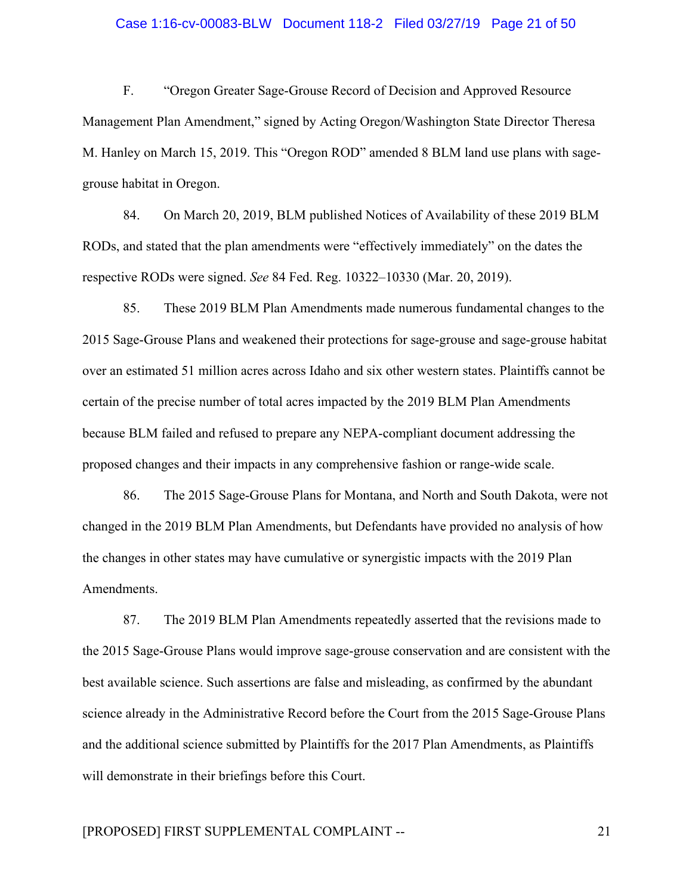F. "Oregon Greater Sage-Grouse Record of Decision and Approved Resource Management Plan Amendment," signed by Acting Oregon/Washington State Director Theresa M. Hanley on March 15, 2019. This "Oregon ROD" amended 8 BLM land use plans with sage-grouse habitat in Oregon.

84. On March 20, 2019, BLM published Notices of Availability of these 2019 BLM RODs, and stated that the plan amendments were "effectively immediately" on the dates the respective RODs were signed. *See* 84 Fed. Reg. 10322–10330 (Mar. 20, 2019).

85. These 2019 BLM Plan Amendments made numerous fundamental changes to the 2015 Sage-Grouse Plans and weakened their protections for sage-grouse and sage-grouse habitat over an estimated 51 million acres across Idaho and six other western states. Plaintiffs cannot be certain of the precise number of total acres impacted by the 2019 BLM Plan Amendments because BLM failed and refused to prepare any NEPA-compliant document addressing the proposed changes and their impacts in any comprehensive fashion or range-wide scale.

86. The 2015 Sage-Grouse Plans for Montana, and North and South Dakota, were not changed in the 2019 BLM Plan Amendments, but Defendants have provided no analysis of how the changes in other states may have cumulative or synergistic impacts with the 2019 Plan Amendments.

87. The 2019 BLM Plan Amendments repeatedly asserted that the revisions made to the 2015 Sage-Grouse Plans would improve sage-grouse conservation and are consistent with the best available science. Such assertions are false and misleading, as confirmed by the abundant science already in the Administrative Record before the Court from the 2015 Sage-Grouse Plans and the additional science submitted by Plaintiffs for the 2017 Plan Amendments, as Plaintiffs will demonstrate in their briefings before this Court.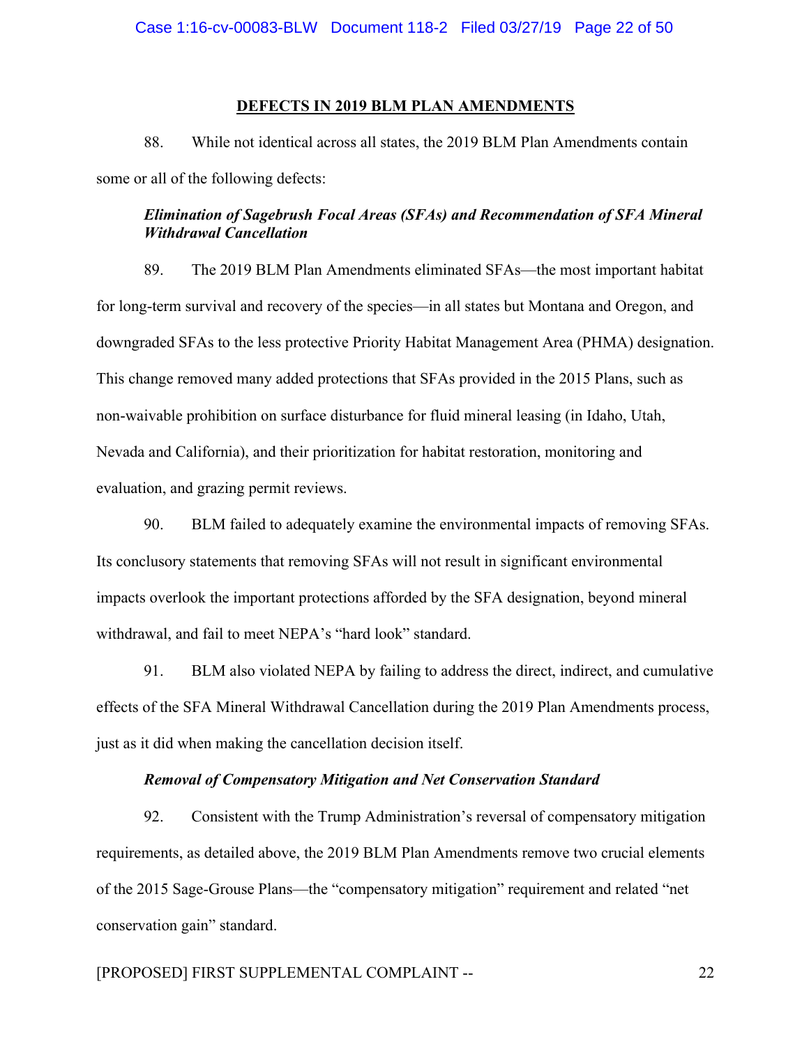**DEFECTS IN 2019 BLM PLAN AMENDMENTS**

88. While not identical across all states, the 2019 BLM Plan Amendments contain some or all of the following defects:

***Elimination of Sagebrush Focal Areas (SFAs) and Recommendation of SFA Mineral Withdrawal Cancellation***

89. The 2019 BLM Plan Amendments eliminated SFAs—the most important habitat for long-term survival and recovery of the species—in all states but Montana and Oregon, and downgraded SFAs to the less protective Priority Habitat Management Area (PHMA) designation. This change removed many added protections that SFAs provided in the 2015 Plans, such as non-waivable prohibition on surface disturbance for fluid mineral leasing (in Idaho, Utah, Nevada and California), and their prioritization for habitat restoration, monitoring and evaluation, and grazing permit reviews.

90. BLM failed to adequately examine the environmental impacts of removing SFAs. Its conclusory statements that removing SFAs will not result in significant environmental impacts overlook the important protections afforded by the SFA designation, beyond mineral withdrawal, and fail to meet NEPA's "hard look" standard.

91. BLM also violated NEPA by failing to address the direct, indirect, and cumulative effects of the SFA Mineral Withdrawal Cancellation during the 2019 Plan Amendments process, just as it did when making the cancellation decision itself.

***Removal of Compensatory Mitigation and Net Conservation Standard***

92. Consistent with the Trump Administration's reversal of compensatory mitigation requirements, as detailed above, the 2019 BLM Plan Amendments remove two crucial elements of the 2015 Sage-Grouse Plans—the "compensatory mitigation" requirement and related "net conservation gain" standard.

[PROPOSED] FIRST SUPPLEMENTAL COMPLAINT --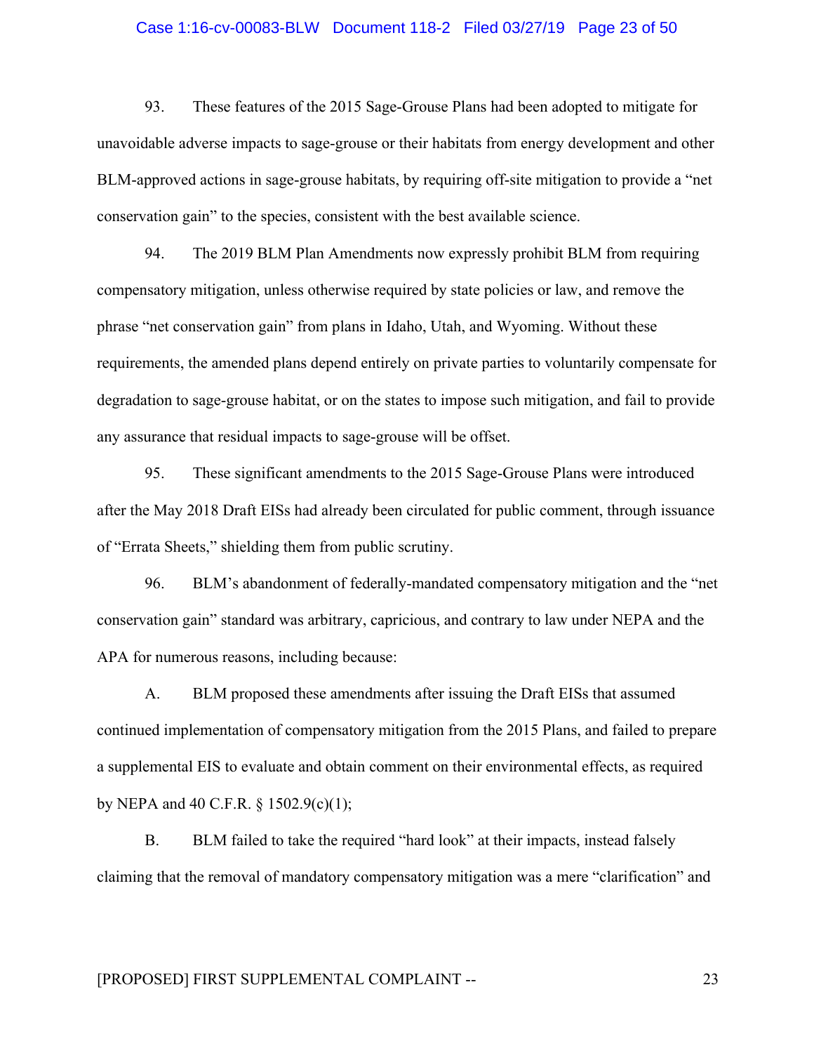93. These features of the 2015 Sage-Grouse Plans had been adopted to mitigate for unavoidable adverse impacts to sage-grouse or their habitats from energy development and other BLM-approved actions in sage-grouse habitats, by requiring off-site mitigation to provide a "net conservation gain" to the species, consistent with the best available science.

94. The 2019 BLM Plan Amendments now expressly prohibit BLM from requiring compensatory mitigation, unless otherwise required by state policies or law, and remove the phrase "net conservation gain" from plans in Idaho, Utah, and Wyoming. Without these requirements, the amended plans depend entirely on private parties to voluntarily compensate for degradation to sage-grouse habitat, or on the states to impose such mitigation, and fail to provide any assurance that residual impacts to sage-grouse will be offset.

95. These significant amendments to the 2015 Sage-Grouse Plans were introduced after the May 2018 Draft EISs had already been circulated for public comment, through issuance of "Errata Sheets," shielding them from public scrutiny.

96. BLM's abandonment of federally-mandated compensatory mitigation and the "net conservation gain" standard was arbitrary, capricious, and contrary to law under NEPA and the APA for numerous reasons, including because:

A. BLM proposed these amendments after issuing the Draft EISs that assumed continued implementation of compensatory mitigation from the 2015 Plans, and failed to prepare a supplemental EIS to evaluate and obtain comment on their environmental effects, as required by NEPA and 40 C.F.R. § 1502.9(c)(1);

B. BLM failed to take the required "hard look" at their impacts, instead falsely claiming that the removal of mandatory compensatory mitigation was a mere "clarification" and

[PROPOSED] FIRST SUPPLEMENTAL COMPLAINT --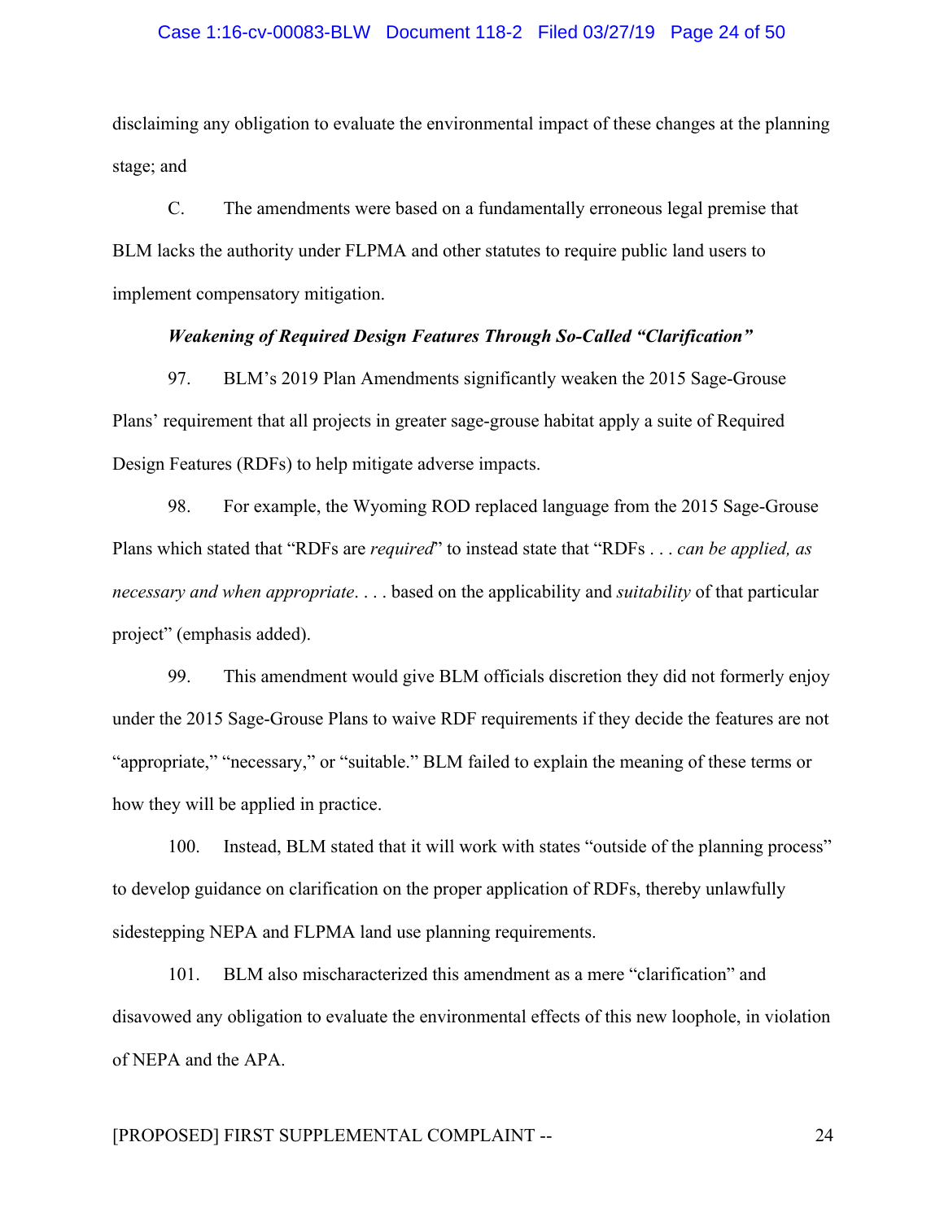disclaiming any obligation to evaluate the environmental impact of these changes at the planning stage; and

C. The amendments were based on a fundamentally erroneous legal premise that BLM lacks the authority under FLPMA and other statutes to require public land users to implement compensatory mitigation.

***Weakening of Required Design Features Through So-Called "Clarification"***

97. BLM's 2019 Plan Amendments significantly weaken the 2015 Sage-Grouse Plans' requirement that all projects in greater sage-grouse habitat apply a suite of Required Design Features (RDFs) to help mitigate adverse impacts.

98. For example, the Wyoming ROD replaced language from the 2015 Sage-Grouse Plans which stated that "RDFs are *required*" to instead state that "RDFs . . . *can be applied, as necessary and when appropriate*. . . . based on the applicability and *suitability* of that particular project" (emphasis added).

99. This amendment would give BLM officials discretion they did not formerly enjoy under the 2015 Sage-Grouse Plans to waive RDF requirements if they decide the features are not "appropriate," "necessary," or "suitable." BLM failed to explain the meaning of these terms or how they will be applied in practice.

100. Instead, BLM stated that it will work with states "outside of the planning process" to develop guidance on clarification on the proper application of RDFs, thereby unlawfully sidestepping NEPA and FLPMA land use planning requirements.

101. BLM also mischaracterized this amendment as a mere "clarification" and disavowed any obligation to evaluate the environmental effects of this new loophole, in violation of NEPA and the APA.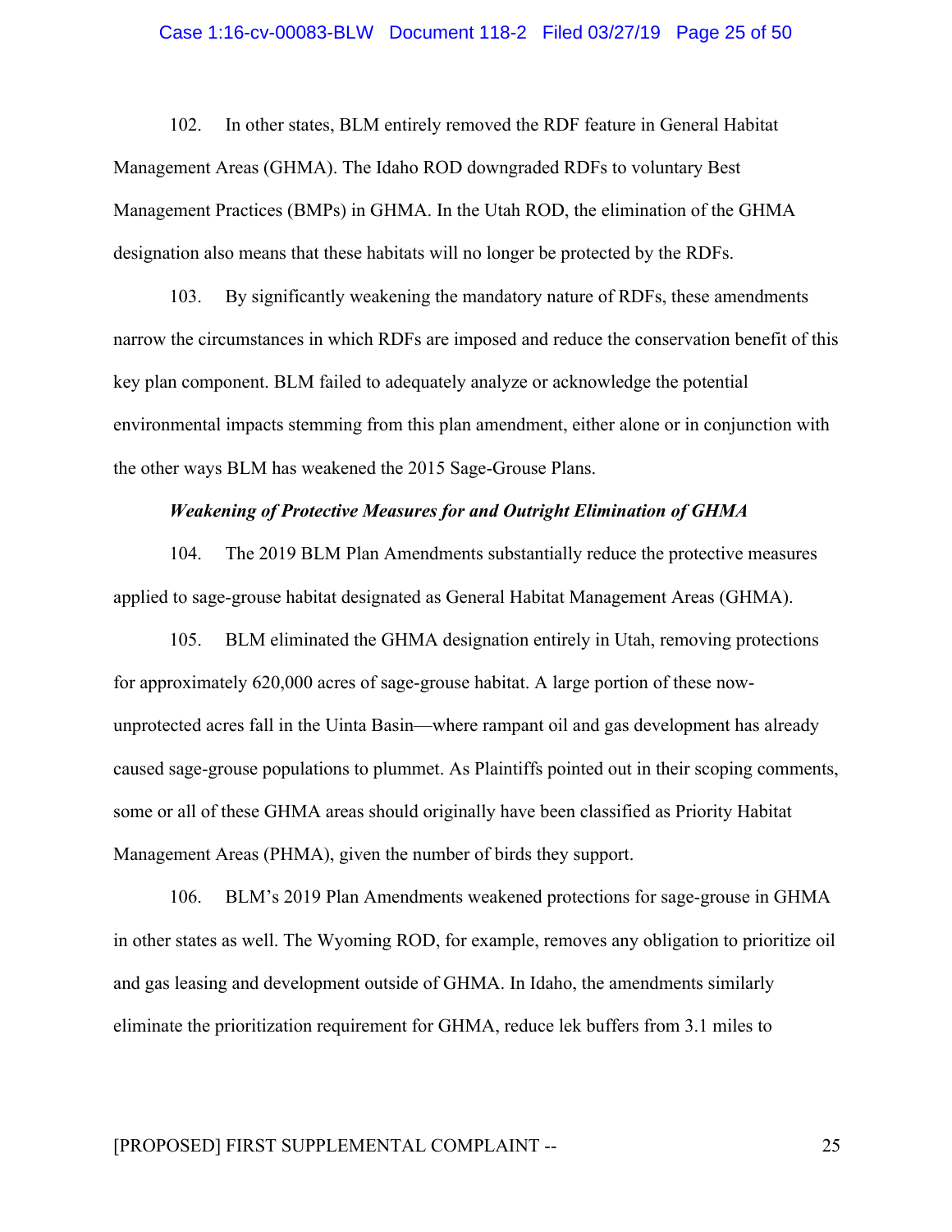102. In other states, BLM entirely removed the RDF feature in General Habitat Management Areas (GHMA). The Idaho ROD downgraded RDFs to voluntary Best Management Practices (BMPs) in GHMA. In the Utah ROD, the elimination of the GHMA designation also means that these habitats will no longer be protected by the RDFs.

103. By significantly weakening the mandatory nature of RDFs, these amendments narrow the circumstances in which RDFs are imposed and reduce the conservation benefit of this key plan component. BLM failed to adequately analyze or acknowledge the potential environmental impacts stemming from this plan amendment, either alone or in conjunction with the other ways BLM has weakened the 2015 Sage-Grouse Plans.

***Weakening of Protective Measures for and Outright Elimination of GHMA***

104. The 2019 BLM Plan Amendments substantially reduce the protective measures applied to sage-grouse habitat designated as General Habitat Management Areas (GHMA).

105. BLM eliminated the GHMA designation entirely in Utah, removing protections for approximately 620,000 acres of sage-grouse habitat. A large portion of these now-unprotected acres fall in the Uinta Basin—where rampant oil and gas development has already caused sage-grouse populations to plummet. As Plaintiffs pointed out in their scoping comments, some or all of these GHMA areas should originally have been classified as Priority Habitat Management Areas (PHMA), given the number of birds they support.

106. BLM's 2019 Plan Amendments weakened protections for sage-grouse in GHMA in other states as well. The Wyoming ROD, for example, removes any obligation to prioritize oil and gas leasing and development outside of GHMA. In Idaho, the amendments similarly eliminate the prioritization requirement for GHMA, reduce lek buffers from 3.1 miles to

[PROPOSED] FIRST SUPPLEMENTAL COMPLAINT --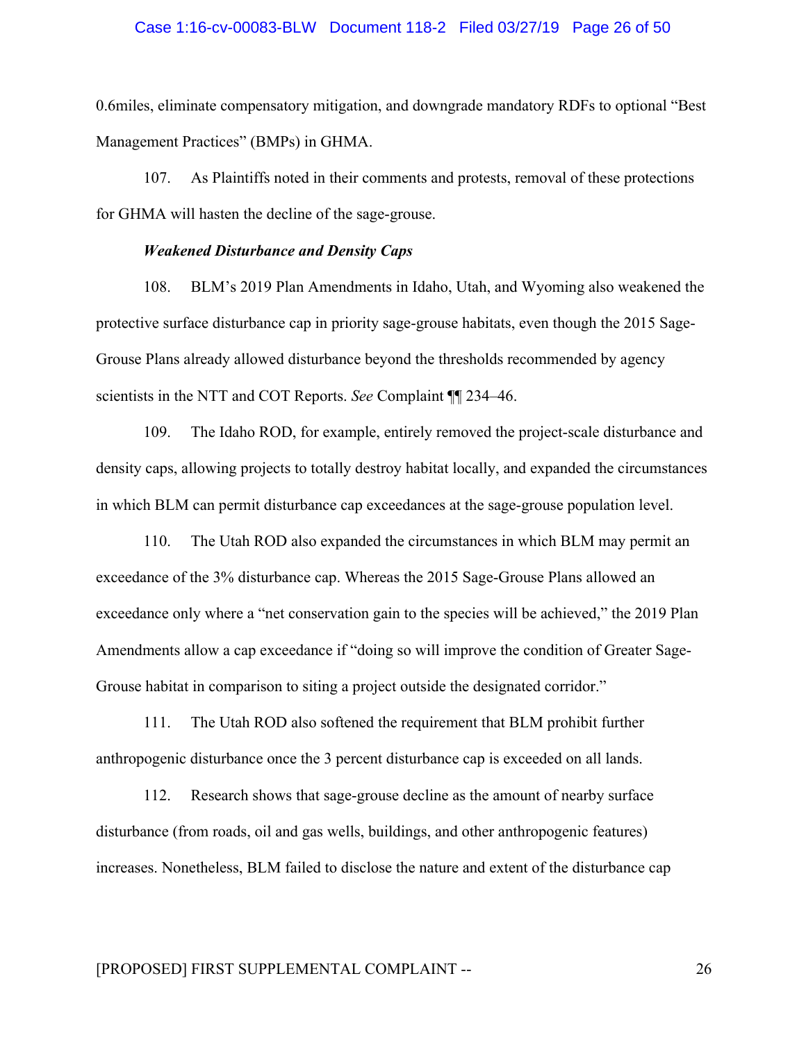0.6miles, eliminate compensatory mitigation, and downgrade mandatory RDFs to optional "Best Management Practices" (BMPs) in GHMA.

107. As Plaintiffs noted in their comments and protests, removal of these protections for GHMA will hasten the decline of the sage-grouse.

***Weakened Disturbance and Density Caps***

108. BLM's 2019 Plan Amendments in Idaho, Utah, and Wyoming also weakened the protective surface disturbance cap in priority sage-grouse habitats, even though the 2015 Sage-Grouse Plans already allowed disturbance beyond the thresholds recommended by agency scientists in the NTT and COT Reports. *See* Complaint ¶¶ 234–46.

109. The Idaho ROD, for example, entirely removed the project-scale disturbance and density caps, allowing projects to totally destroy habitat locally, and expanded the circumstances in which BLM can permit disturbance cap exceedances at the sage-grouse population level.

110. The Utah ROD also expanded the circumstances in which BLM may permit an exceedance of the 3% disturbance cap. Whereas the 2015 Sage-Grouse Plans allowed an exceedance only where a "net conservation gain to the species will be achieved," the 2019 Plan Amendments allow a cap exceedance if "doing so will improve the condition of Greater Sage-Grouse habitat in comparison to siting a project outside the designated corridor."

111. The Utah ROD also softened the requirement that BLM prohibit further anthropogenic disturbance once the 3 percent disturbance cap is exceeded on all lands.

112. Research shows that sage-grouse decline as the amount of nearby surface disturbance (from roads, oil and gas wells, buildings, and other anthropogenic features) increases. Nonetheless, BLM failed to disclose the nature and extent of the disturbance cap

[PROPOSED] FIRST SUPPLEMENTAL COMPLAINT --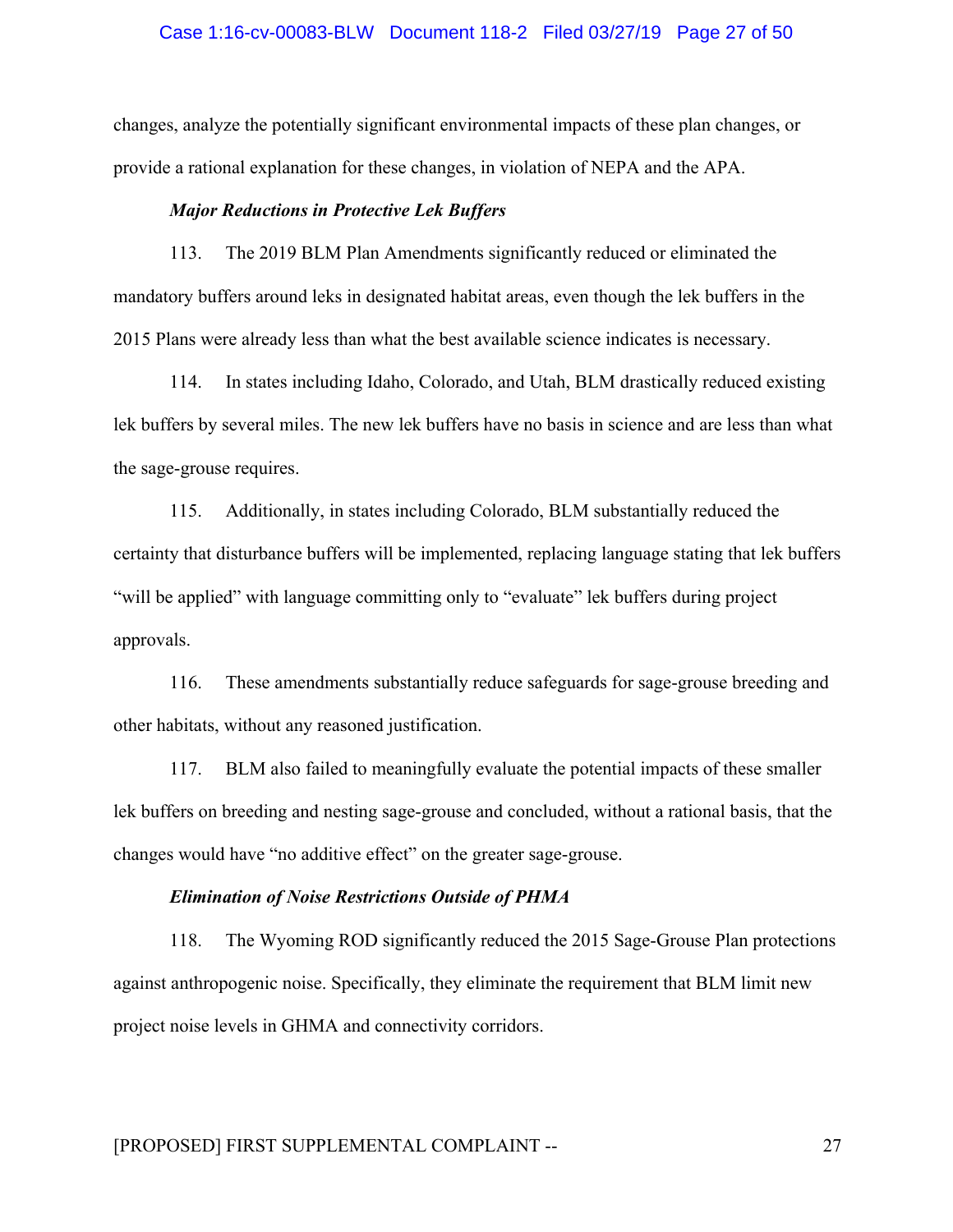changes, analyze the potentially significant environmental impacts of these plan changes, or provide a rational explanation for these changes, in violation of NEPA and the APA.

***Major Reductions in Protective Lek Buffers***

113. The 2019 BLM Plan Amendments significantly reduced or eliminated the mandatory buffers around leks in designated habitat areas, even though the lek buffers in the 2015 Plans were already less than what the best available science indicates is necessary.

114. In states including Idaho, Colorado, and Utah, BLM drastically reduced existing lek buffers by several miles. The new lek buffers have no basis in science and are less than what the sage-grouse requires.

115. Additionally, in states including Colorado, BLM substantially reduced the certainty that disturbance buffers will be implemented, replacing language stating that lek buffers "will be applied" with language committing only to "evaluate" lek buffers during project approvals.

116. These amendments substantially reduce safeguards for sage-grouse breeding and other habitats, without any reasoned justification.

117. BLM also failed to meaningfully evaluate the potential impacts of these smaller lek buffers on breeding and nesting sage-grouse and concluded, without a rational basis, that the changes would have "no additive effect" on the greater sage-grouse.

***Elimination of Noise Restrictions Outside of PHMA***

118. The Wyoming ROD significantly reduced the 2015 Sage-Grouse Plan protections against anthropogenic noise. Specifically, they eliminate the requirement that BLM limit new project noise levels in GHMA and connectivity corridors.

[PROPOSED] FIRST SUPPLEMENTAL COMPLAINT --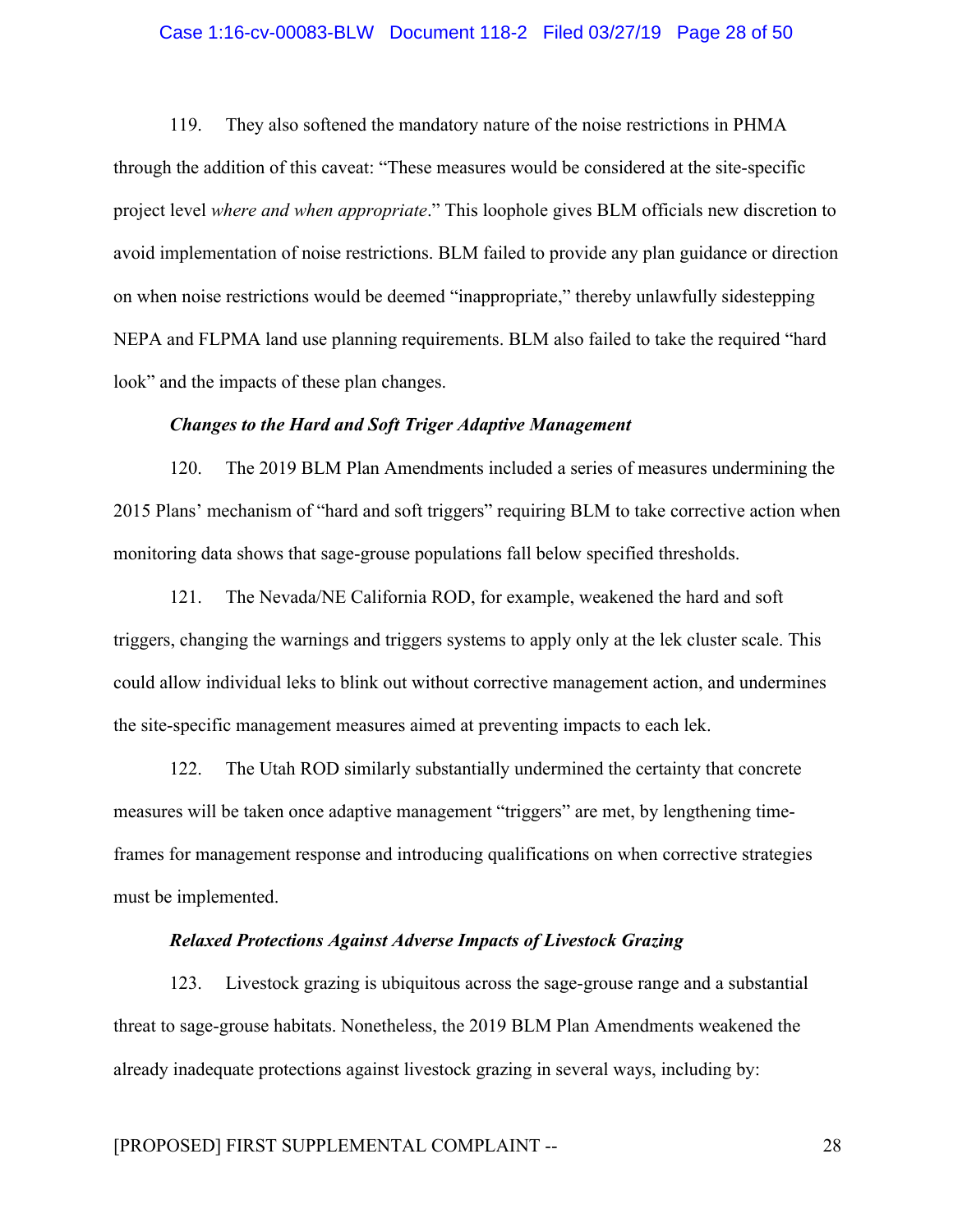119. They also softened the mandatory nature of the noise restrictions in PHMA through the addition of this caveat: "These measures would be considered at the site-specific project level *where and when appropriate*." This loophole gives BLM officials new discretion to avoid implementation of noise restrictions. BLM failed to provide any plan guidance or direction on when noise restrictions would be deemed "inappropriate," thereby unlawfully sidestepping NEPA and FLPMA land use planning requirements. BLM also failed to take the required "hard look" and the impacts of these plan changes.

***Changes to the Hard and Soft Triger Adaptive Management***

120. The 2019 BLM Plan Amendments included a series of measures undermining the 2015 Plans' mechanism of "hard and soft triggers" requiring BLM to take corrective action when monitoring data shows that sage-grouse populations fall below specified thresholds.

121. The Nevada/NE California ROD, for example, weakened the hard and soft triggers, changing the warnings and triggers systems to apply only at the lek cluster scale. This could allow individual leks to blink out without corrective management action, and undermines the site-specific management measures aimed at preventing impacts to each lek.

122. The Utah ROD similarly substantially undermined the certainty that concrete measures will be taken once adaptive management "triggers" are met, by lengthening time-frames for management response and introducing qualifications on when corrective strategies must be implemented.

***Relaxed Protections Against Adverse Impacts of Livestock Grazing***

123. Livestock grazing is ubiquitous across the sage-grouse range and a substantial threat to sage-grouse habitats. Nonetheless, the 2019 BLM Plan Amendments weakened the already inadequate protections against livestock grazing in several ways, including by:

[PROPOSED] FIRST SUPPLEMENTAL COMPLAINT --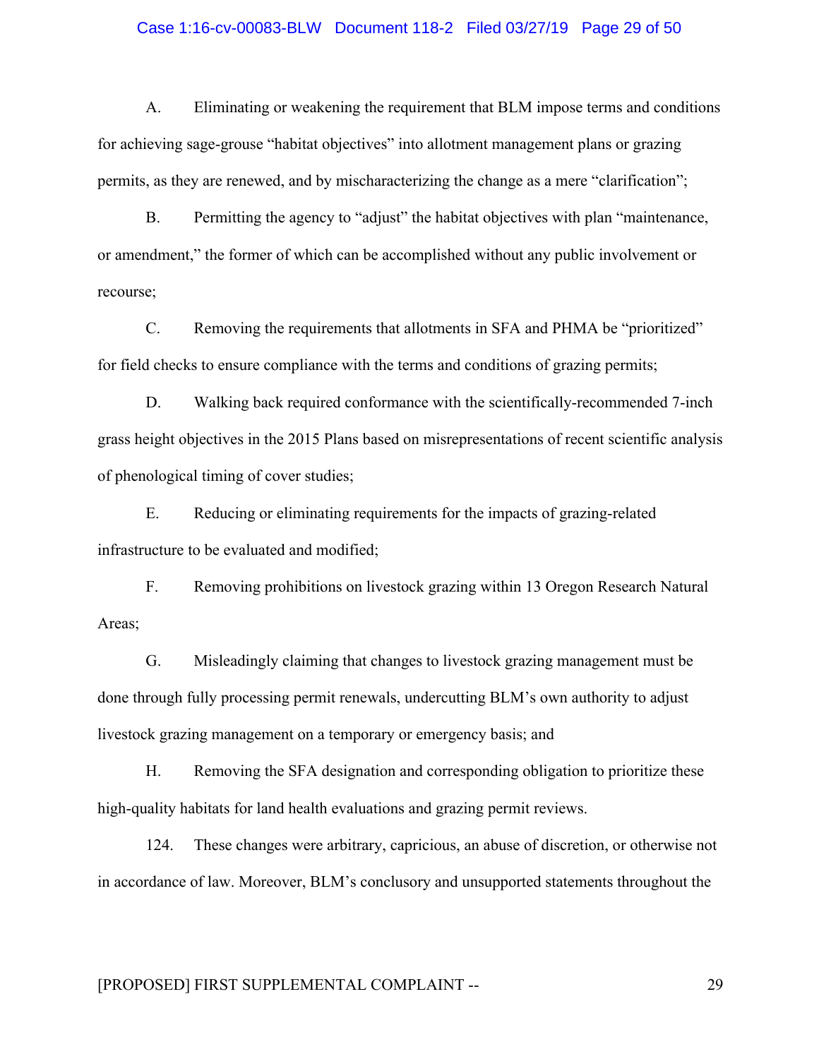A. Eliminating or weakening the requirement that BLM impose terms and conditions for achieving sage-grouse "habitat objectives" into allotment management plans or grazing permits, as they are renewed, and by mischaracterizing the change as a mere "clarification";

B. Permitting the agency to "adjust" the habitat objectives with plan "maintenance, or amendment," the former of which can be accomplished without any public involvement or recourse;

C. Removing the requirements that allotments in SFA and PHMA be "prioritized" for field checks to ensure compliance with the terms and conditions of grazing permits;

D. Walking back required conformance with the scientifically-recommended 7-inch grass height objectives in the 2015 Plans based on misrepresentations of recent scientific analysis of phenological timing of cover studies;

E. Reducing or eliminating requirements for the impacts of grazing-related infrastructure to be evaluated and modified;

F. Removing prohibitions on livestock grazing within 13 Oregon Research Natural Areas;

G. Misleadingly claiming that changes to livestock grazing management must be done through fully processing permit renewals, undercutting BLM's own authority to adjust livestock grazing management on a temporary or emergency basis; and

H. Removing the SFA designation and corresponding obligation to prioritize these high-quality habitats for land health evaluations and grazing permit reviews.

124. These changes were arbitrary, capricious, an abuse of discretion, or otherwise not in accordance of law. Moreover, BLM's conclusory and unsupported statements throughout the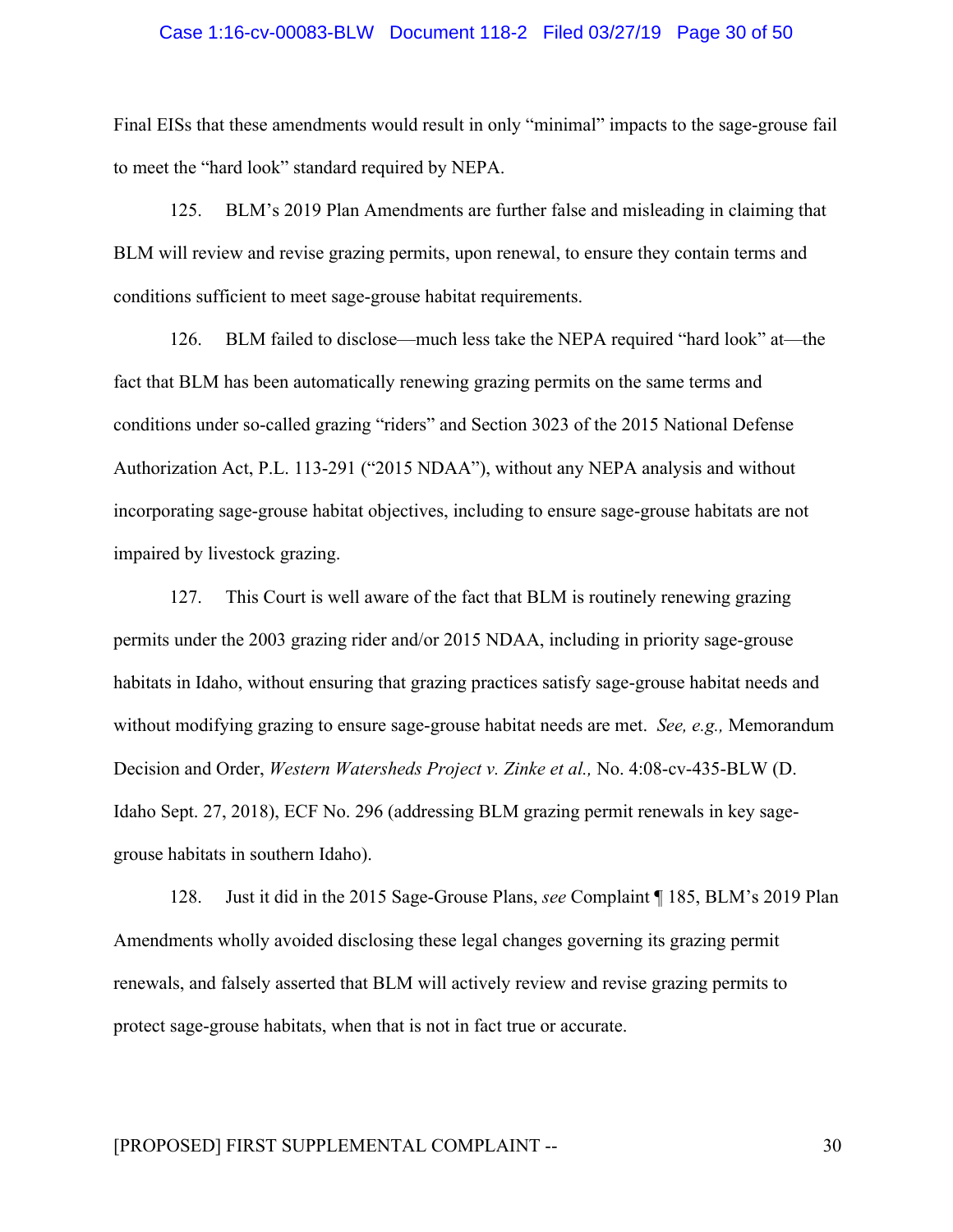Final EISs that these amendments would result in only "minimal" impacts to the sage-grouse fail to meet the "hard look" standard required by NEPA.

125. BLM's 2019 Plan Amendments are further false and misleading in claiming that BLM will review and revise grazing permits, upon renewal, to ensure they contain terms and conditions sufficient to meet sage-grouse habitat requirements.

126. BLM failed to disclose—much less take the NEPA required "hard look" at—the fact that BLM has been automatically renewing grazing permits on the same terms and conditions under so-called grazing "riders" and Section 3023 of the 2015 National Defense Authorization Act, P.L. 113-291 ("2015 NDAA"), without any NEPA analysis and without incorporating sage-grouse habitat objectives, including to ensure sage-grouse habitats are not impaired by livestock grazing.

127. This Court is well aware of the fact that BLM is routinely renewing grazing permits under the 2003 grazing rider and/or 2015 NDAA, including in priority sage-grouse habitats in Idaho, without ensuring that grazing practices satisfy sage-grouse habitat needs and without modifying grazing to ensure sage-grouse habitat needs are met. *See, e.g.,* Memorandum Decision and Order, *Western Watersheds Project v. Zinke et al.,* No. 4:08-cv-435-BLW (D. Idaho Sept. 27, 2018), ECF No. 296 (addressing BLM grazing permit renewals in key sage-grouse habitats in southern Idaho).

128. Just it did in the 2015 Sage-Grouse Plans, *see* Complaint ¶ 185, BLM's 2019 Plan Amendments wholly avoided disclosing these legal changes governing its grazing permit renewals, and falsely asserted that BLM will actively review and revise grazing permits to protect sage-grouse habitats, when that is not in fact true or accurate.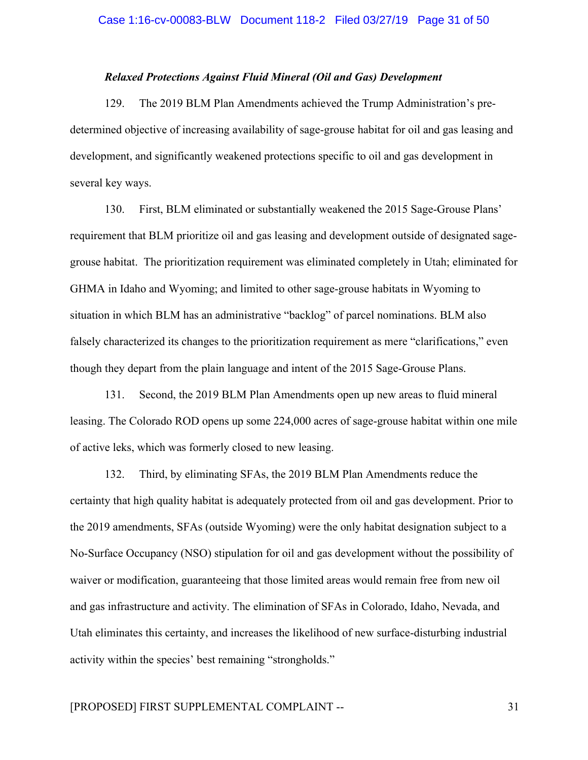***Relaxed Protections Against Fluid Mineral (Oil and Gas) Development***

129. The 2019 BLM Plan Amendments achieved the Trump Administration's pre-determined objective of increasing availability of sage-grouse habitat for oil and gas leasing and development, and significantly weakened protections specific to oil and gas development in several key ways.

130. First, BLM eliminated or substantially weakened the 2015 Sage-Grouse Plans' requirement that BLM prioritize oil and gas leasing and development outside of designated sage-grouse habitat. The prioritization requirement was eliminated completely in Utah; eliminated for GHMA in Idaho and Wyoming; and limited to other sage-grouse habitats in Wyoming to situation in which BLM has an administrative "backlog" of parcel nominations. BLM also falsely characterized its changes to the prioritization requirement as mere "clarifications," even though they depart from the plain language and intent of the 2015 Sage-Grouse Plans.

131. Second, the 2019 BLM Plan Amendments open up new areas to fluid mineral leasing. The Colorado ROD opens up some 224,000 acres of sage-grouse habitat within one mile of active leks, which was formerly closed to new leasing.

132. Third, by eliminating SFAs, the 2019 BLM Plan Amendments reduce the certainty that high quality habitat is adequately protected from oil and gas development. Prior to the 2019 amendments, SFAs (outside Wyoming) were the only habitat designation subject to a No-Surface Occupancy (NSO) stipulation for oil and gas development without the possibility of waiver or modification, guaranteeing that those limited areas would remain free from new oil and gas infrastructure and activity. The elimination of SFAs in Colorado, Idaho, Nevada, and Utah eliminates this certainty, and increases the likelihood of new surface-disturbing industrial activity within the species' best remaining "strongholds."

[PROPOSED] FIRST SUPPLEMENTAL COMPLAINT --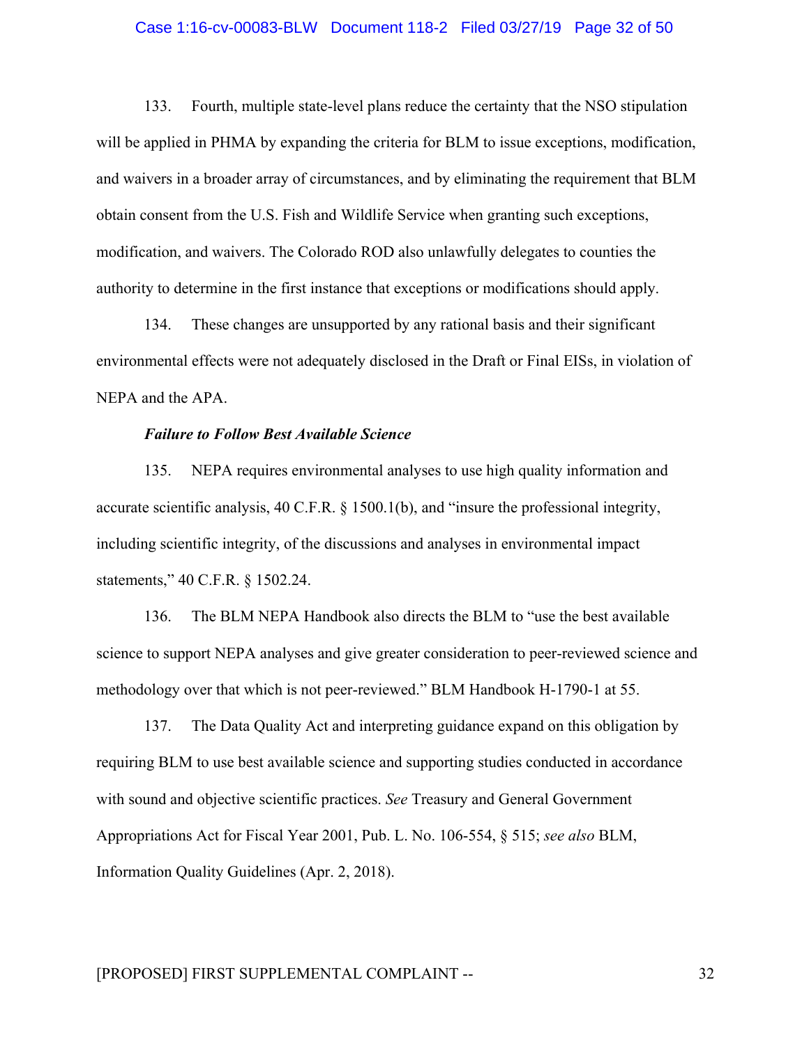133. Fourth, multiple state-level plans reduce the certainty that the NSO stipulation will be applied in PHMA by expanding the criteria for BLM to issue exceptions, modification, and waivers in a broader array of circumstances, and by eliminating the requirement that BLM obtain consent from the U.S. Fish and Wildlife Service when granting such exceptions, modification, and waivers. The Colorado ROD also unlawfully delegates to counties the authority to determine in the first instance that exceptions or modifications should apply.

134. These changes are unsupported by any rational basis and their significant environmental effects were not adequately disclosed in the Draft or Final EISs, in violation of NEPA and the APA.

***Failure to Follow Best Available Science***

135. NEPA requires environmental analyses to use high quality information and accurate scientific analysis, 40 C.F.R. § 1500.1(b), and "insure the professional integrity, including scientific integrity, of the discussions and analyses in environmental impact statements," 40 C.F.R. § 1502.24.

136. The BLM NEPA Handbook also directs the BLM to "use the best available science to support NEPA analyses and give greater consideration to peer-reviewed science and methodology over that which is not peer-reviewed." BLM Handbook H-1790-1 at 55.

137. The Data Quality Act and interpreting guidance expand on this obligation by requiring BLM to use best available science and supporting studies conducted in accordance with sound and objective scientific practices. *See* Treasury and General Government Appropriations Act for Fiscal Year 2001, Pub. L. No. 106-554, § 515; *see also* BLM, Information Quality Guidelines (Apr. 2, 2018).

[PROPOSED] FIRST SUPPLEMENTAL COMPLAINT --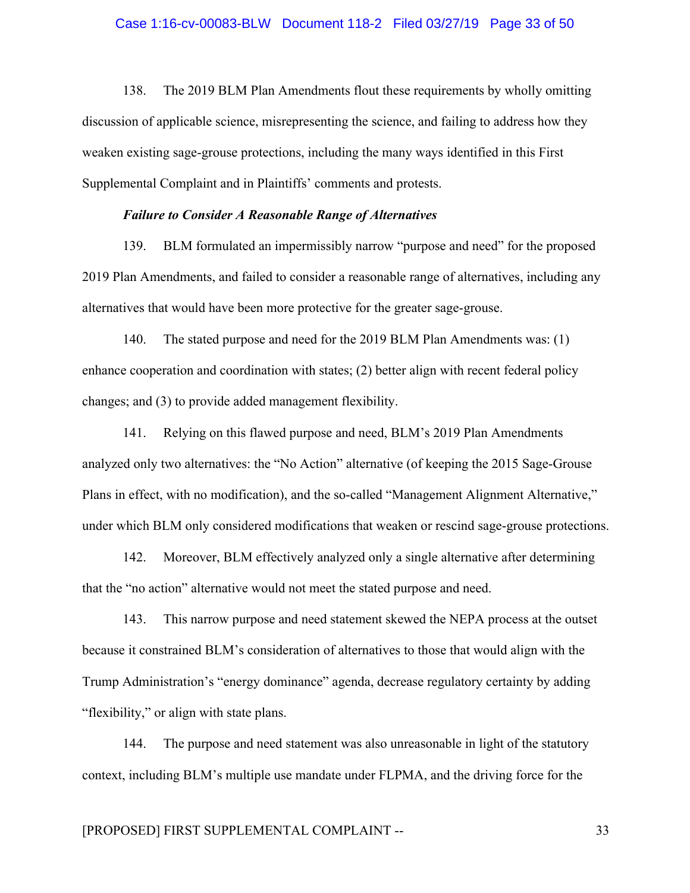138. The 2019 BLM Plan Amendments flout these requirements by wholly omitting discussion of applicable science, misrepresenting the science, and failing to address how they weaken existing sage-grouse protections, including the many ways identified in this First Supplemental Complaint and in Plaintiffs' comments and protests.

***Failure to Consider A Reasonable Range of Alternatives***

139. BLM formulated an impermissibly narrow "purpose and need" for the proposed 2019 Plan Amendments, and failed to consider a reasonable range of alternatives, including any alternatives that would have been more protective for the greater sage-grouse.

140. The stated purpose and need for the 2019 BLM Plan Amendments was: (1) enhance cooperation and coordination with states; (2) better align with recent federal policy changes; and (3) to provide added management flexibility.

141. Relying on this flawed purpose and need, BLM's 2019 Plan Amendments analyzed only two alternatives: the "No Action" alternative (of keeping the 2015 Sage-Grouse Plans in effect, with no modification), and the so-called "Management Alignment Alternative," under which BLM only considered modifications that weaken or rescind sage-grouse protections.

142. Moreover, BLM effectively analyzed only a single alternative after determining that the "no action" alternative would not meet the stated purpose and need.

143. This narrow purpose and need statement skewed the NEPA process at the outset because it constrained BLM's consideration of alternatives to those that would align with the Trump Administration's "energy dominance" agenda, decrease regulatory certainty by adding "flexibility," or align with state plans.

144. The purpose and need statement was also unreasonable in light of the statutory context, including BLM's multiple use mandate under FLPMA, and the driving force for the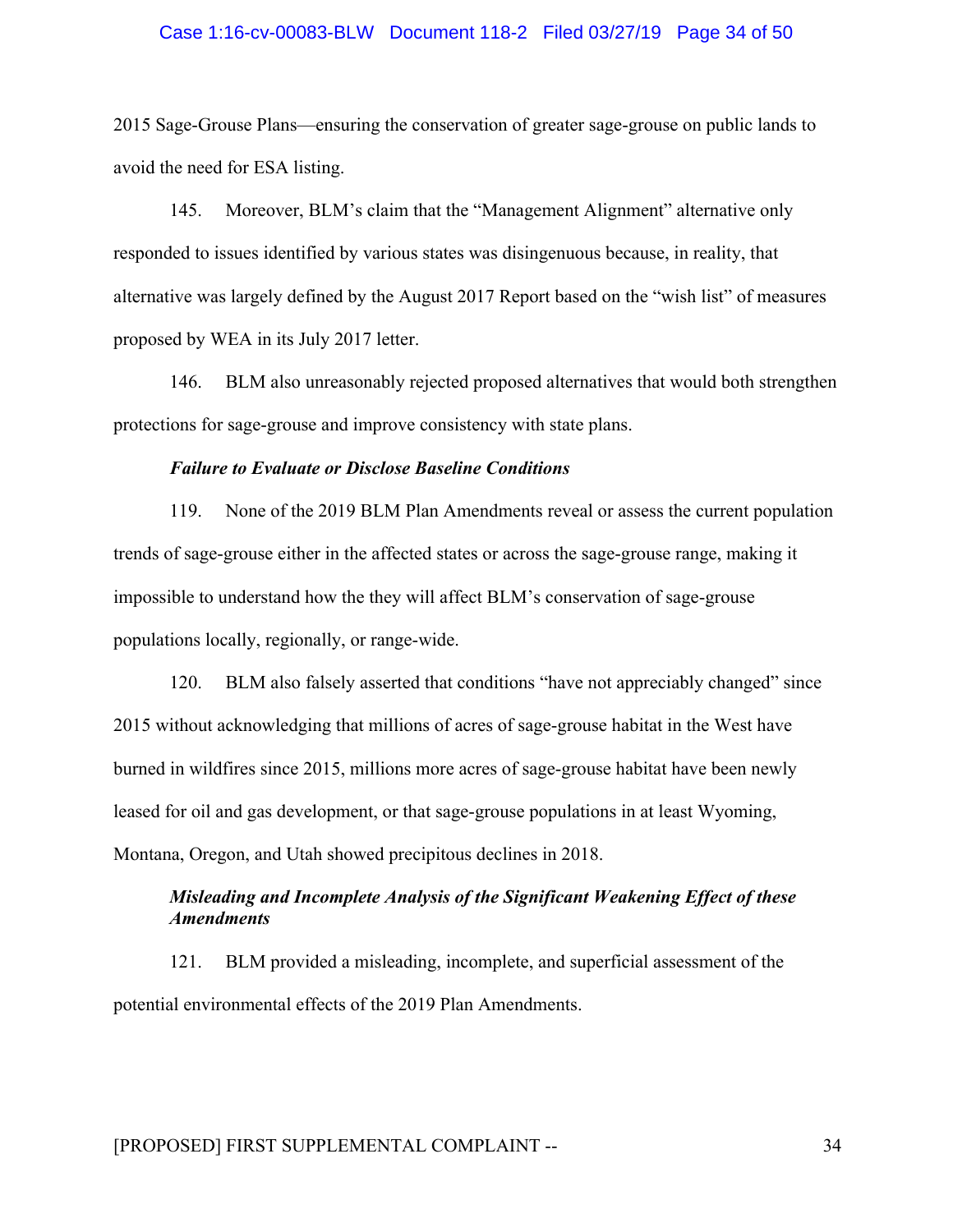2015 Sage-Grouse Plans—ensuring the conservation of greater sage-grouse on public lands to avoid the need for ESA listing.

145. Moreover, BLM's claim that the "Management Alignment" alternative only responded to issues identified by various states was disingenuous because, in reality, that alternative was largely defined by the August 2017 Report based on the "wish list" of measures proposed by WEA in its July 2017 letter.

146. BLM also unreasonably rejected proposed alternatives that would both strengthen protections for sage-grouse and improve consistency with state plans.

***Failure to Evaluate or Disclose Baseline Conditions***

119. None of the 2019 BLM Plan Amendments reveal or assess the current population trends of sage-grouse either in the affected states or across the sage-grouse range, making it impossible to understand how the they will affect BLM's conservation of sage-grouse populations locally, regionally, or range-wide.

120. BLM also falsely asserted that conditions "have not appreciably changed" since 2015 without acknowledging that millions of acres of sage-grouse habitat in the West have burned in wildfires since 2015, millions more acres of sage-grouse habitat have been newly leased for oil and gas development, or that sage-grouse populations in at least Wyoming, Montana, Oregon, and Utah showed precipitous declines in 2018.

***Misleading and Incomplete Analysis of the Significant Weakening Effect of these Amendments***

121. BLM provided a misleading, incomplete, and superficial assessment of the potential environmental effects of the 2019 Plan Amendments.

[PROPOSED] FIRST SUPPLEMENTAL COMPLAINT --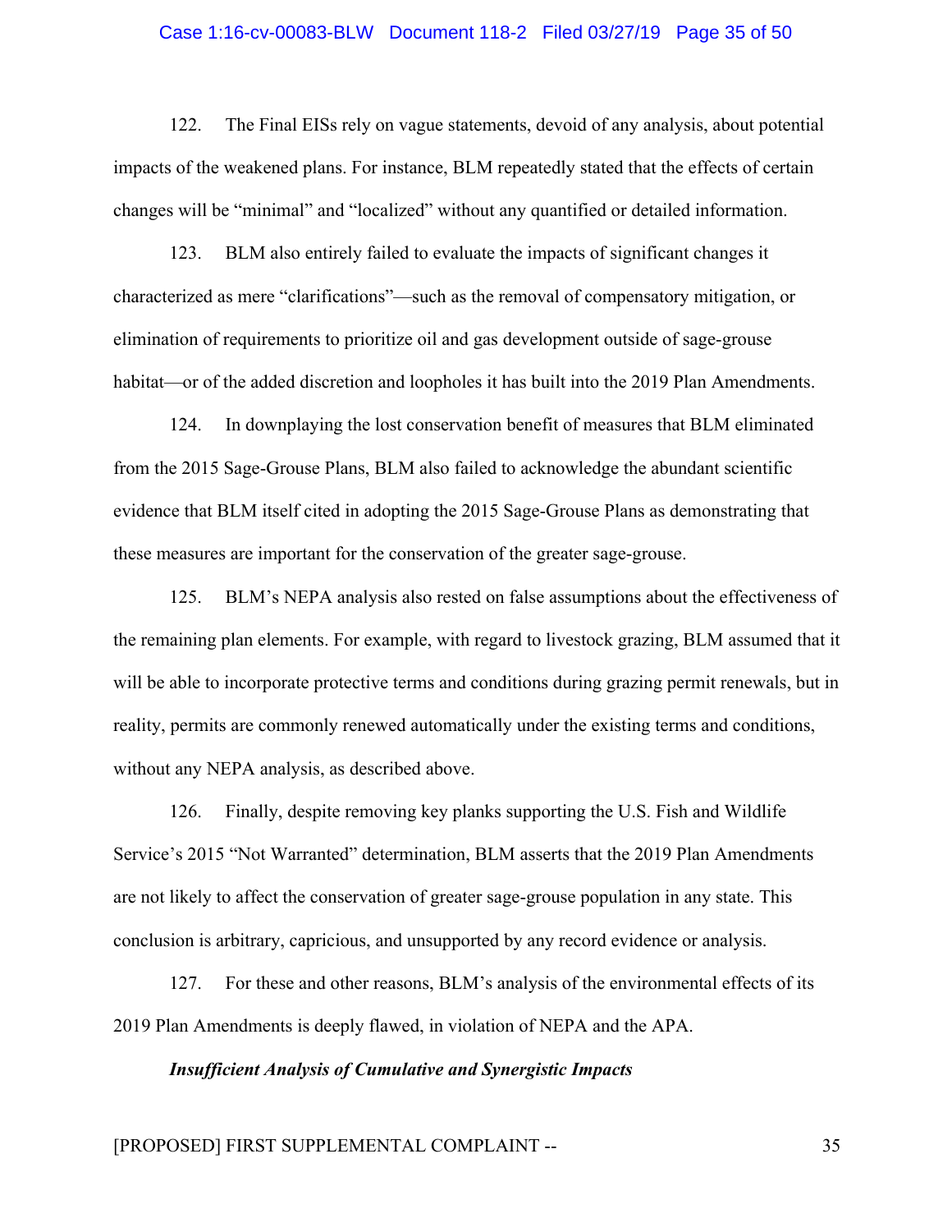122. The Final EISs rely on vague statements, devoid of any analysis, about potential impacts of the weakened plans. For instance, BLM repeatedly stated that the effects of certain changes will be "minimal" and "localized" without any quantified or detailed information.

123. BLM also entirely failed to evaluate the impacts of significant changes it characterized as mere "clarifications"—such as the removal of compensatory mitigation, or elimination of requirements to prioritize oil and gas development outside of sage-grouse habitat—or of the added discretion and loopholes it has built into the 2019 Plan Amendments.

124. In downplaying the lost conservation benefit of measures that BLM eliminated from the 2015 Sage-Grouse Plans, BLM also failed to acknowledge the abundant scientific evidence that BLM itself cited in adopting the 2015 Sage-Grouse Plans as demonstrating that these measures are important for the conservation of the greater sage-grouse.

125. BLM's NEPA analysis also rested on false assumptions about the effectiveness of the remaining plan elements. For example, with regard to livestock grazing, BLM assumed that it will be able to incorporate protective terms and conditions during grazing permit renewals, but in reality, permits are commonly renewed automatically under the existing terms and conditions, without any NEPA analysis, as described above.

126. Finally, despite removing key planks supporting the U.S. Fish and Wildlife Service's 2015 "Not Warranted" determination, BLM asserts that the 2019 Plan Amendments are not likely to affect the conservation of greater sage-grouse population in any state. This conclusion is arbitrary, capricious, and unsupported by any record evidence or analysis.

127. For these and other reasons, BLM's analysis of the environmental effects of its 2019 Plan Amendments is deeply flawed, in violation of NEPA and the APA.

***Insufficient Analysis of Cumulative and Synergistic Impacts***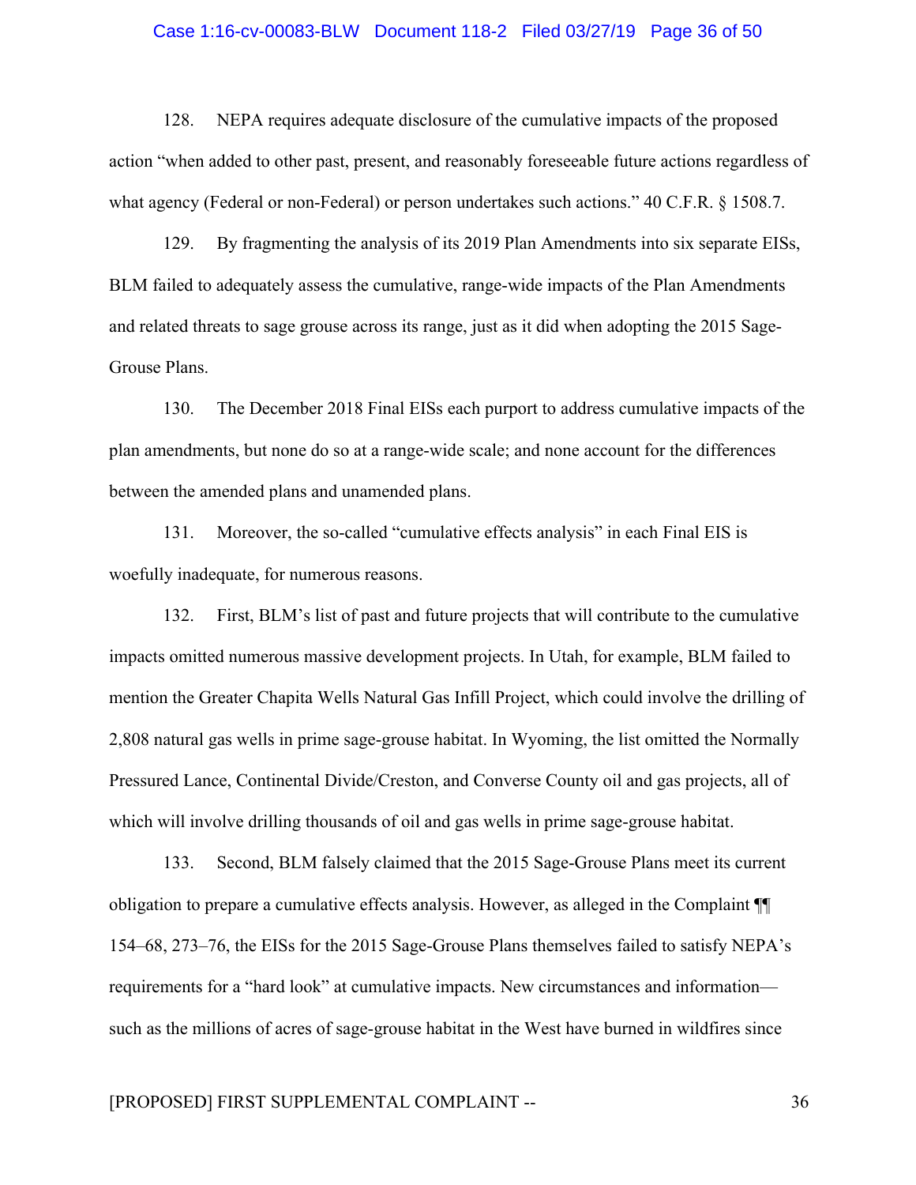128. NEPA requires adequate disclosure of the cumulative impacts of the proposed action "when added to other past, present, and reasonably foreseeable future actions regardless of what agency (Federal or non-Federal) or person undertakes such actions." 40 C.F.R. § 1508.7.

129. By fragmenting the analysis of its 2019 Plan Amendments into six separate EISs, BLM failed to adequately assess the cumulative, range-wide impacts of the Plan Amendments and related threats to sage grouse across its range, just as it did when adopting the 2015 Sage-Grouse Plans.

130. The December 2018 Final EISs each purport to address cumulative impacts of the plan amendments, but none do so at a range-wide scale; and none account for the differences between the amended plans and unamended plans.

131. Moreover, the so-called "cumulative effects analysis" in each Final EIS is woefully inadequate, for numerous reasons.

132. First, BLM's list of past and future projects that will contribute to the cumulative impacts omitted numerous massive development projects. In Utah, for example, BLM failed to mention the Greater Chapita Wells Natural Gas Infill Project, which could involve the drilling of 2,808 natural gas wells in prime sage-grouse habitat. In Wyoming, the list omitted the Normally Pressured Lance, Continental Divide/Creston, and Converse County oil and gas projects, all of which will involve drilling thousands of oil and gas wells in prime sage-grouse habitat.

133. Second, BLM falsely claimed that the 2015 Sage-Grouse Plans meet its current obligation to prepare a cumulative effects analysis. However, as alleged in the Complaint ¶¶ 154–68, 273–76, the EISs for the 2015 Sage-Grouse Plans themselves failed to satisfy NEPA's requirements for a "hard look" at cumulative impacts. New circumstances and information—such as the millions of acres of sage-grouse habitat in the West have burned in wildfires since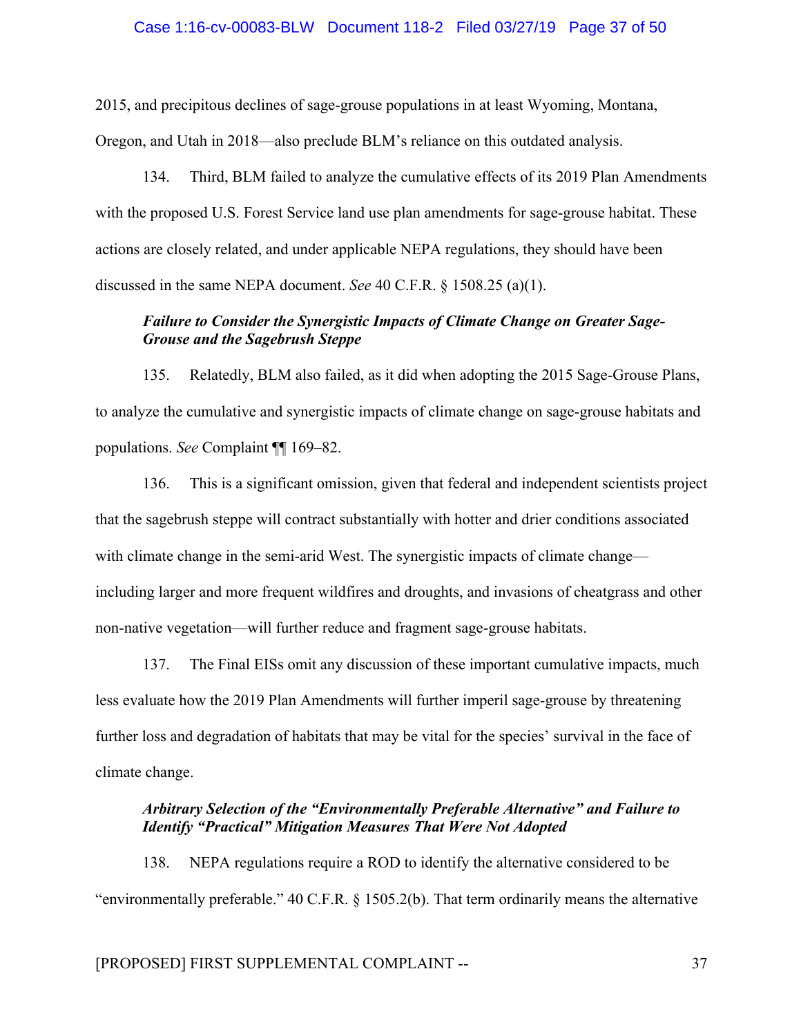2015, and precipitous declines of sage-grouse populations in at least Wyoming, Montana, Oregon, and Utah in 2018—also preclude BLM's reliance on this outdated analysis.

134. Third, BLM failed to analyze the cumulative effects of its 2019 Plan Amendments with the proposed U.S. Forest Service land use plan amendments for sage-grouse habitat. These actions are closely related, and under applicable NEPA regulations, they should have been discussed in the same NEPA document. *See* 40 C.F.R. § 1508.25 (a)(1).

***Failure to Consider the Synergistic Impacts of Climate Change on Greater Sage-Grouse and the Sagebrush Steppe***

135. Relatedly, BLM also failed, as it did when adopting the 2015 Sage-Grouse Plans, to analyze the cumulative and synergistic impacts of climate change on sage-grouse habitats and populations. *See* Complaint ¶¶ 169–82.

136. This is a significant omission, given that federal and independent scientists project that the sagebrush steppe will contract substantially with hotter and drier conditions associated with climate change in the semi-arid West. The synergistic impacts of climate change—including larger and more frequent wildfires and droughts, and invasions of cheatgrass and other non-native vegetation—will further reduce and fragment sage-grouse habitats.

137. The Final EISs omit any discussion of these important cumulative impacts, much less evaluate how the 2019 Plan Amendments will further imperil sage-grouse by threatening further loss and degradation of habitats that may be vital for the species' survival in the face of climate change.

***Arbitrary Selection of the "Environmentally Preferable Alternative" and Failure to Identify "Practical" Mitigation Measures That Were Not Adopted***

138. NEPA regulations require a ROD to identify the alternative considered to be "environmentally preferable." 40 C.F.R. § 1505.2(b). That term ordinarily means the alternative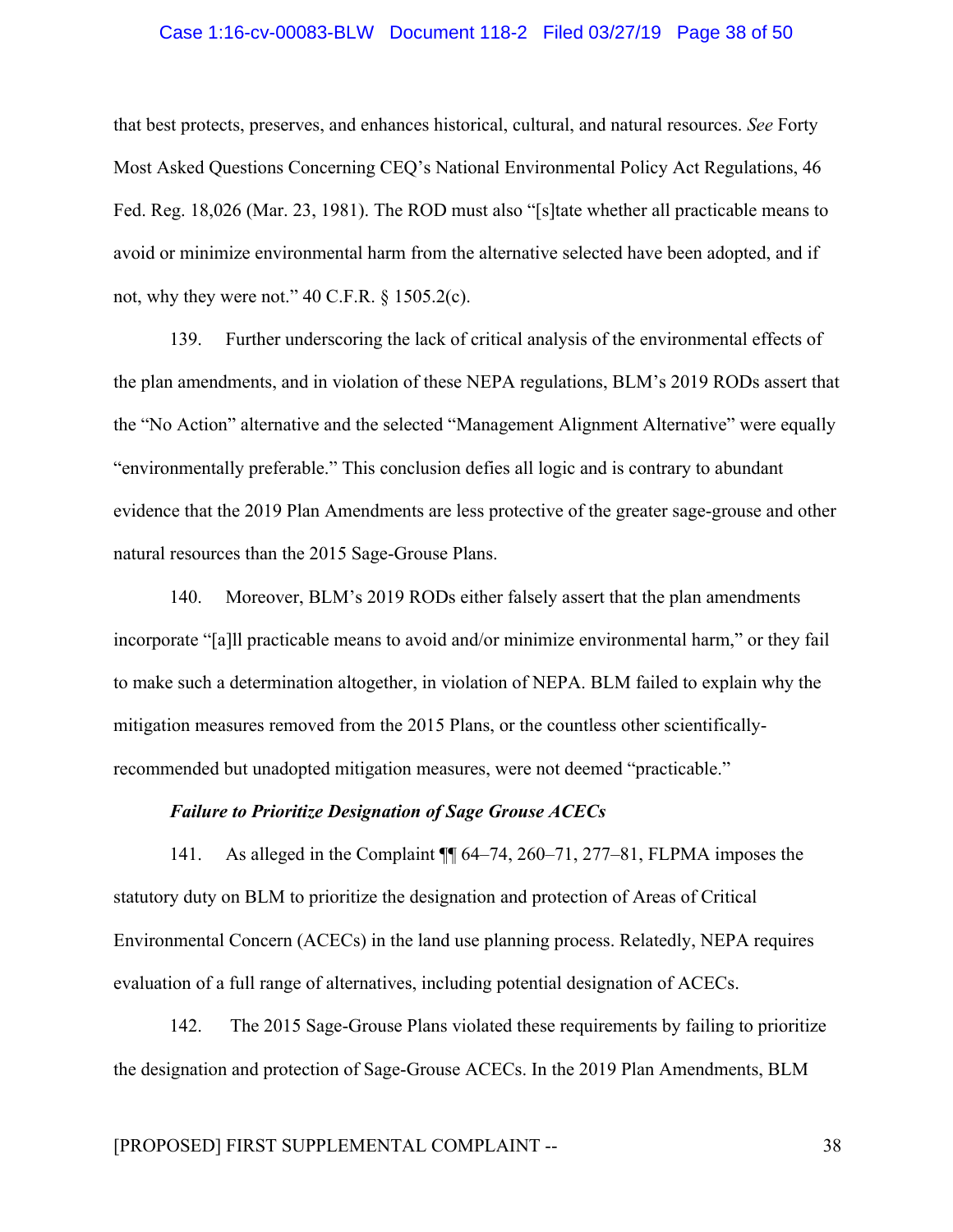that best protects, preserves, and enhances historical, cultural, and natural resources. *See* Forty Most Asked Questions Concerning CEQ's National Environmental Policy Act Regulations, 46 Fed. Reg. 18,026 (Mar. 23, 1981). The ROD must also "[s]tate whether all practicable means to avoid or minimize environmental harm from the alternative selected have been adopted, and if not, why they were not." 40 C.F.R. § 1505.2(c).

139. Further underscoring the lack of critical analysis of the environmental effects of the plan amendments, and in violation of these NEPA regulations, BLM's 2019 RODs assert that the "No Action" alternative and the selected "Management Alignment Alternative" were equally "environmentally preferable." This conclusion defies all logic and is contrary to abundant evidence that the 2019 Plan Amendments are less protective of the greater sage-grouse and other natural resources than the 2015 Sage-Grouse Plans.

140. Moreover, BLM's 2019 RODs either falsely assert that the plan amendments incorporate "[a]ll practicable means to avoid and/or minimize environmental harm," or they fail to make such a determination altogether, in violation of NEPA. BLM failed to explain why the mitigation measures removed from the 2015 Plans, or the countless other scientifically-recommended but unadopted mitigation measures, were not deemed "practicable."

***Failure to Prioritize Designation of Sage Grouse ACECs***

141. As alleged in the Complaint ¶¶ 64–74, 260–71, 277–81, FLPMA imposes the statutory duty on BLM to prioritize the designation and protection of Areas of Critical Environmental Concern (ACECs) in the land use planning process. Relatedly, NEPA requires evaluation of a full range of alternatives, including potential designation of ACECs.

142. The 2015 Sage-Grouse Plans violated these requirements by failing to prioritize the designation and protection of Sage-Grouse ACECs. In the 2019 Plan Amendments, BLM

[PROPOSED] FIRST SUPPLEMENTAL COMPLAINT --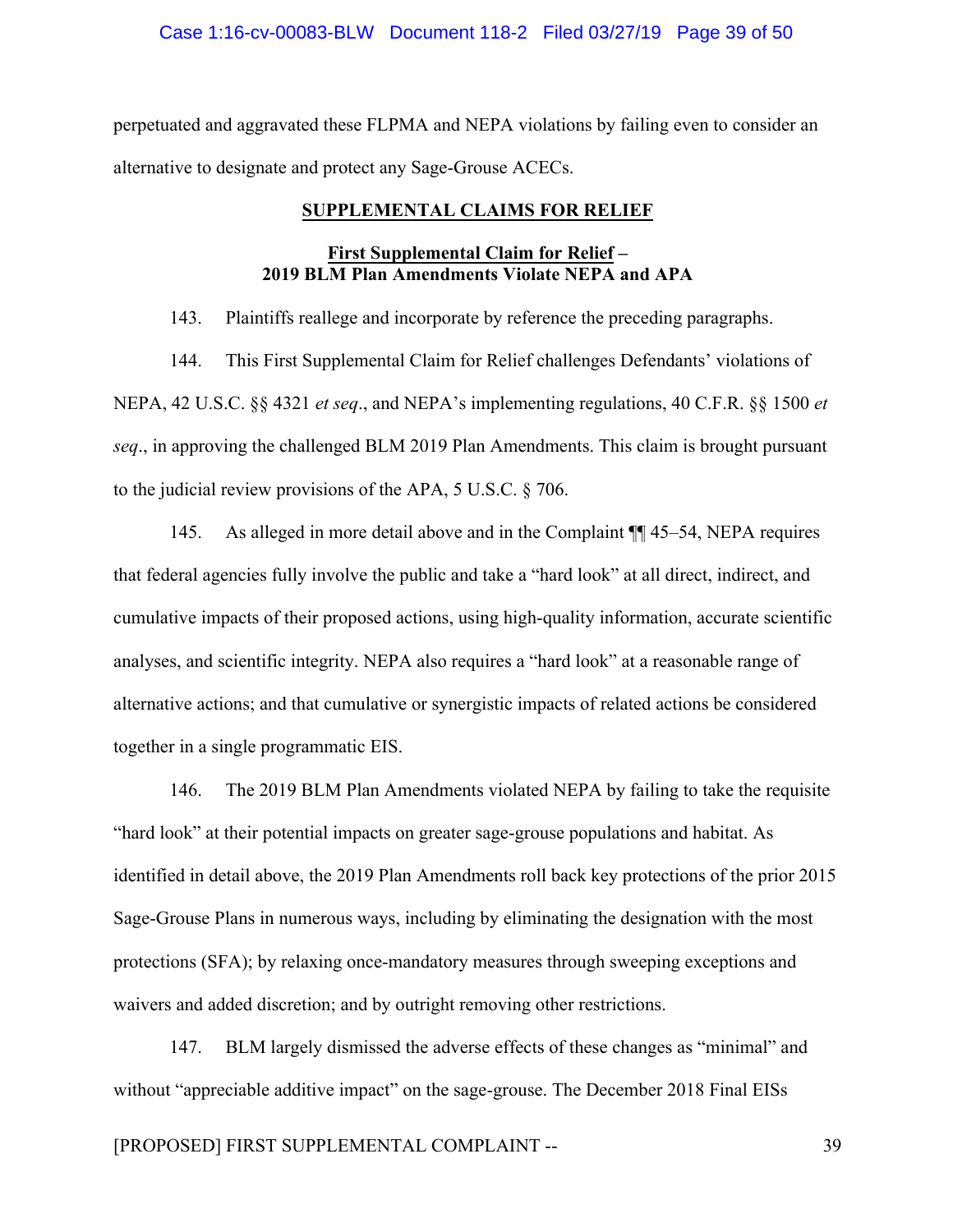perpetuated and aggravated these FLPMA and NEPA violations by failing even to consider an alternative to designate and protect any Sage-Grouse ACECs.

## SUPPLEMENTAL CLAIMS FOR RELIEF

### First Supplemental Claim for Relief – 2019 BLM Plan Amendments Violate NEPA and APA

143. Plaintiffs reallege and incorporate by reference the preceding paragraphs.

144. This First Supplemental Claim for Relief challenges Defendants' violations of NEPA, 42 U.S.C. §§ 4321 *et seq*., and NEPA's implementing regulations, 40 C.F.R. §§ 1500 *et seq*., in approving the challenged BLM 2019 Plan Amendments. This claim is brought pursuant to the judicial review provisions of the APA, 5 U.S.C. § 706.

145. As alleged in more detail above and in the Complaint ¶¶ 45–54, NEPA requires that federal agencies fully involve the public and take a "hard look" at all direct, indirect, and cumulative impacts of their proposed actions, using high-quality information, accurate scientific analyses, and scientific integrity. NEPA also requires a "hard look" at a reasonable range of alternative actions; and that cumulative or synergistic impacts of related actions be considered together in a single programmatic EIS.

146. The 2019 BLM Plan Amendments violated NEPA by failing to take the requisite "hard look" at their potential impacts on greater sage-grouse populations and habitat. As identified in detail above, the 2019 Plan Amendments roll back key protections of the prior 2015 Sage-Grouse Plans in numerous ways, including by eliminating the designation with the most protections (SFA); by relaxing once-mandatory measures through sweeping exceptions and waivers and added discretion; and by outright removing other restrictions.

147. BLM largely dismissed the adverse effects of these changes as "minimal" and without "appreciable additive impact" on the sage-grouse. The December 2018 Final EISs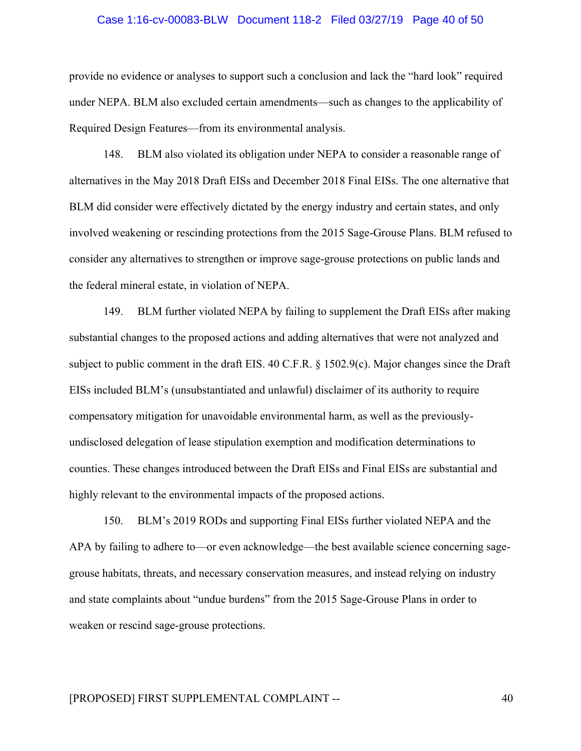provide no evidence or analyses to support such a conclusion and lack the "hard look" required under NEPA. BLM also excluded certain amendments—such as changes to the applicability of Required Design Features—from its environmental analysis.

148. BLM also violated its obligation under NEPA to consider a reasonable range of alternatives in the May 2018 Draft EISs and December 2018 Final EISs. The one alternative that BLM did consider were effectively dictated by the energy industry and certain states, and only involved weakening or rescinding protections from the 2015 Sage-Grouse Plans. BLM refused to consider any alternatives to strengthen or improve sage-grouse protections on public lands and the federal mineral estate, in violation of NEPA.

149. BLM further violated NEPA by failing to supplement the Draft EISs after making substantial changes to the proposed actions and adding alternatives that were not analyzed and subject to public comment in the draft EIS. 40 C.F.R. § 1502.9(c). Major changes since the Draft EISs included BLM's (unsubstantiated and unlawful) disclaimer of its authority to require compensatory mitigation for unavoidable environmental harm, as well as the previously-undisclosed delegation of lease stipulation exemption and modification determinations to counties. These changes introduced between the Draft EISs and Final EISs are substantial and highly relevant to the environmental impacts of the proposed actions.

150. BLM's 2019 RODs and supporting Final EISs further violated NEPA and the APA by failing to adhere to—or even acknowledge—the best available science concerning sage-grouse habitats, threats, and necessary conservation measures, and instead relying on industry and state complaints about "undue burdens" from the 2015 Sage-Grouse Plans in order to weaken or rescind sage-grouse protections.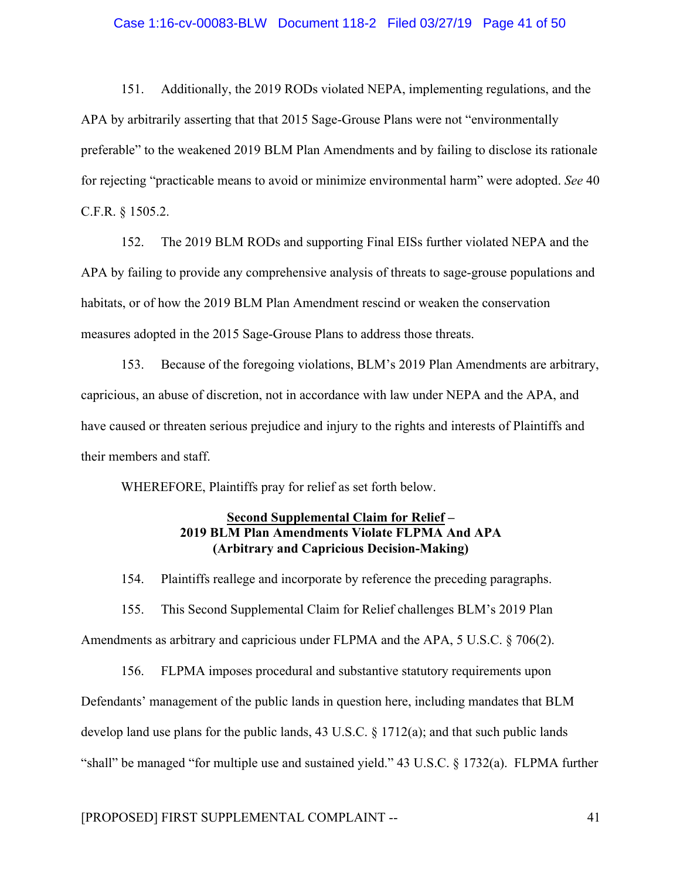151. Additionally, the 2019 RODs violated NEPA, implementing regulations, and the APA by arbitrarily asserting that that 2015 Sage-Grouse Plans were not "environmentally preferable" to the weakened 2019 BLM Plan Amendments and by failing to disclose its rationale for rejecting "practicable means to avoid or minimize environmental harm" were adopted. *See* 40 C.F.R. § 1505.2.

152. The 2019 BLM RODs and supporting Final EISs further violated NEPA and the APA by failing to provide any comprehensive analysis of threats to sage-grouse populations and habitats, or of how the 2019 BLM Plan Amendment rescind or weaken the conservation measures adopted in the 2015 Sage-Grouse Plans to address those threats.

153. Because of the foregoing violations, BLM's 2019 Plan Amendments are arbitrary, capricious, an abuse of discretion, not in accordance with law under NEPA and the APA, and have caused or threaten serious prejudice and injury to the rights and interests of Plaintiffs and their members and staff.

WHEREFORE, Plaintiffs pray for relief as set forth below.

**<u>Second Supplemental Claim for Relief</u> –**
**2019 BLM Plan Amendments Violate FLPMA And APA**
**(Arbitrary and Capricious Decision-Making)**

154. Plaintiffs reallege and incorporate by reference the preceding paragraphs.

155. This Second Supplemental Claim for Relief challenges BLM's 2019 Plan Amendments as arbitrary and capricious under FLPMA and the APA, 5 U.S.C. § 706(2).

156. FLPMA imposes procedural and substantive statutory requirements upon Defendants' management of the public lands in question here, including mandates that BLM develop land use plans for the public lands, 43 U.S.C. § 1712(a); and that such public lands "shall" be managed "for multiple use and sustained yield." 43 U.S.C. § 1732(a). FLPMA further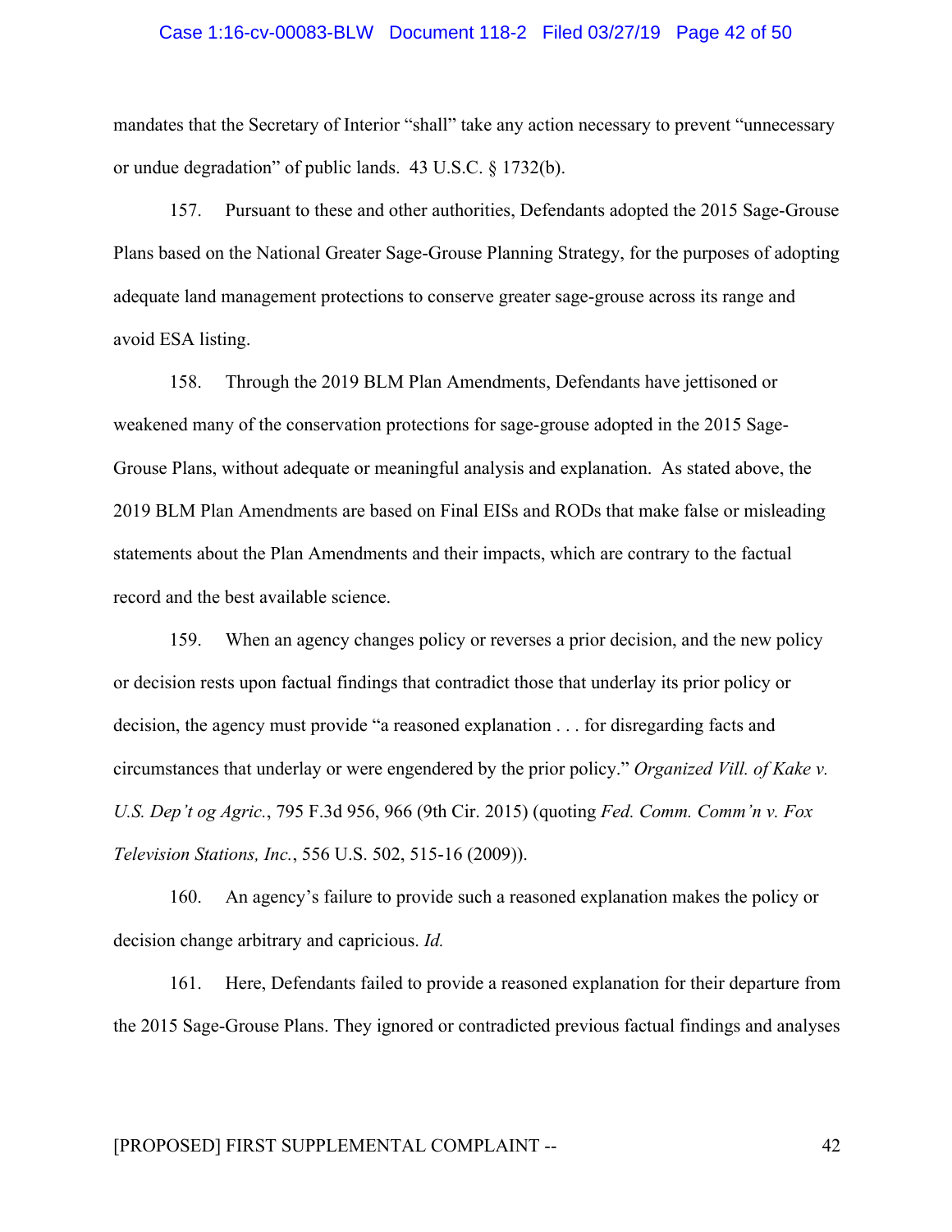mandates that the Secretary of Interior "shall" take any action necessary to prevent "unnecessary or undue degradation" of public lands. 43 U.S.C. § 1732(b).

157. Pursuant to these and other authorities, Defendants adopted the 2015 Sage-Grouse Plans based on the National Greater Sage-Grouse Planning Strategy, for the purposes of adopting adequate land management protections to conserve greater sage-grouse across its range and avoid ESA listing.

158. Through the 2019 BLM Plan Amendments, Defendants have jettisoned or weakened many of the conservation protections for sage-grouse adopted in the 2015 Sage-Grouse Plans, without adequate or meaningful analysis and explanation. As stated above, the 2019 BLM Plan Amendments are based on Final EISs and RODs that make false or misleading statements about the Plan Amendments and their impacts, which are contrary to the factual record and the best available science.

159. When an agency changes policy or reverses a prior decision, and the new policy or decision rests upon factual findings that contradict those that underlay its prior policy or decision, the agency must provide "a reasoned explanation . . . for disregarding facts and circumstances that underlay or were engendered by the prior policy." *Organized Vill. of Kake v. U.S. Dep't og Agric.*, 795 F.3d 956, 966 (9th Cir. 2015) (quoting *Fed. Comm. Comm'n v. Fox Television Stations, Inc.*, 556 U.S. 502, 515-16 (2009)).

160. An agency's failure to provide such a reasoned explanation makes the policy or decision change arbitrary and capricious. *Id.*

161. Here, Defendants failed to provide a reasoned explanation for their departure from the 2015 Sage-Grouse Plans. They ignored or contradicted previous factual findings and analyses

[PROPOSED] FIRST SUPPLEMENTAL COMPLAINT --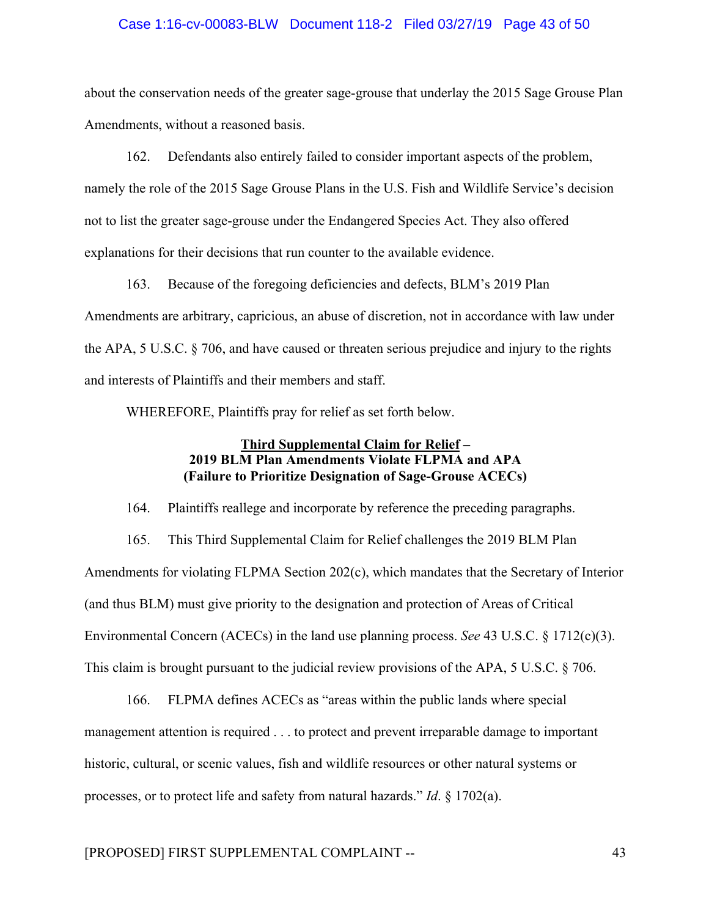about the conservation needs of the greater sage-grouse that underlay the 2015 Sage Grouse Plan Amendments, without a reasoned basis.

162. Defendants also entirely failed to consider important aspects of the problem, namely the role of the 2015 Sage Grouse Plans in the U.S. Fish and Wildlife Service's decision not to list the greater sage-grouse under the Endangered Species Act. They also offered explanations for their decisions that run counter to the available evidence.

163. Because of the foregoing deficiencies and defects, BLM's 2019 Plan Amendments are arbitrary, capricious, an abuse of discretion, not in accordance with law under the APA, 5 U.S.C. § 706, and have caused or threaten serious prejudice and injury to the rights and interests of Plaintiffs and their members and staff.

WHEREFORE, Plaintiffs pray for relief as set forth below.

### <u>Third Supplemental Claim for Relief</u> – 2019 BLM Plan Amendments Violate FLPMA and APA (Failure to Prioritize Designation of Sage-Grouse ACECs)

164. Plaintiffs reallege and incorporate by reference the preceding paragraphs.

165. This Third Supplemental Claim for Relief challenges the 2019 BLM Plan Amendments for violating FLPMA Section 202(c), which mandates that the Secretary of Interior (and thus BLM) must give priority to the designation and protection of Areas of Critical Environmental Concern (ACECs) in the land use planning process. *See* 43 U.S.C. § 1712(c)(3). This claim is brought pursuant to the judicial review provisions of the APA, 5 U.S.C. § 706.

166. FLPMA defines ACECs as "areas within the public lands where special management attention is required . . . to protect and prevent irreparable damage to important historic, cultural, or scenic values, fish and wildlife resources or other natural systems or processes, or to protect life and safety from natural hazards." *Id*. § 1702(a).

[PROPOSED] FIRST SUPPLEMENTAL COMPLAINT --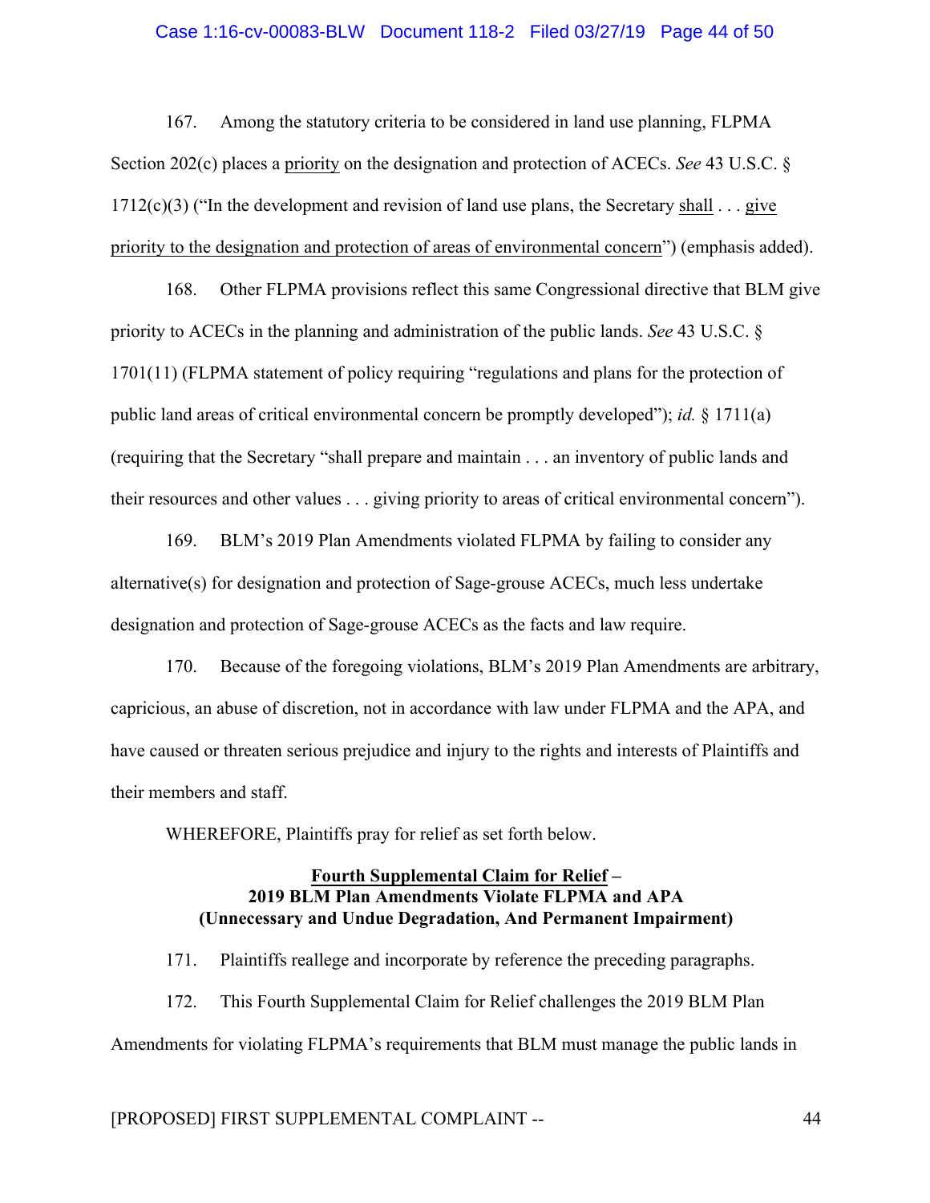167. Among the statutory criteria to be considered in land use planning, FLPMA Section 202(c) places a <u>priority</u> on the designation and protection of ACECs. *See* 43 U.S.C. § 1712(c)(3) ("In the development and revision of land use plans, the Secretary <u>shall</u> . . . <u>give priority to the designation and protection of areas of environmental concern</u>") (emphasis added).

168. Other FLPMA provisions reflect this same Congressional directive that BLM give priority to ACECs in the planning and administration of the public lands. *See* 43 U.S.C. § 1701(11) (FLPMA statement of policy requiring "regulations and plans for the protection of public land areas of critical environmental concern be promptly developed"); *id.* § 1711(a) (requiring that the Secretary "shall prepare and maintain . . . an inventory of public lands and their resources and other values . . . giving priority to areas of critical environmental concern").

169. BLM's 2019 Plan Amendments violated FLPMA by failing to consider any alternative(s) for designation and protection of Sage-grouse ACECs, much less undertake designation and protection of Sage-grouse ACECs as the facts and law require.

170. Because of the foregoing violations, BLM's 2019 Plan Amendments are arbitrary, capricious, an abuse of discretion, not in accordance with law under FLPMA and the APA, and have caused or threaten serious prejudice and injury to the rights and interests of Plaintiffs and their members and staff.

WHEREFORE, Plaintiffs pray for relief as set forth below.

**<u>Fourth Supplemental Claim for Relief</u> –**
**2019 BLM Plan Amendments Violate FLPMA and APA**
**(Unnecessary and Undue Degradation, And Permanent Impairment)**

171. Plaintiffs reallege and incorporate by reference the preceding paragraphs.

172. This Fourth Supplemental Claim for Relief challenges the 2019 BLM Plan Amendments for violating FLPMA's requirements that BLM must manage the public lands in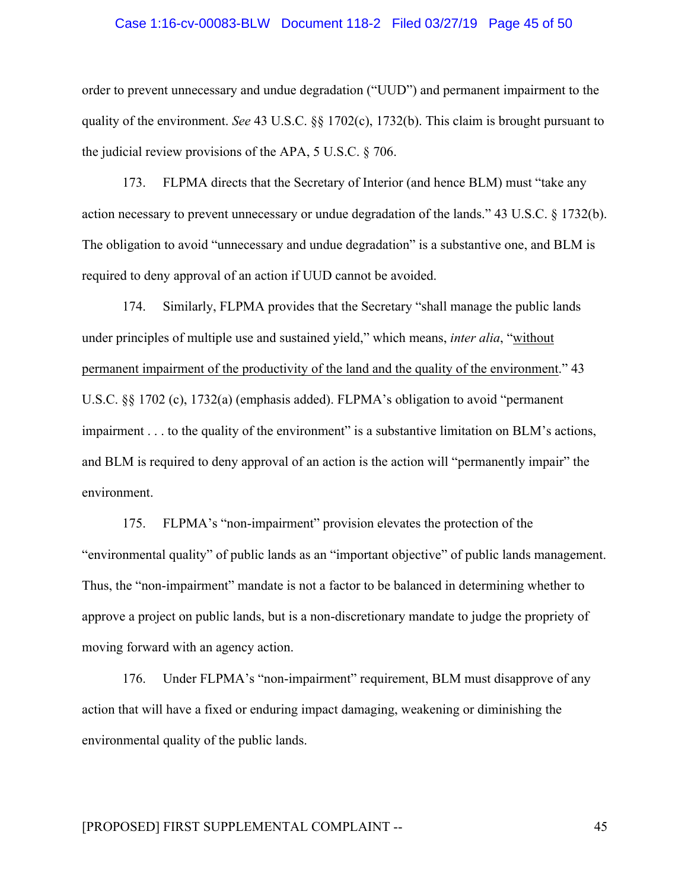order to prevent unnecessary and undue degradation ("UUD") and permanent impairment to the quality of the environment. *See* 43 U.S.C. §§ 1702(c), 1732(b). This claim is brought pursuant to the judicial review provisions of the APA, 5 U.S.C. § 706.

173. FLPMA directs that the Secretary of Interior (and hence BLM) must "take any action necessary to prevent unnecessary or undue degradation of the lands." 43 U.S.C. § 1732(b). The obligation to avoid "unnecessary and undue degradation" is a substantive one, and BLM is required to deny approval of an action if UUD cannot be avoided.

174. Similarly, FLPMA provides that the Secretary "shall manage the public lands under principles of multiple use and sustained yield," which means, *inter alia*, "<u>without permanent impairment of the productivity of the land and the quality of the environment</u>." 43 U.S.C. §§ 1702 (c), 1732(a) (emphasis added). FLPMA's obligation to avoid "permanent impairment . . . to the quality of the environment" is a substantive limitation on BLM's actions, and BLM is required to deny approval of an action is the action will "permanently impair" the environment.

175. FLPMA's "non-impairment" provision elevates the protection of the "environmental quality" of public lands as an "important objective" of public lands management. Thus, the "non-impairment" mandate is not a factor to be balanced in determining whether to approve a project on public lands, but is a non-discretionary mandate to judge the propriety of moving forward with an agency action.

176. Under FLPMA's "non-impairment" requirement, BLM must disapprove of any action that will have a fixed or enduring impact damaging, weakening or diminishing the environmental quality of the public lands.

[PROPOSED] FIRST SUPPLEMENTAL COMPLAINT --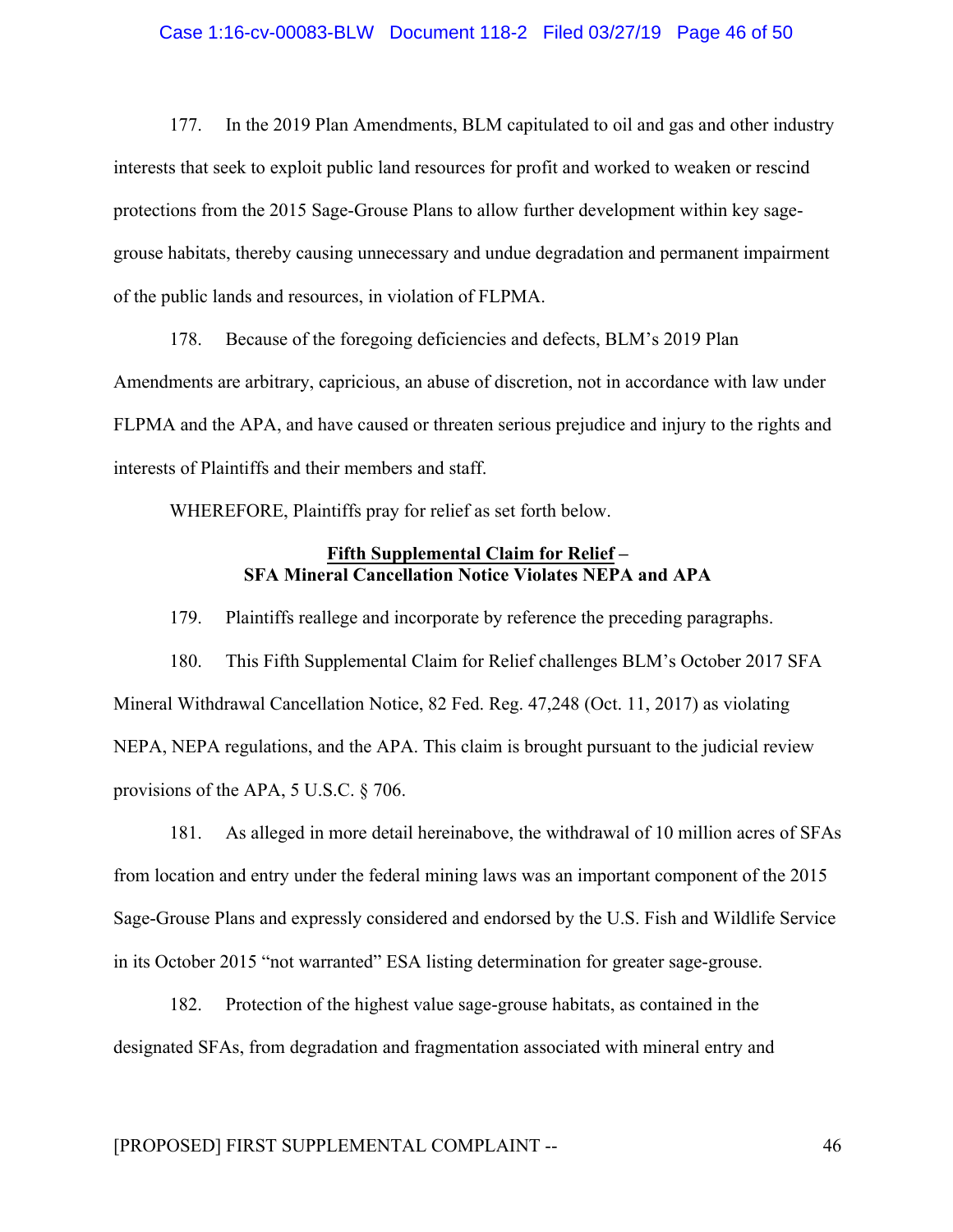177. In the 2019 Plan Amendments, BLM capitulated to oil and gas and other industry interests that seek to exploit public land resources for profit and worked to weaken or rescind protections from the 2015 Sage-Grouse Plans to allow further development within key sage-grouse habitats, thereby causing unnecessary and undue degradation and permanent impairment of the public lands and resources, in violation of FLPMA.

178. Because of the foregoing deficiencies and defects, BLM's 2019 Plan Amendments are arbitrary, capricious, an abuse of discretion, not in accordance with law under FLPMA and the APA, and have caused or threaten serious prejudice and injury to the rights and interests of Plaintiffs and their members and staff.

WHEREFORE, Plaintiffs pray for relief as set forth below.

**<u>Fifth Supplemental Claim for Relief</u> –
SFA Mineral Cancellation Notice Violates NEPA and APA**

179. Plaintiffs reallege and incorporate by reference the preceding paragraphs.

180. This Fifth Supplemental Claim for Relief challenges BLM's October 2017 SFA Mineral Withdrawal Cancellation Notice, 82 Fed. Reg. 47,248 (Oct. 11, 2017) as violating NEPA, NEPA regulations, and the APA. This claim is brought pursuant to the judicial review provisions of the APA, 5 U.S.C. § 706.

181. As alleged in more detail hereinabove, the withdrawal of 10 million acres of SFAs from location and entry under the federal mining laws was an important component of the 2015 Sage-Grouse Plans and expressly considered and endorsed by the U.S. Fish and Wildlife Service in its October 2015 "not warranted" ESA listing determination for greater sage-grouse.

182. Protection of the highest value sage-grouse habitats, as contained in the designated SFAs, from degradation and fragmentation associated with mineral entry and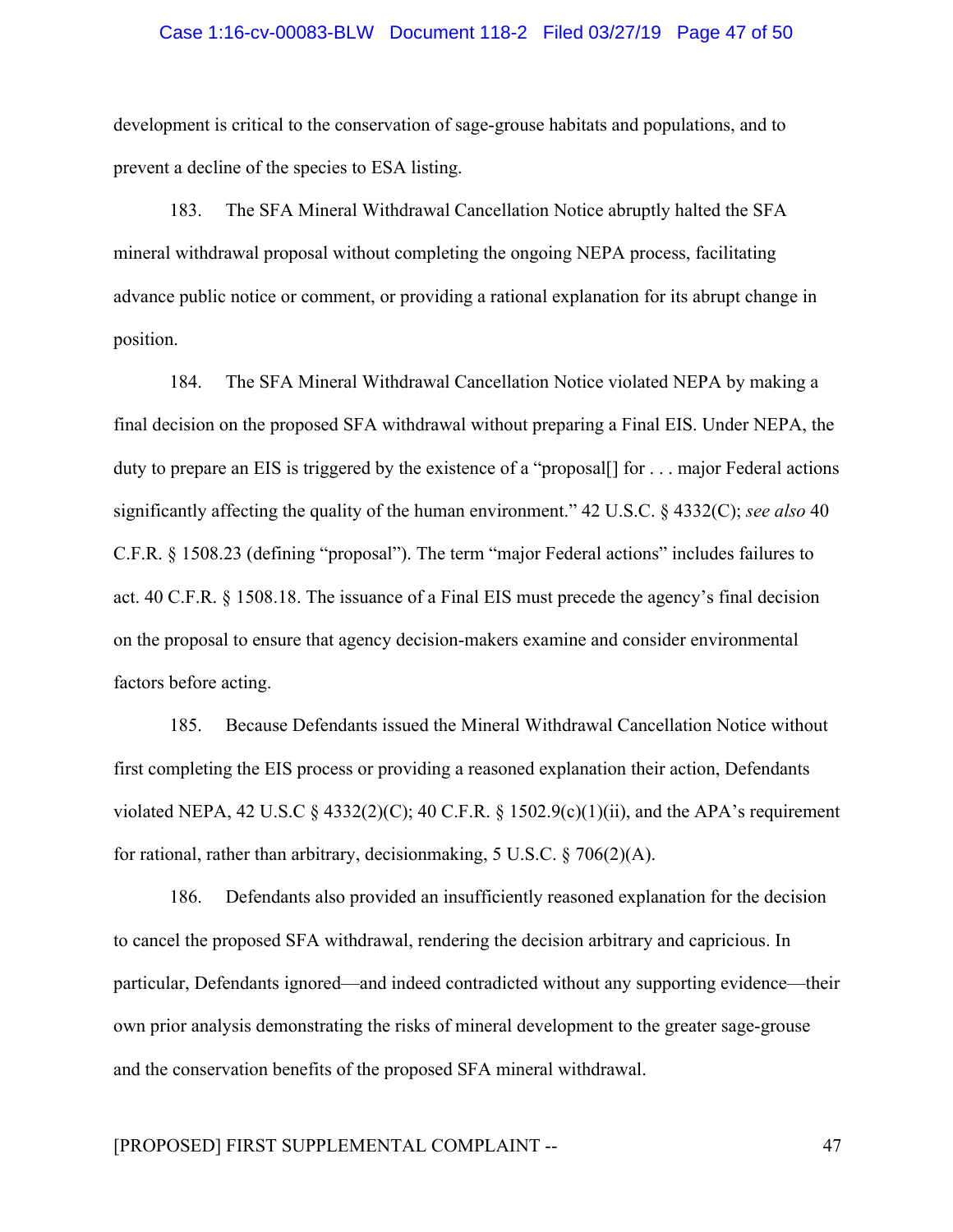development is critical to the conservation of sage-grouse habitats and populations, and to prevent a decline of the species to ESA listing.

183. The SFA Mineral Withdrawal Cancellation Notice abruptly halted the SFA mineral withdrawal proposal without completing the ongoing NEPA process, facilitating advance public notice or comment, or providing a rational explanation for its abrupt change in position.

184. The SFA Mineral Withdrawal Cancellation Notice violated NEPA by making a final decision on the proposed SFA withdrawal without preparing a Final EIS. Under NEPA, the duty to prepare an EIS is triggered by the existence of a "proposal[] for . . . major Federal actions significantly affecting the quality of the human environment." 42 U.S.C. § 4332(C); *see also* 40 C.F.R. § 1508.23 (defining "proposal"). The term "major Federal actions" includes failures to act. 40 C.F.R. § 1508.18. The issuance of a Final EIS must precede the agency's final decision on the proposal to ensure that agency decision-makers examine and consider environmental factors before acting.

185. Because Defendants issued the Mineral Withdrawal Cancellation Notice without first completing the EIS process or providing a reasoned explanation their action, Defendants violated NEPA, 42 U.S.C § 4332(2)(C); 40 C.F.R. § 1502.9(c)(1)(ii), and the APA's requirement for rational, rather than arbitrary, decisionmaking, 5 U.S.C. § 706(2)(A).

186. Defendants also provided an insufficiently reasoned explanation for the decision to cancel the proposed SFA withdrawal, rendering the decision arbitrary and capricious. In particular, Defendants ignored—and indeed contradicted without any supporting evidence—their own prior analysis demonstrating the risks of mineral development to the greater sage-grouse and the conservation benefits of the proposed SFA mineral withdrawal.

[PROPOSED] FIRST SUPPLEMENTAL COMPLAINT --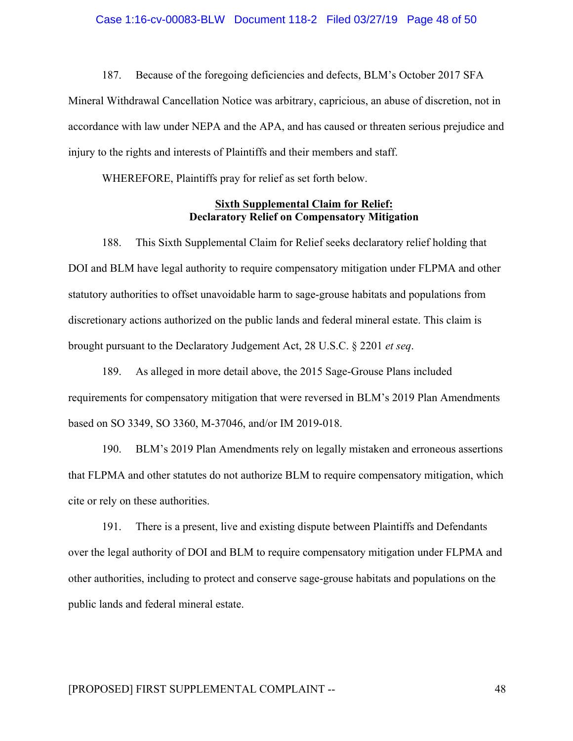187. Because of the foregoing deficiencies and defects, BLM's October 2017 SFA Mineral Withdrawal Cancellation Notice was arbitrary, capricious, an abuse of discretion, not in accordance with law under NEPA and the APA, and has caused or threaten serious prejudice and injury to the rights and interests of Plaintiffs and their members and staff.

WHEREFORE, Plaintiffs pray for relief as set forth below.

**<u>Sixth Supplemental Claim for Relief:</u>**
**Declaratory Relief on Compensatory Mitigation**

188. This Sixth Supplemental Claim for Relief seeks declaratory relief holding that DOI and BLM have legal authority to require compensatory mitigation under FLPMA and other statutory authorities to offset unavoidable harm to sage-grouse habitats and populations from discretionary actions authorized on the public lands and federal mineral estate. This claim is brought pursuant to the Declaratory Judgement Act, 28 U.S.C. § 2201 *et seq*.

189. As alleged in more detail above, the 2015 Sage-Grouse Plans included requirements for compensatory mitigation that were reversed in BLM's 2019 Plan Amendments based on SO 3349, SO 3360, M-37046, and/or IM 2019-018.

190. BLM's 2019 Plan Amendments rely on legally mistaken and erroneous assertions that FLPMA and other statutes do not authorize BLM to require compensatory mitigation, which cite or rely on these authorities.

191. There is a present, live and existing dispute between Plaintiffs and Defendants over the legal authority of DOI and BLM to require compensatory mitigation under FLPMA and other authorities, including to protect and conserve sage-grouse habitats and populations on the public lands and federal mineral estate.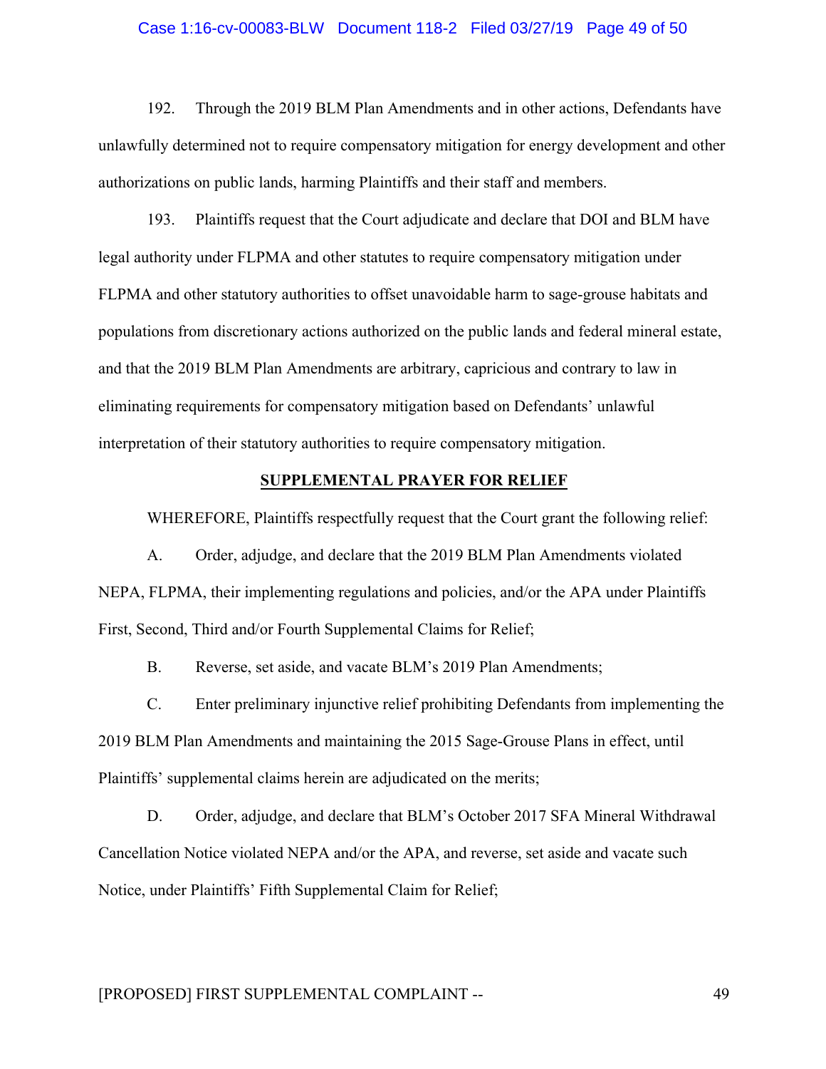192. Through the 2019 BLM Plan Amendments and in other actions, Defendants have unlawfully determined not to require compensatory mitigation for energy development and other authorizations on public lands, harming Plaintiffs and their staff and members.

193. Plaintiffs request that the Court adjudicate and declare that DOI and BLM have legal authority under FLPMA and other statutes to require compensatory mitigation under FLPMA and other statutory authorities to offset unavoidable harm to sage-grouse habitats and populations from discretionary actions authorized on the public lands and federal mineral estate, and that the 2019 BLM Plan Amendments are arbitrary, capricious and contrary to law in eliminating requirements for compensatory mitigation based on Defendants' unlawful interpretation of their statutory authorities to require compensatory mitigation.

## SUPPLEMENTAL PRAYER FOR RELIEF

WHEREFORE, Plaintiffs respectfully request that the Court grant the following relief:

A. Order, adjudge, and declare that the 2019 BLM Plan Amendments violated NEPA, FLPMA, their implementing regulations and policies, and/or the APA under Plaintiffs First, Second, Third and/or Fourth Supplemental Claims for Relief;

B. Reverse, set aside, and vacate BLM's 2019 Plan Amendments;

C. Enter preliminary injunctive relief prohibiting Defendants from implementing the 2019 BLM Plan Amendments and maintaining the 2015 Sage-Grouse Plans in effect, until Plaintiffs' supplemental claims herein are adjudicated on the merits;

D. Order, adjudge, and declare that BLM's October 2017 SFA Mineral Withdrawal Cancellation Notice violated NEPA and/or the APA, and reverse, set aside and vacate such Notice, under Plaintiffs' Fifth Supplemental Claim for Relief;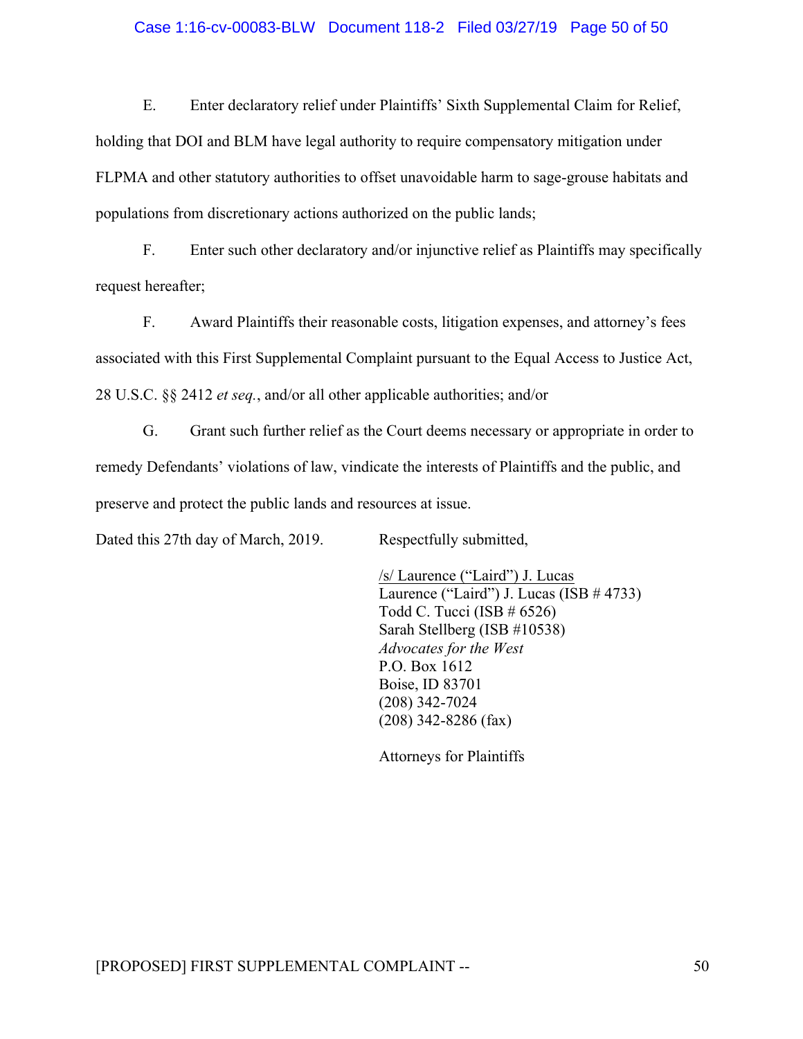E. Enter declaratory relief under Plaintiffs' Sixth Supplemental Claim for Relief, holding that DOI and BLM have legal authority to require compensatory mitigation under FLPMA and other statutory authorities to offset unavoidable harm to sage-grouse habitats and populations from discretionary actions authorized on the public lands;

F. Enter such other declaratory and/or injunctive relief as Plaintiffs may specifically request hereafter;

F. Award Plaintiffs their reasonable costs, litigation expenses, and attorney's fees associated with this First Supplemental Complaint pursuant to the Equal Access to Justice Act, 28 U.S.C. §§ 2412 *et seq.*, and/or all other applicable authorities; and/or

G. Grant such further relief as the Court deems necessary or appropriate in order to remedy Defendants' violations of law, vindicate the interests of Plaintiffs and the public, and preserve and protect the public lands and resources at issue.

Dated this 27th day of March, 2019.

Respectfully submitted,

/s/ Laurence ("Laird") J. Lucas
Laurence ("Laird") J. Lucas (ISB # 4733)
Todd C. Tucci (ISB # 6526)
Sarah Stellberg (ISB #10538)
*Advocates for the West*
P.O. Box 1612
Boise, ID 83701
(208) 342-7024
(208) 342-8286 (fax)

Attorneys for Plaintiffs

[PROPOSED] FIRST SUPPLEMENTAL COMPLAINT --